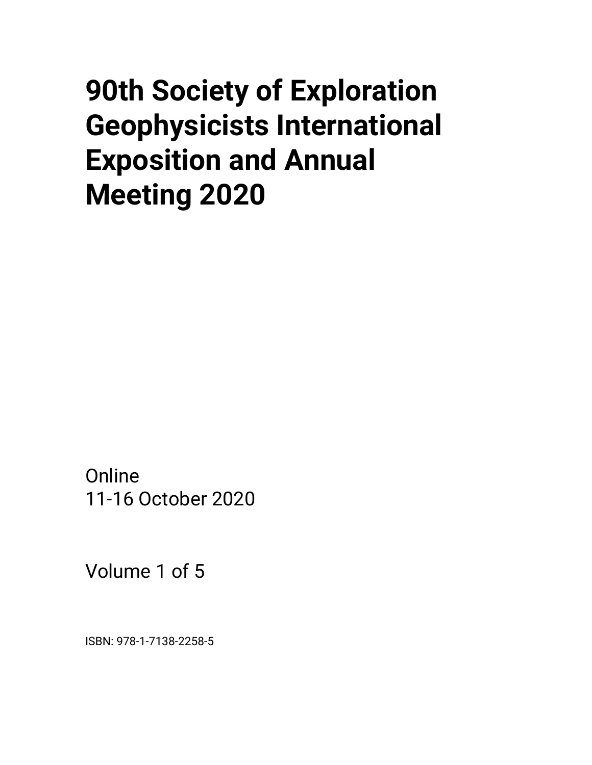# 90th Society of Exploration Geophysicists International Exposition and Annual Meeting 2020

Online
11-16 October 2020

Volume 1 of 5

ISBN: 978-1-7138-2258-5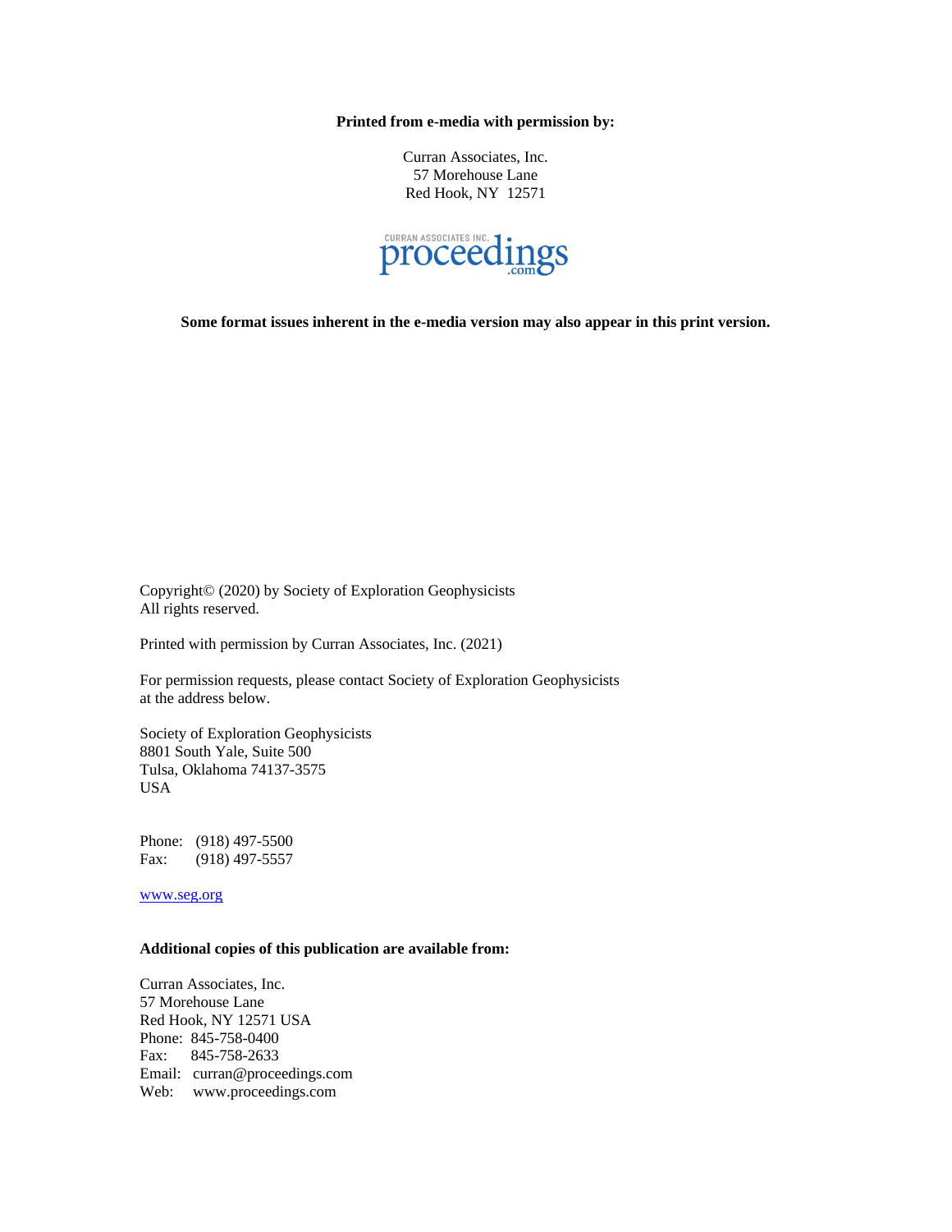**Printed from e-media with permission by:**

Curran Associates, Inc.
57 Morehouse Lane
Red Hook, NY 12571

CURRAN ASSOCIATES INC. proceedings .com

**Some format issues inherent in the e-media version may also appear in this print version.**

Copyright© (2020) by Society of Exploration Geophysicists
All rights reserved.

Printed with permission by Curran Associates, Inc. (2021)

For permission requests, please contact Society of Exploration Geophysicists at the address below.

Society of Exploration Geophysicists
8801 South Yale, Suite 500
Tulsa, Oklahoma 74137-3575
USA

Phone: (918) 497-5500
Fax: (918) 497-5557

www.seg.org

**Additional copies of this publication are available from:**

Curran Associates, Inc.
57 Morehouse Lane
Red Hook, NY 12571 USA
Phone: 845-758-0400
Fax: 845-758-2633
Email: curran@proceedings.com
Web: www.proceedings.com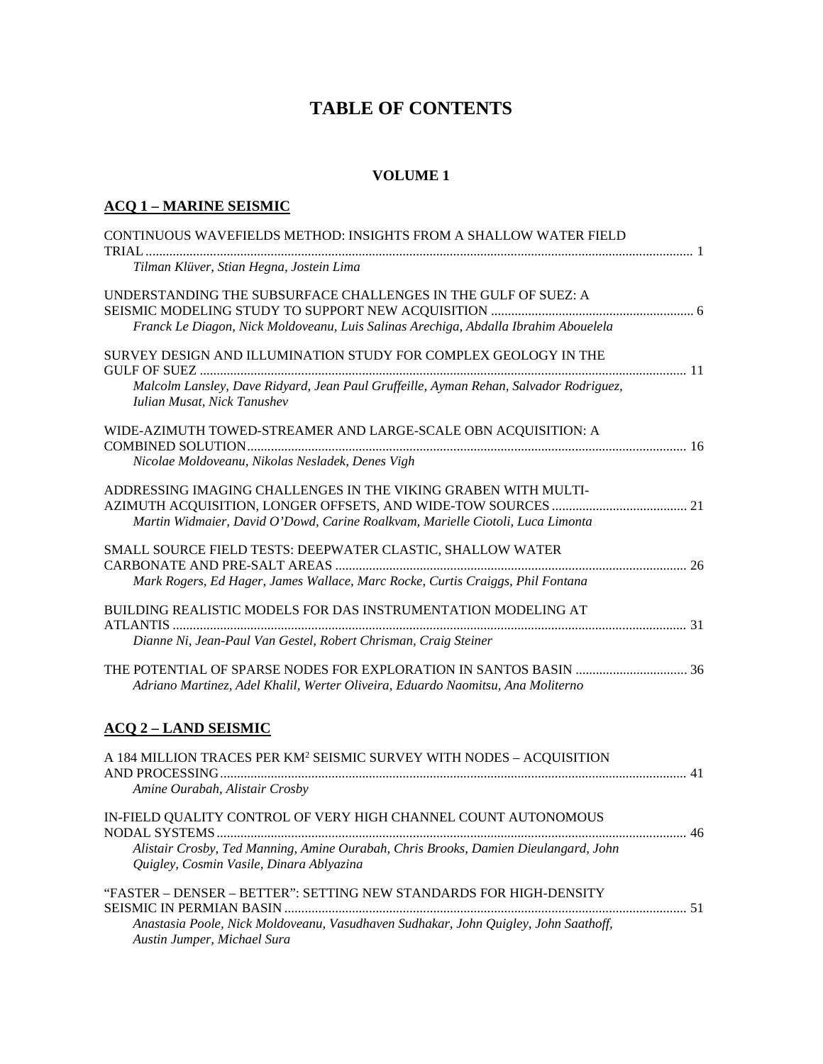# TABLE OF CONTENTS

## VOLUME 1

### ACQ 1 – MARINE SEISMIC

CONTINUOUS WAVEFIELDS METHOD: INSIGHTS FROM A SHALLOW WATER FIELD TRIAL ..... 1
*Tilman Klüver, Stian Hegna, Jostein Lima*

UNDERSTANDING THE SUBSURFACE CHALLENGES IN THE GULF OF SUEZ: A SEISMIC MODELING STUDY TO SUPPORT NEW ACQUISITION ..... 6
*Franck Le Diagon, Nick Moldoveanu, Luis Salinas Arechiga, Abdalla Ibrahim Abouelela*

SURVEY DESIGN AND ILLUMINATION STUDY FOR COMPLEX GEOLOGY IN THE GULF OF SUEZ ..... 11
*Malcolm Lansley, Dave Ridyard, Jean Paul Gruffeille, Ayman Rehan, Salvador Rodriguez, Iulian Musat, Nick Tanushev*

WIDE-AZIMUTH TOWED-STREAMER AND LARGE-SCALE OBN ACQUISITION: A COMBINED SOLUTION ..... 16
*Nicolae Moldoveanu, Nikolas Nesladek, Denes Vigh*

ADDRESSING IMAGING CHALLENGES IN THE VIKING GRABEN WITH MULTI-AZIMUTH ACQUISITION, LONGER OFFSETS, AND WIDE-TOW SOURCES ..... 21
*Martin Widmaier, David O'Dowd, Carine Roalkvam, Marielle Ciotoli, Luca Limonta*

SMALL SOURCE FIELD TESTS: DEEPWATER CLASTIC, SHALLOW WATER CARBONATE AND PRE-SALT AREAS ..... 26
*Mark Rogers, Ed Hager, James Wallace, Marc Rocke, Curtis Craiggs, Phil Fontana*

BUILDING REALISTIC MODELS FOR DAS INSTRUMENTATION MODELING AT ATLANTIS ..... 31
*Dianne Ni, Jean-Paul Van Gestel, Robert Chrisman, Craig Steiner*

THE POTENTIAL OF SPARSE NODES FOR EXPLORATION IN SANTOS BASIN ..... 36
*Adriano Martinez, Adel Khalil, Werter Oliveira, Eduardo Naomitsu, Ana Moliterno*

### ACQ 2 – LAND SEISMIC

A 184 MILLION TRACES PER KM² SEISMIC SURVEY WITH NODES – ACQUISITION AND PROCESSING ..... 41
*Amine Ourabah, Alistair Crosby*

IN-FIELD QUALITY CONTROL OF VERY HIGH CHANNEL COUNT AUTONOMOUS NODAL SYSTEMS ..... 46
*Alistair Crosby, Ted Manning, Amine Ourabah, Chris Brooks, Damien Dieulangard, John Quigley, Cosmin Vasile, Dinara Ablyazina*

"FASTER – DENSER – BETTER": SETTING NEW STANDARDS FOR HIGH-DENSITY SEISMIC IN PERMIAN BASIN ..... 51
*Anastasia Poole, Nick Moldoveanu, Vasudhaven Sudhakar, John Quigley, John Saathoff, Austin Jumper, Michael Sura*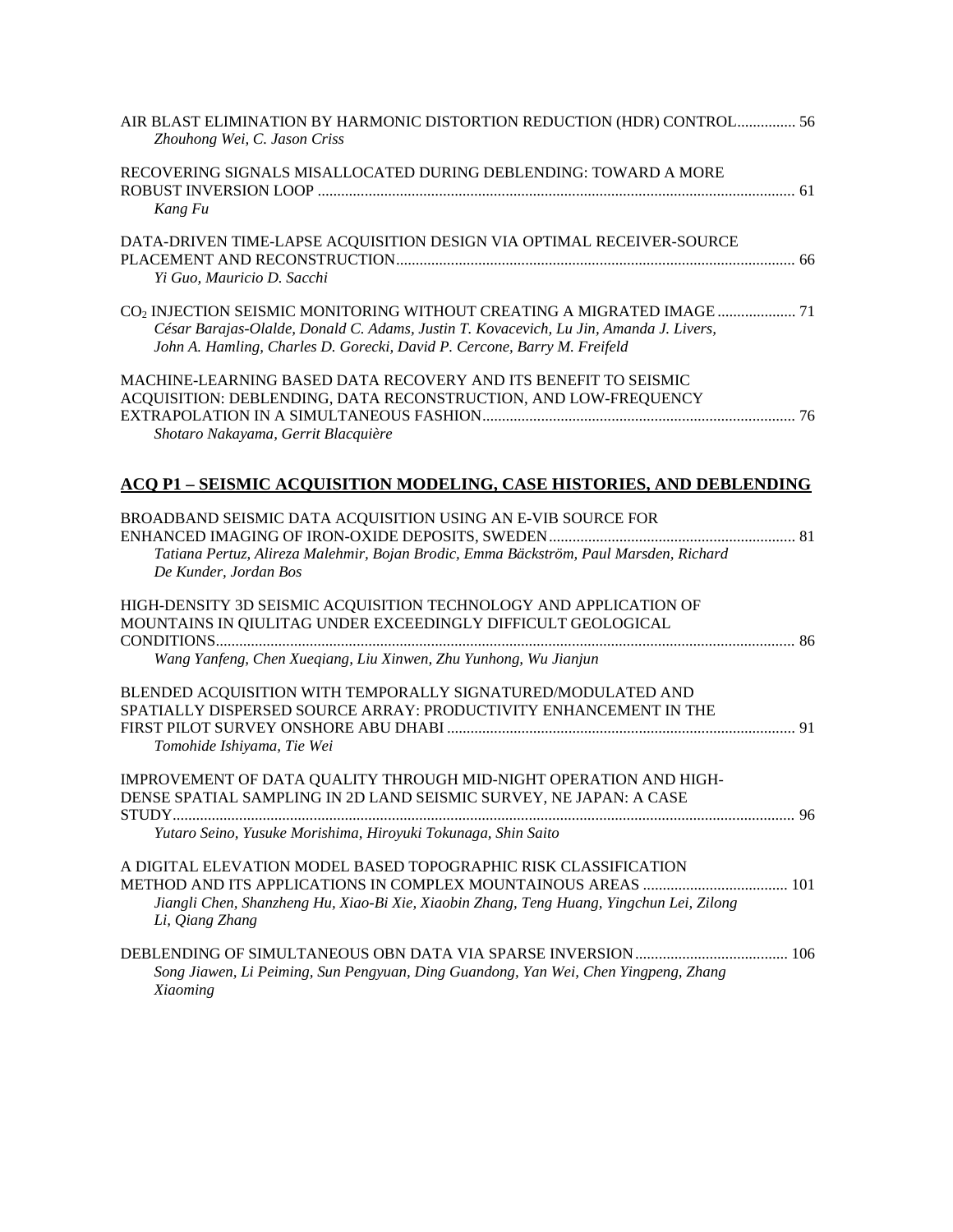AIR BLAST ELIMINATION BY HARMONIC DISTORTION REDUCTION (HDR) CONTROL............... 56
*Zhouhong Wei, C. Jason Criss*

RECOVERING SIGNALS MISALLOCATED DURING DEBLENDING: TOWARD A MORE ROBUST INVERSION LOOP ........................................................................................................................ 61
*Kang Fu*

DATA-DRIVEN TIME-LAPSE ACQUISITION DESIGN VIA OPTIMAL RECEIVER-SOURCE PLACEMENT AND RECONSTRUCTION.................................................................................................... 66
*Yi Guo, Mauricio D. Sacchi*

$CO_2$ INJECTION SEISMIC MONITORING WITHOUT CREATING A MIGRATED IMAGE .................... 71
*César Barajas-Olalde, Donald C. Adams, Justin T. Kovacevich, Lu Jin, Amanda J. Livers, John A. Hamling, Charles D. Gorecki, David P. Cercone, Barry M. Freifeld*

MACHINE-LEARNING BASED DATA RECOVERY AND ITS BENEFIT TO SEISMIC ACQUISITION: DEBLENDING, DATA RECONSTRUCTION, AND LOW-FREQUENCY EXTRAPOLATION IN A SIMULTANEOUS FASHION.............................................................................. 76
*Shotaro Nakayama, Gerrit Blacquière*

## ACQ P1 – SEISMIC ACQUISITION MODELING, CASE HISTORIES, AND DEBLENDING

BROADBAND SEISMIC DATA ACQUISITION USING AN E-VIB SOURCE FOR ENHANCED IMAGING OF IRON-OXIDE DEPOSITS, SWEDEN.............................................................. 81
*Tatiana Pertuz, Alireza Malehmir, Bojan Brodic, Emma Bäckström, Paul Marsden, Richard De Kunder, Jordan Bos*

HIGH-DENSITY 3D SEISMIC ACQUISITION TECHNOLOGY AND APPLICATION OF MOUNTAINS IN QIULITAG UNDER EXCEEDINGLY DIFFICULT GEOLOGICAL CONDITIONS................................................................................................................................................... 86
*Wang Yanfeng, Chen Xueqiang, Liu Xinwen, Zhu Yunhong, Wu Jianjun*

BLENDED ACQUISITION WITH TEMPORALLY SIGNATURED/MODULATED AND SPATIALLY DISPERSED SOURCE ARRAY: PRODUCTIVITY ENHANCEMENT IN THE FIRST PILOT SURVEY ONSHORE ABU DHABI ......................................................................................... 91
*Tomohide Ishiyama, Tie Wei*

IMPROVEMENT OF DATA QUALITY THROUGH MID-NIGHT OPERATION AND HIGH-DENSE SPATIAL SAMPLING IN 2D LAND SEISMIC SURVEY, NE JAPAN: A CASE STUDY............................................................................................................................................................ 96
*Yutaro Seino, Yusuke Morishima, Hiroyuki Tokunaga, Shin Saito*

A DIGITAL ELEVATION MODEL BASED TOPOGRAPHIC RISK CLASSIFICATION METHOD AND ITS APPLICATIONS IN COMPLEX MOUNTAINOUS AREAS ..................................... 101
*Jiangli Chen, Shanzheng Hu, Xiao-Bi Xie, Xiaobin Zhang, Teng Huang, Yingchun Lei, Zilong Li, Qiang Zhang*

DEBLENDING OF SIMULTANEOUS OBN DATA VIA SPARSE INVERSION....................................... 106
*Song Jiawen, Li Peiming, Sun Pengyuan, Ding Guandong, Yan Wei, Chen Yingpeng, Zhang Xiaoming*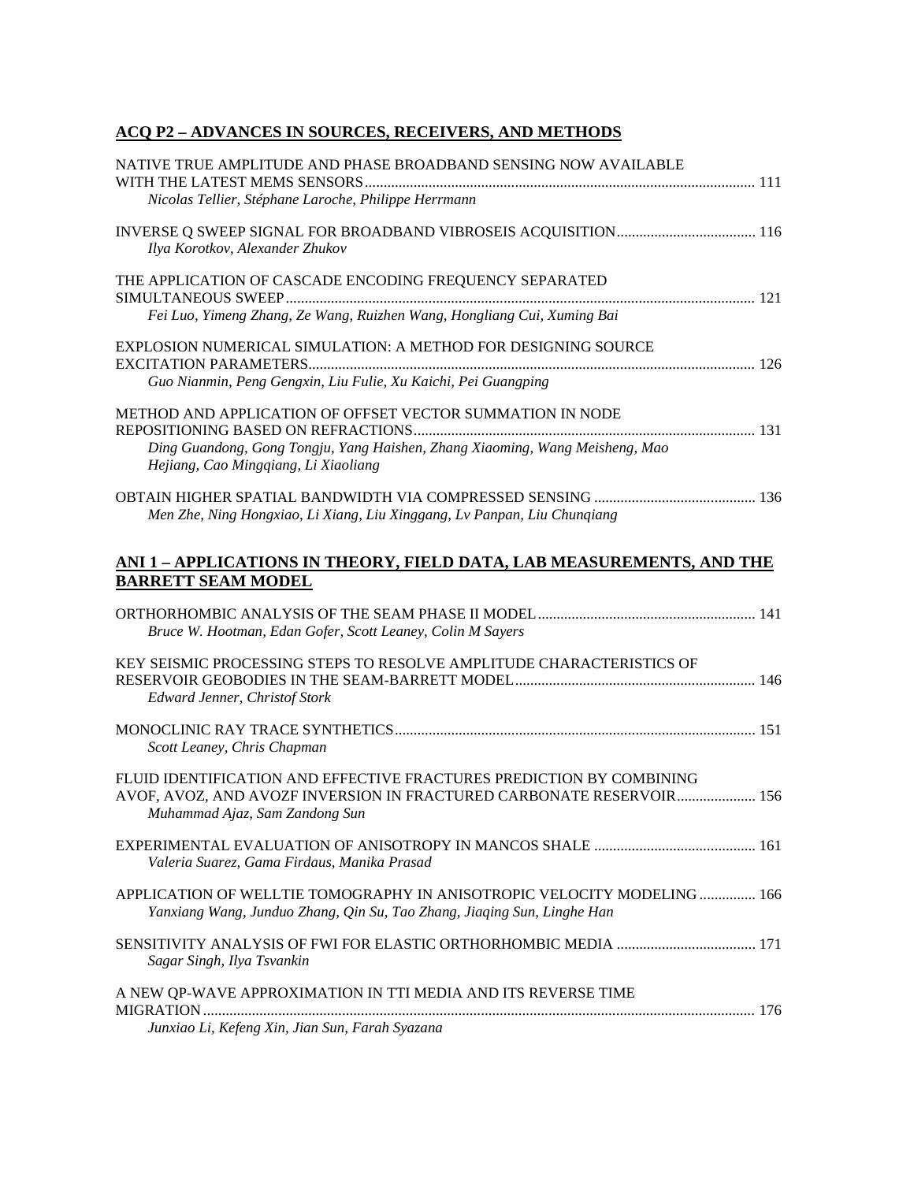## ACQ P2 – ADVANCES IN SOURCES, RECEIVERS, AND METHODS

NATIVE TRUE AMPLITUDE AND PHASE BROADBAND SENSING NOW AVAILABLE WITH THE LATEST MEMS SENSORS ..... 111
*Nicolas Tellier, Stéphane Laroche, Philippe Herrmann*

INVERSE Q SWEEP SIGNAL FOR BROADBAND VIBROSEIS ACQUISITION ..... 116
*Ilya Korotkov, Alexander Zhukov*

THE APPLICATION OF CASCADE ENCODING FREQUENCY SEPARATED SIMULTANEOUS SWEEP ..... 121
*Fei Luo, Yimeng Zhang, Ze Wang, Ruizhen Wang, Hongliang Cui, Xuming Bai*

EXPLOSION NUMERICAL SIMULATION: A METHOD FOR DESIGNING SOURCE EXCITATION PARAMETERS ..... 126
*Guo Nianmin, Peng Gengxin, Liu Fulie, Xu Kaichi, Pei Guangping*

METHOD AND APPLICATION OF OFFSET VECTOR SUMMATION IN NODE REPOSITIONING BASED ON REFRACTIONS ..... 131
*Ding Guandong, Gong Tongju, Yang Haishen, Zhang Xiaoming, Wang Meisheng, Mao Hejiang, Cao Mingqiang, Li Xiaoliang*

OBTAIN HIGHER SPATIAL BANDWIDTH VIA COMPRESSED SENSING ..... 136
*Men Zhe, Ning Hongxiao, Li Xiang, Liu Xinggang, Lv Panpan, Liu Chunqiang*

## ANI 1 – APPLICATIONS IN THEORY, FIELD DATA, LAB MEASUREMENTS, AND THE BARRETT SEAM MODEL

ORTHORHOMBIC ANALYSIS OF THE SEAM PHASE II MODEL ..... 141
*Bruce W. Hootman, Edan Gofer, Scott Leaney, Colin M Sayers*

KEY SEISMIC PROCESSING STEPS TO RESOLVE AMPLITUDE CHARACTERISTICS OF RESERVOIR GEOBODIES IN THE SEAM-BARRETT MODEL ..... 146
*Edward Jenner, Christof Stork*

MONOCLINIC RAY TRACE SYNTHETICS ..... 151
*Scott Leaney, Chris Chapman*

FLUID IDENTIFICATION AND EFFECTIVE FRACTURES PREDICTION BY COMBINING AVOF, AVOZ, AND AVOZF INVERSION IN FRACTURED CARBONATE RESERVOIR ..... 156
*Muhammad Ajaz, Sam Zandong Sun*

EXPERIMENTAL EVALUATION OF ANISOTROPY IN MANCOS SHALE ..... 161
*Valeria Suarez, Gama Firdaus, Manika Prasad*

APPLICATION OF WELLTIE TOMOGRAPHY IN ANISOTROPIC VELOCITY MODELING ..... 166
*Yanxiang Wang, Junduo Zhang, Qin Su, Tao Zhang, Jiaqing Sun, Linghe Han*

SENSITIVITY ANALYSIS OF FWI FOR ELASTIC ORTHORHOMBIC MEDIA ..... 171
*Sagar Singh, Ilya Tsvankin*

A NEW QP-WAVE APPROXIMATION IN TTI MEDIA AND ITS REVERSE TIME MIGRATION ..... 176
*Junxiao Li, Kefeng Xin, Jian Sun, Farah Syazana*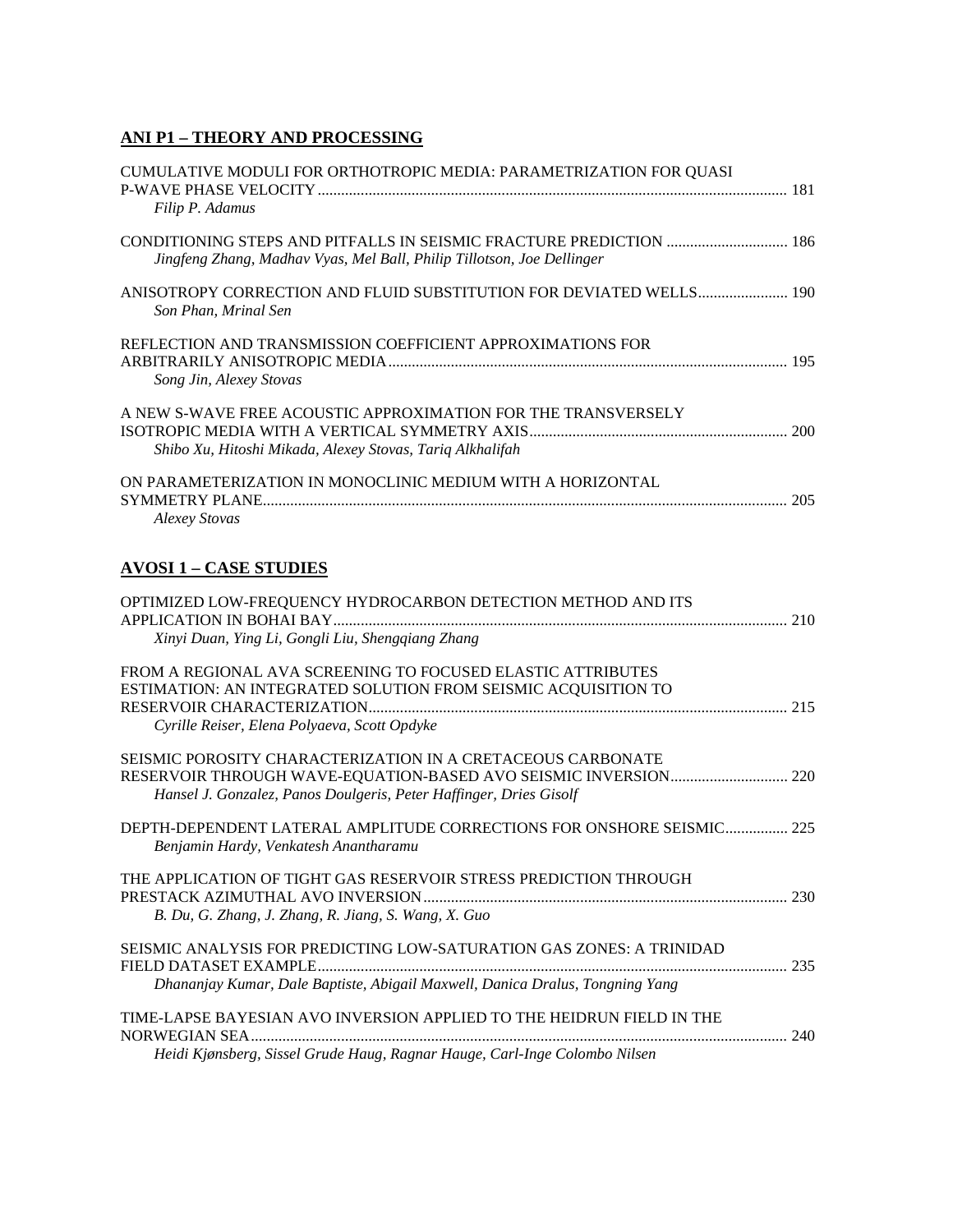## ANI P1 – THEORY AND PROCESSING

CUMULATIVE MODULI FOR ORTHOTROPIC MEDIA: PARAMETRIZATION FOR QUASI P-WAVE PHASE VELOCITY ........ 181
*Filip P. Adamus*

CONDITIONING STEPS AND PITFALLS IN SEISMIC FRACTURE PREDICTION ........ 186
*Jingfeng Zhang, Madhav Vyas, Mel Ball, Philip Tillotson, Joe Dellinger*

ANISOTROPY CORRECTION AND FLUID SUBSTITUTION FOR DEVIATED WELLS........ 190
*Son Phan, Mrinal Sen*

REFLECTION AND TRANSMISSION COEFFICIENT APPROXIMATIONS FOR ARBITRARILY ANISOTROPIC MEDIA........ 195
*Song Jin, Alexey Stovas*

A NEW S-WAVE FREE ACOUSTIC APPROXIMATION FOR THE TRANSVERSELY ISOTROPIC MEDIA WITH A VERTICAL SYMMETRY AXIS........ 200
*Shibo Xu, Hitoshi Mikada, Alexey Stovas, Tariq Alkhalifah*

ON PARAMETERIZATION IN MONOCLINIC MEDIUM WITH A HORIZONTAL SYMMETRY PLANE........ 205
*Alexey Stovas*

## AVOSI 1 – CASE STUDIES

OPTIMIZED LOW-FREQUENCY HYDROCARBON DETECTION METHOD AND ITS APPLICATION IN BOHAI BAY........ 210
*Xinyi Duan, Ying Li, Gongli Liu, Shengqiang Zhang*

FROM A REGIONAL AVA SCREENING TO FOCUSED ELASTIC ATTRIBUTES ESTIMATION: AN INTEGRATED SOLUTION FROM SEISMIC ACQUISITION TO RESERVOIR CHARACTERIZATION........ 215
*Cyrille Reiser, Elena Polyaeva, Scott Opdyke*

SEISMIC POROSITY CHARACTERIZATION IN A CRETACEOUS CARBONATE RESERVOIR THROUGH WAVE-EQUATION-BASED AVO SEISMIC INVERSION........ 220
*Hansel J. Gonzalez, Panos Doulgeris, Peter Haffinger, Dries Gisolf*

DEPTH-DEPENDENT LATERAL AMPLITUDE CORRECTIONS FOR ONSHORE SEISMIC........ 225
*Benjamin Hardy, Venkatesh Anantharamu*

THE APPLICATION OF TIGHT GAS RESERVOIR STRESS PREDICTION THROUGH PRESTACK AZIMUTHAL AVO INVERSION........ 230
*B. Du, G. Zhang, J. Zhang, R. Jiang, S. Wang, X. Guo*

SEISMIC ANALYSIS FOR PREDICTING LOW-SATURATION GAS ZONES: A TRINIDAD FIELD DATASET EXAMPLE........ 235
*Dhananjay Kumar, Dale Baptiste, Abigail Maxwell, Danica Dralus, Tongning Yang*

TIME-LAPSE BAYESIAN AVO INVERSION APPLIED TO THE HEIDRUN FIELD IN THE NORWEGIAN SEA........ 240
*Heidi Kjønsberg, Sissel Grude Haug, Ragnar Hauge, Carl-Inge Colombo Nilsen*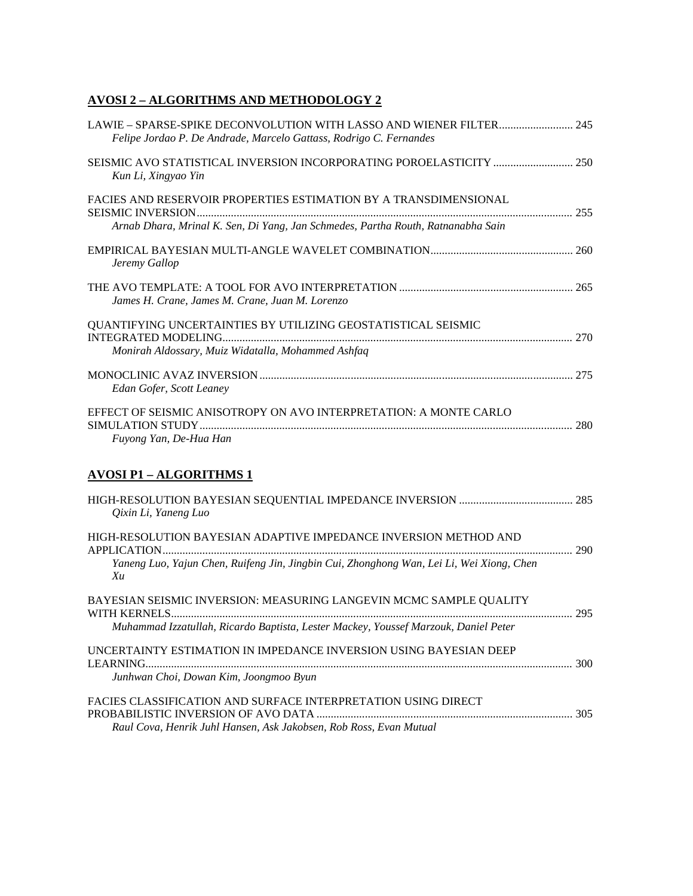## AVOSI 2 – ALGORITHMS AND METHODOLOGY 2

LAWIE – SPARSE-SPIKE DECONVOLUTION WITH LASSO AND WIENER FILTER .......................... 245
*Felipe Jordao P. De Andrade, Marcelo Gattass, Rodrigo C. Fernandes*

SEISMIC AVO STATISTICAL INVERSION INCORPORATING POROELASTICITY ............................ 250
*Kun Li, Xingyao Yin*

FACIES AND RESERVOIR PROPERTIES ESTIMATION BY A TRANSDIMENSIONAL SEISMIC INVERSION ................................................................................................................ 255
*Arnab Dhara, Mrinal K. Sen, Di Yang, Jan Schmedes, Partha Routh, Ratnanabha Sain*

EMPIRICAL BAYESIAN MULTI-ANGLE WAVELET COMBINATION ................................................. 260
*Jeremy Gallop*

THE AVO TEMPLATE: A TOOL FOR AVO INTERPRETATION ............................................................ 265
*James H. Crane, James M. Crane, Juan M. Lorenzo*

QUANTIFYING UNCERTAINTIES BY UTILIZING GEOSTATISTICAL SEISMIC INTEGRATED MODELING ............................................................................................................. 270
*Monirah Aldossary, Muiz Widatalla, Mohammed Ashfaq*

MONOCLINIC AVAZ INVERSION ........................................................................................................ 275
*Edan Gofer, Scott Leaney*

EFFECT OF SEISMIC ANISOTROPY ON AVO INTERPRETATION: A MONTE CARLO SIMULATION STUDY ................................................................................................................ 280
*Fuyong Yan, De-Hua Han*

## AVOSI P1 – ALGORITHMS 1

HIGH-RESOLUTION BAYESIAN SEQUENTIAL IMPEDANCE INVERSION ........................................ 285
*Qixin Li, Yaneng Luo*

HIGH-RESOLUTION BAYESIAN ADAPTIVE IMPEDANCE INVERSION METHOD AND APPLICATION ............................................................................................................................. 290
*Yaneng Luo, Yajun Chen, Ruifeng Jin, Jingbin Cui, Zhonghong Wan, Lei Li, Wei Xiong, Chen Xu*

BAYESIAN SEISMIC INVERSION: MEASURING LANGEVIN MCMC SAMPLE QUALITY WITH KERNELS ............................................................................................................................ 295
*Muhammad Izzatullah, Ricardo Baptista, Lester Mackey, Youssef Marzouk, Daniel Peter*

UNCERTAINTY ESTIMATION IN IMPEDANCE INVERSION USING BAYESIAN DEEP LEARNING ................................................................................................................................... 300
*Junhwan Choi, Dowan Kim, Joongmoo Byun*

FACIES CLASSIFICATION AND SURFACE INTERPRETATION USING DIRECT PROBABILISTIC INVERSION OF AVO DATA ......................................................................................... 305
*Raul Cova, Henrik Juhl Hansen, Ask Jakobsen, Rob Ross, Evan Mutual*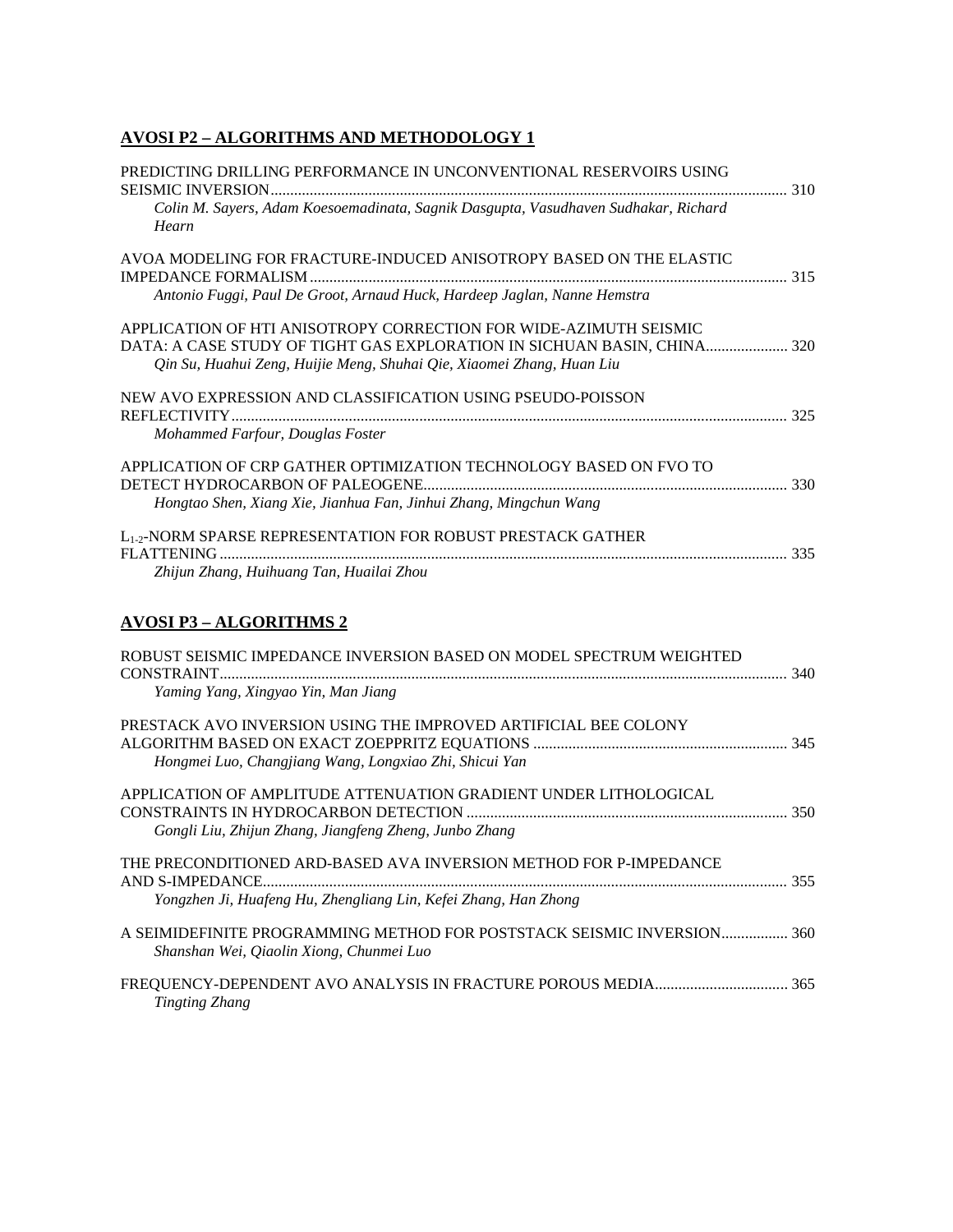## AVOSI P2 – ALGORITHMS AND METHODOLOGY 1

PREDICTING DRILLING PERFORMANCE IN UNCONVENTIONAL RESERVOIRS USING SEISMIC INVERSION .......... 310
*Colin M. Sayers, Adam Koesoemadinata, Sagnik Dasgupta, Vasudhaven Sudhakar, Richard Hearn*

AVOA MODELING FOR FRACTURE-INDUCED ANISOTROPY BASED ON THE ELASTIC IMPEDANCE FORMALISM .......... 315
*Antonio Fuggi, Paul De Groot, Arnaud Huck, Hardeep Jaglan, Nanne Hemstra*

APPLICATION OF HTI ANISOTROPY CORRECTION FOR WIDE-AZIMUTH SEISMIC DATA: A CASE STUDY OF TIGHT GAS EXPLORATION IN SICHUAN BASIN, CHINA .......... 320
*Qin Su, Huahui Zeng, Huijie Meng, Shuhai Qie, Xiaomei Zhang, Huan Liu*

NEW AVO EXPRESSION AND CLASSIFICATION USING PSEUDO-POISSON REFLECTIVITY .......... 325
*Mohammed Farfour, Douglas Foster*

APPLICATION OF CRP GATHER OPTIMIZATION TECHNOLOGY BASED ON FVO TO DETECT HYDROCARBON OF PALEOGENE .......... 330
*Hongtao Shen, Xiang Xie, Jianhua Fan, Jinhui Zhang, Mingchun Wang*

$L_{1-2}$-NORM SPARSE REPRESENTATION FOR ROBUST PRESTACK GATHER FLATTENING .......... 335
*Zhijun Zhang, Huihuang Tan, Huailai Zhou*

## AVOSI P3 – ALGORITHMS 2

ROBUST SEISMIC IMPEDANCE INVERSION BASED ON MODEL SPECTRUM WEIGHTED CONSTRAINT .......... 340
*Yaming Yang, Xingyao Yin, Man Jiang*

PRESTACK AVO INVERSION USING THE IMPROVED ARTIFICIAL BEE COLONY ALGORITHM BASED ON EXACT ZOEPPRITZ EQUATIONS .......... 345
*Hongmei Luo, Changjiang Wang, Longxiao Zhi, Shicui Yan*

APPLICATION OF AMPLITUDE ATTENUATION GRADIENT UNDER LITHOLOGICAL CONSTRAINTS IN HYDROCARBON DETECTION .......... 350
*Gongli Liu, Zhijun Zhang, Jiangfeng Zheng, Junbo Zhang*

THE PRECONDITIONED ARD-BASED AVA INVERSION METHOD FOR P-IMPEDANCE AND S-IMPEDANCE .......... 355
*Yongzhen Ji, Huafeng Hu, Zhengliang Lin, Kefei Zhang, Han Zhong*

A SEIMIDEFINITE PROGRAMMING METHOD FOR POSTSTACK SEISMIC INVERSION .......... 360
*Shanshan Wei, Qiaolin Xiong, Chunmei Luo*

FREQUENCY-DEPENDENT AVO ANALYSIS IN FRACTURE POROUS MEDIA .......... 365
*Tingting Zhang*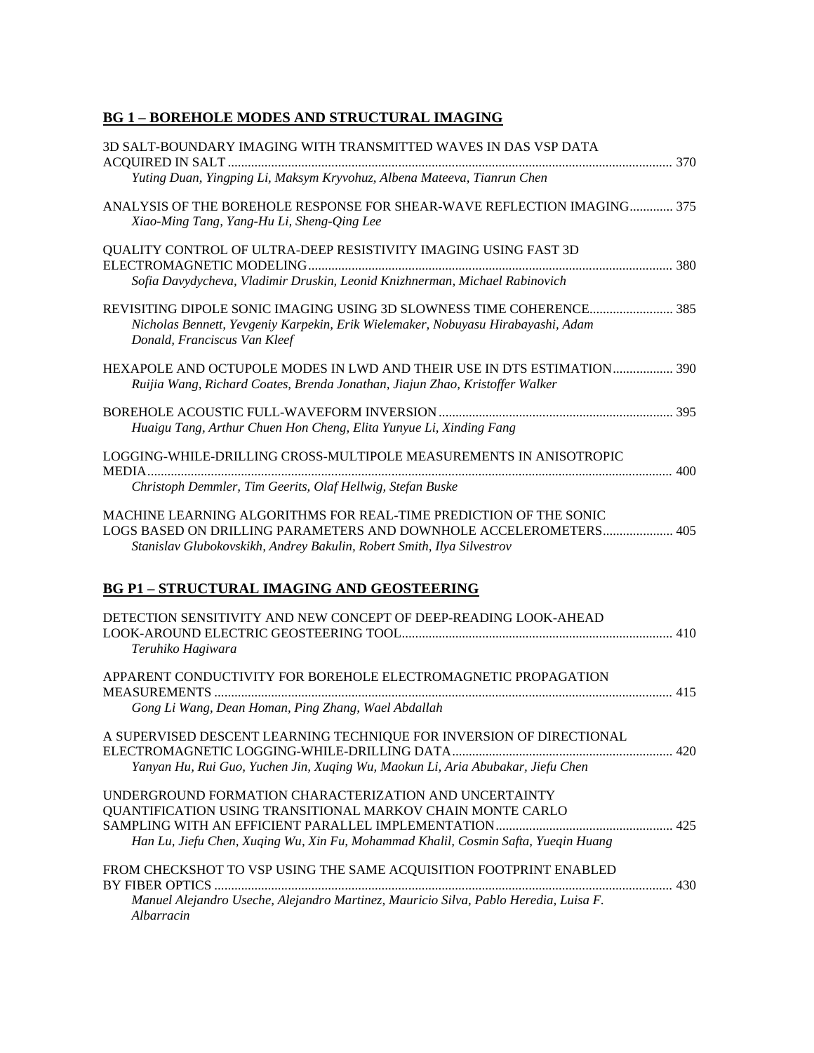## BG 1 – BOREHOLE MODES AND STRUCTURAL IMAGING

3D SALT-BOUNDARY IMAGING WITH TRANSMITTED WAVES IN DAS VSP DATA ACQUIRED IN SALT ........ 370
*Yuting Duan, Yingping Li, Maksym Kryvohuz, Albena Mateeva, Tianrun Chen*

ANALYSIS OF THE BOREHOLE RESPONSE FOR SHEAR-WAVE REFLECTION IMAGING ........ 375
*Xiao-Ming Tang, Yang-Hu Li, Sheng-Qing Lee*

QUALITY CONTROL OF ULTRA-DEEP RESISTIVITY IMAGING USING FAST 3D ELECTROMAGNETIC MODELING ........ 380
*Sofia Davydycheva, Vladimir Druskin, Leonid Knizhnerman, Michael Rabinovich*

REVISITING DIPOLE SONIC IMAGING USING 3D SLOWNESS TIME COHERENCE ........ 385
*Nicholas Bennett, Yevgeniy Karpekin, Erik Wielemaker, Nobuyasu Hirabayashi, Adam Donald, Franciscus Van Kleef*

HEXAPOLE AND OCTUPOLE MODES IN LWD AND THEIR USE IN DTS ESTIMATION ........ 390
*Ruijia Wang, Richard Coates, Brenda Jonathan, Jiajun Zhao, Kristoffer Walker*

BOREHOLE ACOUSTIC FULL-WAVEFORM INVERSION ........ 395
*Huaigu Tang, Arthur Chuen Hon Cheng, Elita Yunyue Li, Xinding Fang*

LOGGING-WHILE-DRILLING CROSS-MULTIPOLE MEASUREMENTS IN ANISOTROPIC MEDIA ........ 400
*Christoph Demmler, Tim Geerits, Olaf Hellwig, Stefan Buske*

MACHINE LEARNING ALGORITHMS FOR REAL-TIME PREDICTION OF THE SONIC LOGS BASED ON DRILLING PARAMETERS AND DOWNHOLE ACCELEROMETERS ........ 405
*Stanislav Glubokovskikh, Andrey Bakulin, Robert Smith, Ilya Silvestrov*

## BG P1 – STRUCTURAL IMAGING AND GEOSTEERING

DETECTION SENSITIVITY AND NEW CONCEPT OF DEEP-READING LOOK-AHEAD LOOK-AROUND ELECTRIC GEOSTEERING TOOL ........ 410
*Teruhiko Hagiwara*

APPARENT CONDUCTIVITY FOR BOREHOLE ELECTROMAGNETIC PROPAGATION MEASUREMENTS ........ 415
*Gong Li Wang, Dean Homan, Ping Zhang, Wael Abdallah*

A SUPERVISED DESCENT LEARNING TECHNIQUE FOR INVERSION OF DIRECTIONAL ELECTROMAGNETIC LOGGING-WHILE-DRILLING DATA ........ 420
*Yanyan Hu, Rui Guo, Yuchen Jin, Xuqing Wu, Maokun Li, Aria Abubakar, Jiefu Chen*

UNDERGROUND FORMATION CHARACTERIZATION AND UNCERTAINTY QUANTIFICATION USING TRANSITIONAL MARKOV CHAIN MONTE CARLO SAMPLING WITH AN EFFICIENT PARALLEL IMPLEMENTATION ........ 425
*Han Lu, Jiefu Chen, Xuqing Wu, Xin Fu, Mohammad Khalil, Cosmin Safta, Yueqin Huang*

FROM CHECKSHOT TO VSP USING THE SAME ACQUISITION FOOTPRINT ENABLED BY FIBER OPTICS ........ 430
*Manuel Alejandro Useche, Alejandro Martinez, Mauricio Silva, Pablo Heredia, Luisa F. Albarracin*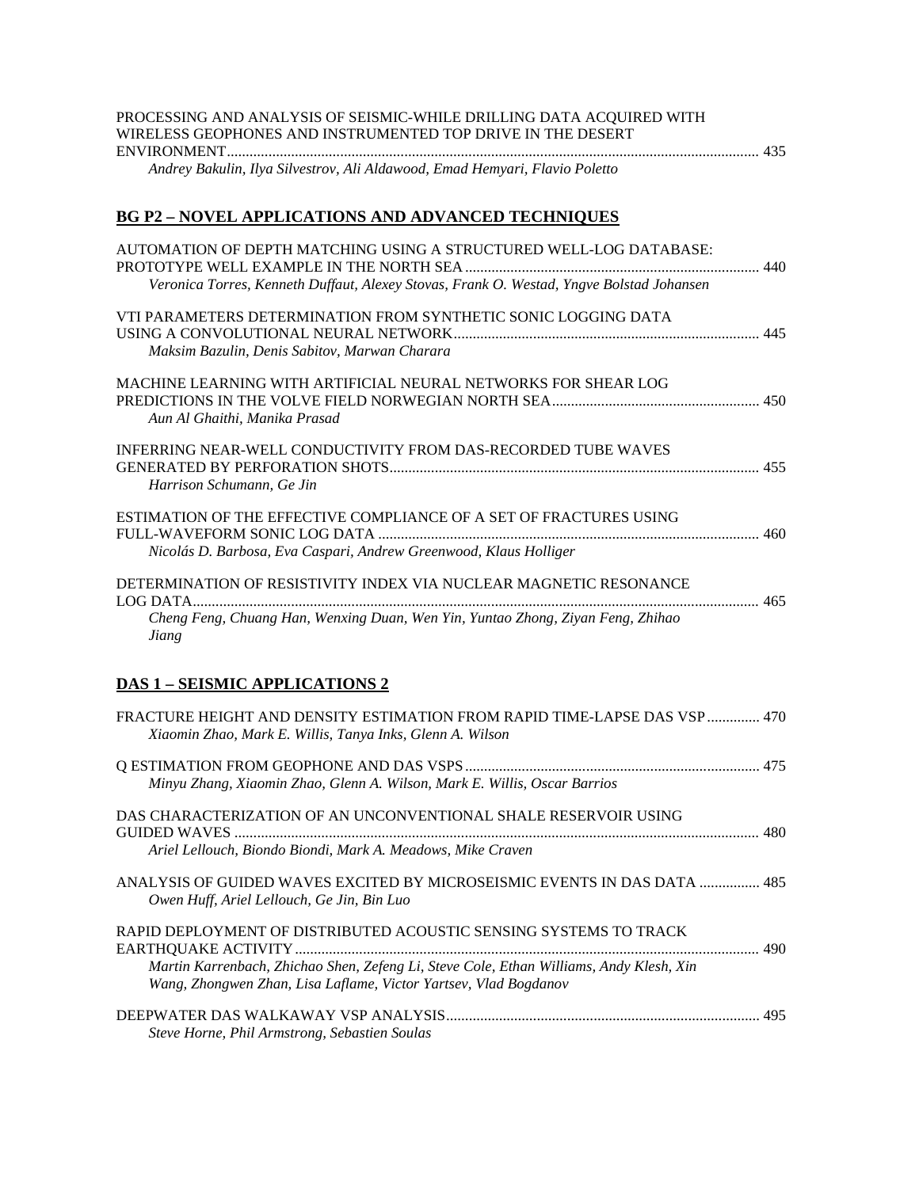PROCESSING AND ANALYSIS OF SEISMIC-WHILE DRILLING DATA ACQUIRED WITH WIRELESS GEOPHONES AND INSTRUMENTED TOP DRIVE IN THE DESERT ENVIRONMENT........................................................................................................................................ 435
*Andrey Bakulin, Ilya Silvestrov, Ali Aldawood, Emad Hemyari, Flavio Poletto*

## BG P2 – NOVEL APPLICATIONS AND ADVANCED TECHNIQUES

AUTOMATION OF DEPTH MATCHING USING A STRUCTURED WELL-LOG DATABASE: PROTOTYPE WELL EXAMPLE IN THE NORTH SEA ............................................................................ 440
*Veronica Torres, Kenneth Duffaut, Alexey Stovas, Frank O. Westad, Yngve Bolstad Johansen*

VTI PARAMETERS DETERMINATION FROM SYNTHETIC SONIC LOGGING DATA USING A CONVOLUTIONAL NEURAL NETWORK................................................................................ 445
*Maksim Bazulin, Denis Sabitov, Marwan Charara*

MACHINE LEARNING WITH ARTIFICIAL NEURAL NETWORKS FOR SHEAR LOG PREDICTIONS IN THE VOLVE FIELD NORWEGIAN NORTH SEA...................................................... 450
*Aun Al Ghaithi, Manika Prasad*

INFERRING NEAR-WELL CONDUCTIVITY FROM DAS-RECORDED TUBE WAVES GENERATED BY PERFORATION SHOTS................................................................................................ 455
*Harrison Schumann, Ge Jin*

ESTIMATION OF THE EFFECTIVE COMPLIANCE OF A SET OF FRACTURES USING FULL-WAVEFORM SONIC LOG DATA ................................................................................................... 460
*Nicolás D. Barbosa, Eva Caspari, Andrew Greenwood, Klaus Holliger*

DETERMINATION OF RESISTIVITY INDEX VIA NUCLEAR MAGNETIC RESONANCE LOG DATA.................................................................................................................................................... 465
*Cheng Feng, Chuang Han, Wenxing Duan, Wen Yin, Yuntao Zhong, Ziyan Feng, Zhihao Jiang*

## DAS 1 – SEISMIC APPLICATIONS 2

FRACTURE HEIGHT AND DENSITY ESTIMATION FROM RAPID TIME-LAPSE DAS VSP.............. 470
*Xiaomin Zhao, Mark E. Willis, Tanya Inks, Glenn A. Wilson*

Q ESTIMATION FROM GEOPHONE AND DAS VSPS............................................................................. 475
*Minyu Zhang, Xiaomin Zhao, Glenn A. Wilson, Mark E. Willis, Oscar Barrios*

DAS CHARACTERIZATION OF AN UNCONVENTIONAL SHALE RESERVOIR USING GUIDED WAVES .......................................................................................................................................... 480
*Ariel Lellouch, Biondo Biondi, Mark A. Meadows, Mike Craven*

ANALYSIS OF GUIDED WAVES EXCITED BY MICROSEISMIC EVENTS IN DAS DATA ................ 485
*Owen Huff, Ariel Lellouch, Ge Jin, Bin Luo*

RAPID DEPLOYMENT OF DISTRIBUTED ACOUSTIC SENSING SYSTEMS TO TRACK EARTHQUAKE ACTIVITY.......................................................................................................................... 490
*Martin Karrenbach, Zhichao Shen, Zefeng Li, Steve Cole, Ethan Williams, Andy Klesh, Xin Wang, Zhongwen Zhan, Lisa Laflame, Victor Yartsev, Vlad Bogdanov*

DEEPWATER DAS WALKAWAY VSP ANALYSIS.................................................................................. 495
*Steve Horne, Phil Armstrong, Sebastien Soulas*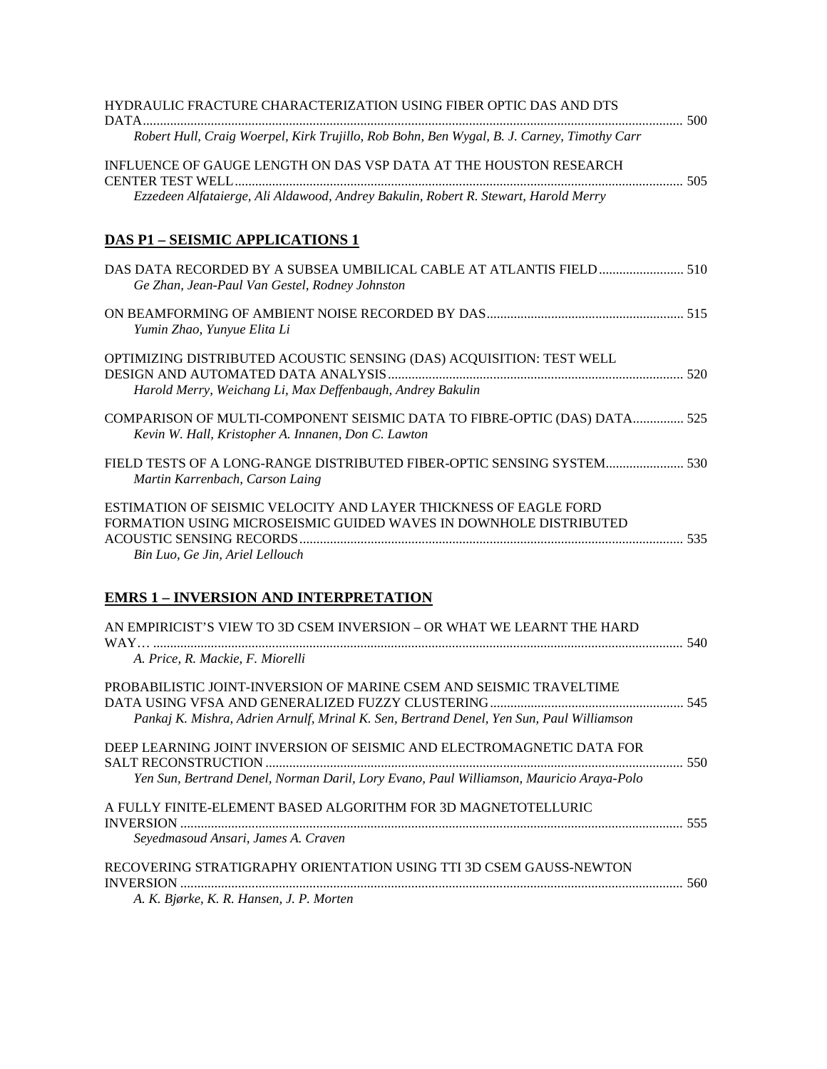HYDRAULIC FRACTURE CHARACTERIZATION USING FIBER OPTIC DAS AND DTS DATA ........................................................................................................................................................ 500
*Robert Hull, Craig Woerpel, Kirk Trujillo, Rob Bohn, Ben Wygal, B. J. Carney, Timothy Carr*

INFLUENCE OF GAUGE LENGTH ON DAS VSP DATA AT THE HOUSTON RESEARCH CENTER TEST WELL ................................................................................................................... 505
*Ezzedeen Alfataierge, Ali Aldawood, Andrey Bakulin, Robert R. Stewart, Harold Merry*

## DAS P1 – SEISMIC APPLICATIONS 1

DAS DATA RECORDED BY A SUBSEA UMBILICAL CABLE AT ATLANTIS FIELD ......................... 510
*Ge Zhan, Jean-Paul Van Gestel, Rodney Johnston*

ON BEAMFORMING OF AMBIENT NOISE RECORDED BY DAS .......................................................... 515
*Yumin Zhao, Yunyue Elita Li*

OPTIMIZING DISTRIBUTED ACOUSTIC SENSING (DAS) ACQUISITION: TEST WELL DESIGN AND AUTOMATED DATA ANALYSIS ...................................................................................... 520
*Harold Merry, Weichang Li, Max Deffenbaugh, Andrey Bakulin*

COMPARISON OF MULTI-COMPONENT SEISMIC DATA TO FIBRE-OPTIC (DAS) DATA............... 525
*Kevin W. Hall, Kristopher A. Innanen, Don C. Lawton*

FIELD TESTS OF A LONG-RANGE DISTRIBUTED FIBER-OPTIC SENSING SYSTEM....................... 530
*Martin Karrenbach, Carson Laing*

ESTIMATION OF SEISMIC VELOCITY AND LAYER THICKNESS OF EAGLE FORD FORMATION USING MICROSEISMIC GUIDED WAVES IN DOWNHOLE DISTRIBUTED ACOUSTIC SENSING RECORDS............................................................................................................... 535
*Bin Luo, Ge Jin, Ariel Lellouch*

## EMRS 1 – INVERSION AND INTERPRETATION

AN EMPIRICIST'S VIEW TO 3D CSEM INVERSION – OR WHAT WE LEARNT THE HARD WAY… ........................................................................................................................................... 540
*A. Price, R. Mackie, F. Miorelli*

PROBABILISTIC JOINT-INVERSION OF MARINE CSEM AND SEISMIC TRAVELTIME DATA USING VFSA AND GENERALIZED FUZZY CLUSTERING......................................................... 545
*Pankaj K. Mishra, Adrien Arnulf, Mrinal K. Sen, Bertrand Denel, Yen Sun, Paul Williamson*

DEEP LEARNING JOINT INVERSION OF SEISMIC AND ELECTROMAGNETIC DATA FOR SALT RECONSTRUCTION ........................................................................................................................ 550
*Yen Sun, Bertrand Denel, Norman Daril, Lory Evano, Paul Williamson, Mauricio Araya-Polo*

A FULLY FINITE-ELEMENT BASED ALGORITHM FOR 3D MAGNETOTELLURIC INVERSION ................................................................................................................................................... 555
*Seyedmasoud Ansari, James A. Craven*

RECOVERING STRATIGRAPHY ORIENTATION USING TTI 3D CSEM GAUSS-NEWTON INVERSION ................................................................................................................................................... 560
*A. K. Bjørke, K. R. Hansen, J. P. Morten*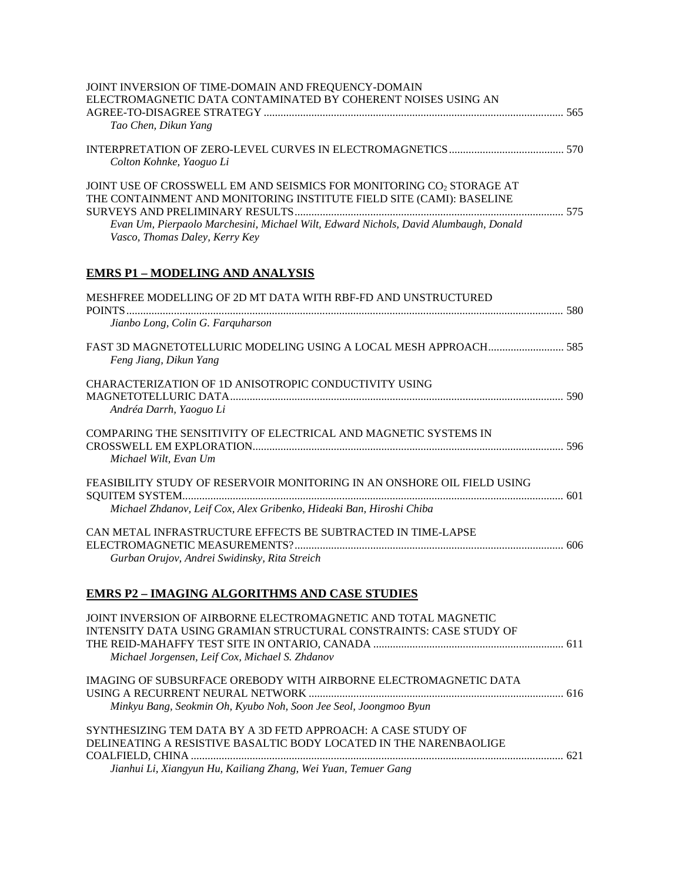JOINT INVERSION OF TIME-DOMAIN AND FREQUENCY-DOMAIN ELECTROMAGNETIC DATA CONTAMINATED BY COHERENT NOISES USING AN AGREE-TO-DISAGREE STRATEGY ........................................................................................................ 565
*Tao Chen, Dikun Yang*

INTERPRETATION OF ZERO-LEVEL CURVES IN ELECTROMAGNETICS ........................................ 570
*Colton Kohnke, Yaoguo Li*

JOINT USE OF CROSSWELL EM AND SEISMICS FOR MONITORING $CO_2$ STORAGE AT THE CONTAINMENT AND MONITORING INSTITUTE FIELD SITE (CAMI): BASELINE SURVEYS AND PRELIMINARY RESULTS ............................................................................................... 575
*Evan Um, Pierpaolo Marchesini, Michael Wilt, Edward Nichols, David Alumbaugh, Donald Vasco, Thomas Daley, Kerry Key*

## EMRS P1 – MODELING AND ANALYSIS

MESHFREE MODELLING OF 2D MT DATA WITH RBF-FD AND UNSTRUCTURED POINTS ........................................................................................................................................... 580
*Jianbo Long, Colin G. Farquharson*

FAST 3D MAGNETOTELLURIC MODELING USING A LOCAL MESH APPROACH .......................... 585
*Feng Jiang, Dikun Yang*

CHARACTERIZATION OF 1D ANISOTROPIC CONDUCTIVITY USING MAGNETOTELLURIC DATA ...................................................................................................................... 590
*Andréa Darrh, Yaoguo Li*

COMPARING THE SENSITIVITY OF ELECTRICAL AND MAGNETIC SYSTEMS IN CROSSWELL EM EXPLORATION ............................................................................................................. 596
*Michael Wilt, Evan Um*

FEASIBILITY STUDY OF RESERVOIR MONITORING IN AN ONSHORE OIL FIELD USING SQUITEM SYSTEM ...................................................................................................................................... 601
*Michael Zhdanov, Leif Cox, Alex Gribenko, Hideaki Ban, Hiroshi Chiba*

CAN METAL INFRASTRUCTURE EFFECTS BE SUBTRACTED IN TIME-LAPSE ELECTROMAGNETIC MEASUREMENTS? ............................................................................................... 606
*Gurban Orujov, Andrei Swidinsky, Rita Streich*

## EMRS P2 – IMAGING ALGORITHMS AND CASE STUDIES

JOINT INVERSION OF AIRBORNE ELECTROMAGNETIC AND TOTAL MAGNETIC INTENSITY DATA USING GRAMIAN STRUCTURAL CONSTRAINTS: CASE STUDY OF THE REID-MAHAFFY TEST SITE IN ONTARIO, CANADA ................................................................... 611
*Michael Jorgensen, Leif Cox, Michael S. Zhdanov*

IMAGING OF SUBSURFACE OREBODY WITH AIRBORNE ELECTROMAGNETIC DATA USING A RECURRENT NEURAL NETWORK .......................................................................................... 616
*Minkyu Bang, Seokmin Oh, Kyubo Noh, Soon Jee Seol, Joongmoo Byun*

SYNTHESIZING TEM DATA BY A 3D FETD APPROACH: A CASE STUDY OF DELINEATING A RESISTIVE BASALTIC BODY LOCATED IN THE NARENBAOLIGE COALFIELD, CHINA .................................................................................................................................... 621
*Jianhui Li, Xiangyun Hu, Kailiang Zhang, Wei Yuan, Temuer Gang*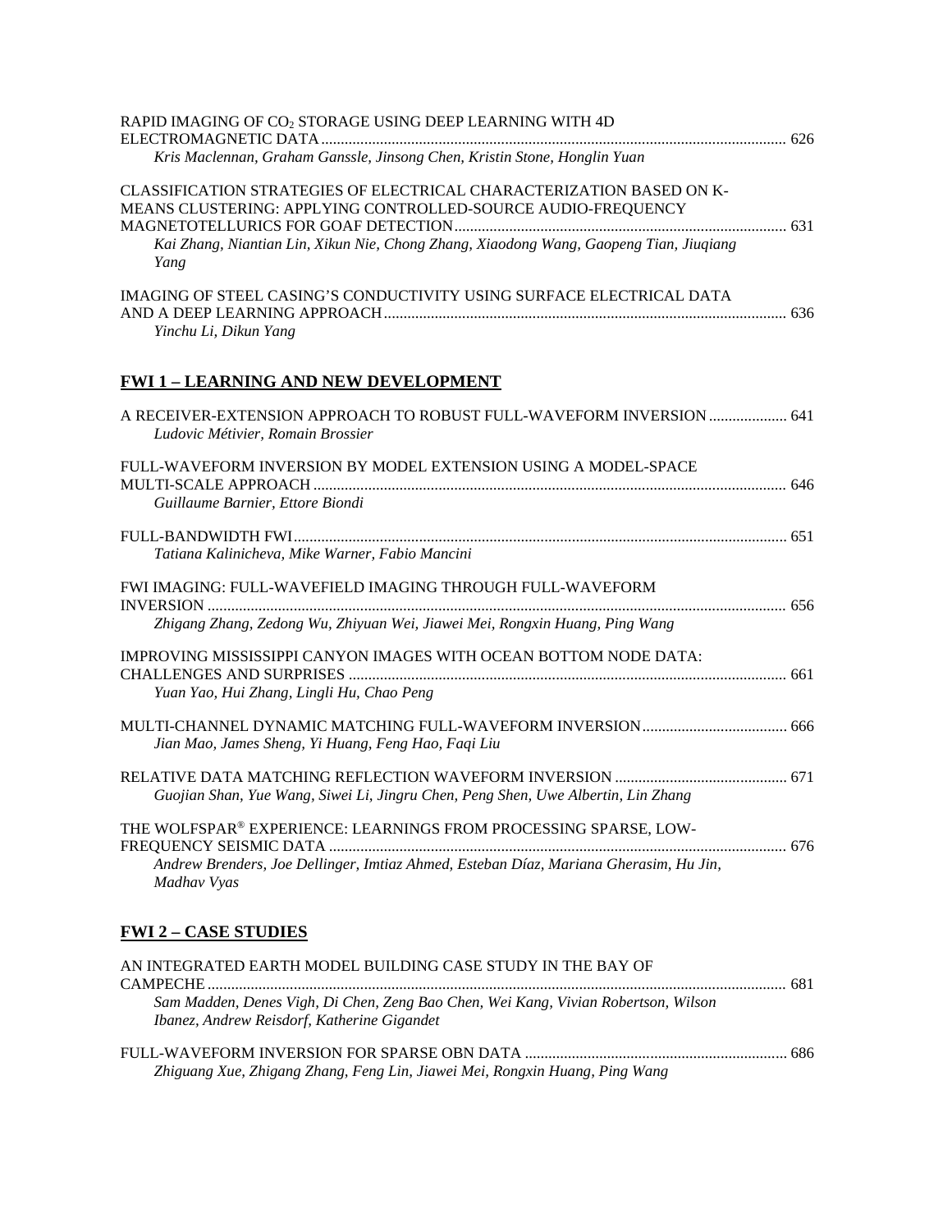RAPID IMAGING OF $CO_2$ STORAGE USING DEEP LEARNING WITH 4D ELECTROMAGNETIC DATA ........ 626
*Kris Maclennan, Graham Ganssle, Jinsong Chen, Kristin Stone, Honglin Yuan*

CLASSIFICATION STRATEGIES OF ELECTRICAL CHARACTERIZATION BASED ON K-MEANS CLUSTERING: APPLYING CONTROLLED-SOURCE AUDIO-FREQUENCY MAGNETOTELLURICS FOR GOAF DETECTION ........ 631
*Kai Zhang, Niantian Lin, Xikun Nie, Chong Zhang, Xiaodong Wang, Gaopeng Tian, Jiuqiang Yang*

IMAGING OF STEEL CASING'S CONDUCTIVITY USING SURFACE ELECTRICAL DATA AND A DEEP LEARNING APPROACH ........ 636
*Yinchu Li, Dikun Yang*

## FWI 1 – LEARNING AND NEW DEVELOPMENT

A RECEIVER-EXTENSION APPROACH TO ROBUST FULL-WAVEFORM INVERSION ........ 641
*Ludovic Métivier, Romain Brossier*

FULL-WAVEFORM INVERSION BY MODEL EXTENSION USING A MODEL-SPACE MULTI-SCALE APPROACH ........ 646
*Guillaume Barnier, Ettore Biondi*

FULL-BANDWIDTH FWI ........ 651
*Tatiana Kalinicheva, Mike Warner, Fabio Mancini*

FWI IMAGING: FULL-WAVEFIELD IMAGING THROUGH FULL-WAVEFORM INVERSION ........ 656
*Zhigang Zhang, Zedong Wu, Zhiyuan Wei, Jiawei Mei, Rongxin Huang, Ping Wang*

IMPROVING MISSISSIPPI CANYON IMAGES WITH OCEAN BOTTOM NODE DATA: CHALLENGES AND SURPRISES ........ 661
*Yuan Yao, Hui Zhang, Lingli Hu, Chao Peng*

MULTI-CHANNEL DYNAMIC MATCHING FULL-WAVEFORM INVERSION ........ 666
*Jian Mao, James Sheng, Yi Huang, Feng Hao, Faqi Liu*

RELATIVE DATA MATCHING REFLECTION WAVEFORM INVERSION ........ 671
*Guojian Shan, Yue Wang, Siwei Li, Jingru Chen, Peng Shen, Uwe Albertin, Lin Zhang*

THE WOLFSPAR® EXPERIENCE: LEARNINGS FROM PROCESSING SPARSE, LOW-FREQUENCY SEISMIC DATA ........ 676
*Andrew Brenders, Joe Dellinger, Imtiaz Ahmed, Esteban Díaz, Mariana Gherasim, Hu Jin, Madhav Vyas*

## FWI 2 – CASE STUDIES

AN INTEGRATED EARTH MODEL BUILDING CASE STUDY IN THE BAY OF CAMPECHE ........ 681
*Sam Madden, Denes Vigh, Di Chen, Zeng Bao Chen, Wei Kang, Vivian Robertson, Wilson Ibanez, Andrew Reisdorf, Katherine Gigandet*

FULL-WAVEFORM INVERSION FOR SPARSE OBN DATA ........ 686
*Zhiguang Xue, Zhigang Zhang, Feng Lin, Jiawei Mei, Rongxin Huang, Ping Wang*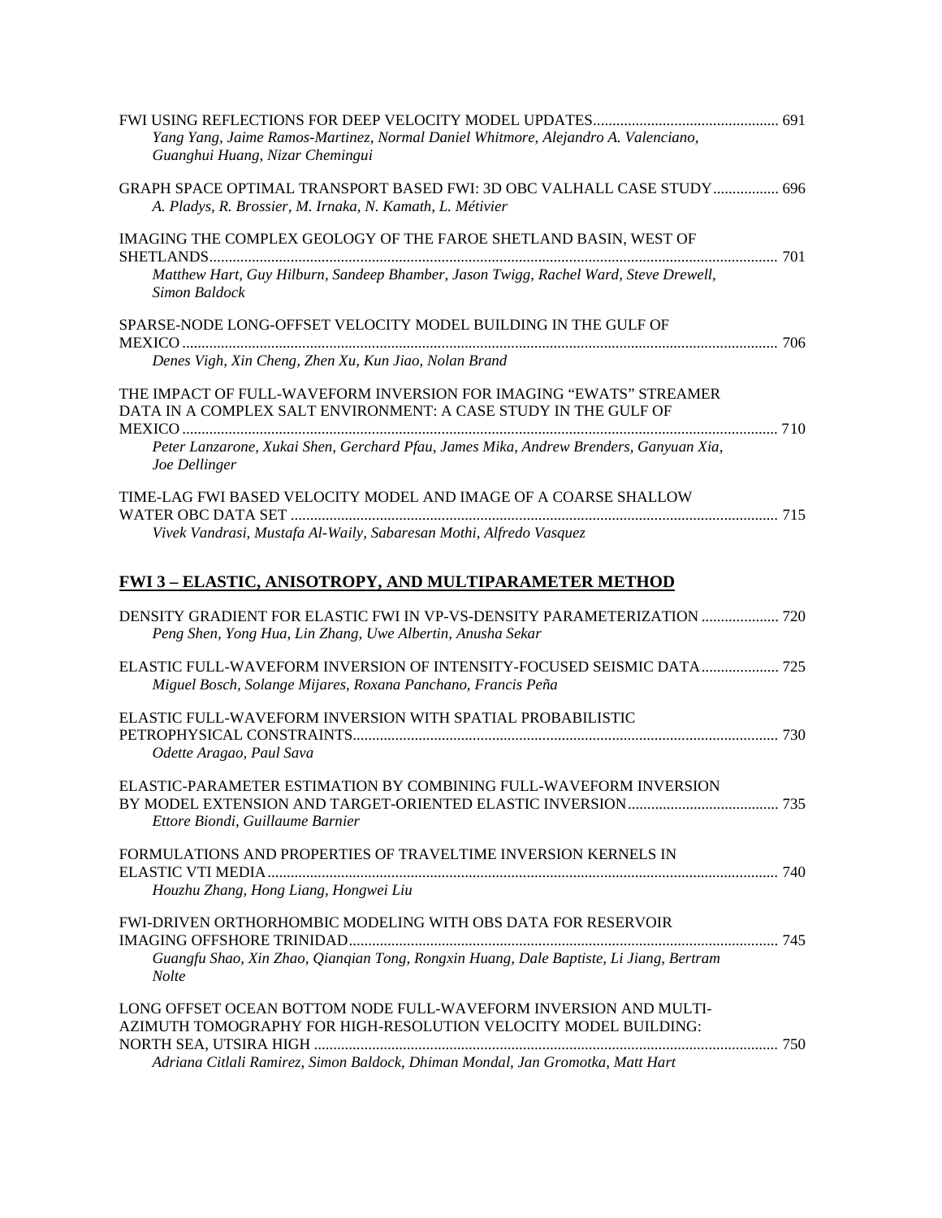FWI USING REFLECTIONS FOR DEEP VELOCITY MODEL UPDATES ................................................ 691
*Yang Yang, Jaime Ramos-Martinez, Normal Daniel Whitmore, Alejandro A. Valenciano, Guanghui Huang, Nizar Chemingui*

GRAPH SPACE OPTIMAL TRANSPORT BASED FWI: 3D OBC VALHALL CASE STUDY ................ 696
*A. Pladys, R. Brossier, M. Irnaka, N. Kamath, L. Métivier*

IMAGING THE COMPLEX GEOLOGY OF THE FAROE SHETLAND BASIN, WEST OF SHETLANDS ................................................................................................................................ 701
*Matthew Hart, Guy Hilburn, Sandeep Bhamber, Jason Twigg, Rachel Ward, Steve Drewell, Simon Baldock*

SPARSE-NODE LONG-OFFSET VELOCITY MODEL BUILDING IN THE GULF OF MEXICO ........................................................................................................................................ 706
*Denes Vigh, Xin Cheng, Zhen Xu, Kun Jiao, Nolan Brand*

THE IMPACT OF FULL-WAVEFORM INVERSION FOR IMAGING "EWATS" STREAMER DATA IN A COMPLEX SALT ENVIRONMENT: A CASE STUDY IN THE GULF OF MEXICO ........................................................................................................................................ 710
*Peter Lanzarone, Xukai Shen, Gerchard Pfau, James Mika, Andrew Brenders, Ganyuan Xia, Joe Dellinger*

TIME-LAG FWI BASED VELOCITY MODEL AND IMAGE OF A COARSE SHALLOW WATER OBC DATA SET ............................................................................................................................ 715
*Vivek Vandrasi, Mustafa Al-Waily, Sabaresan Mothi, Alfredo Vasquez*

## FWI 3 – ELASTIC, ANISOTROPY, AND MULTIPARAMETER METHOD

DENSITY GRADIENT FOR ELASTIC FWI IN VP-VS-DENSITY PARAMETERIZATION .................... 720
*Peng Shen, Yong Hua, Lin Zhang, Uwe Albertin, Anusha Sekar*

ELASTIC FULL-WAVEFORM INVERSION OF INTENSITY-FOCUSED SEISMIC DATA .................... 725
*Miguel Bosch, Solange Mijares, Roxana Panchano, Francis Peña*

ELASTIC FULL-WAVEFORM INVERSION WITH SPATIAL PROBABILISTIC PETROPHYSICAL CONSTRAINTS ............................................................................................................ 730
*Odette Aragao, Paul Sava*

ELASTIC-PARAMETER ESTIMATION BY COMBINING FULL-WAVEFORM INVERSION BY MODEL EXTENSION AND TARGET-ORIENTED ELASTIC INVERSION ....................................... 735
*Ettore Biondi, Guillaume Barnier*

FORMULATIONS AND PROPERTIES OF TRAVELTIME INVERSION KERNELS IN ELASTIC VTI MEDIA ................................................................................................................................... 740
*Houzhu Zhang, Hong Liang, Hongwei Liu*

FWI-DRIVEN ORTHORHOMBIC MODELING WITH OBS DATA FOR RESERVOIR IMAGING OFFSHORE TRINIDAD .............................................................................................................. 745
*Guangfu Shao, Xin Zhao, Qianqian Tong, Rongxin Huang, Dale Baptiste, Li Jiang, Bertram Nolte*

LONG OFFSET OCEAN BOTTOM NODE FULL-WAVEFORM INVERSION AND MULTI-AZIMUTH TOMOGRAPHY FOR HIGH-RESOLUTION VELOCITY MODEL BUILDING: NORTH SEA, UTSIRA HIGH ....................................................................................................... 750
*Adriana Citlali Ramirez, Simon Baldock, Dhiman Mondal, Jan Gromotka, Matt Hart*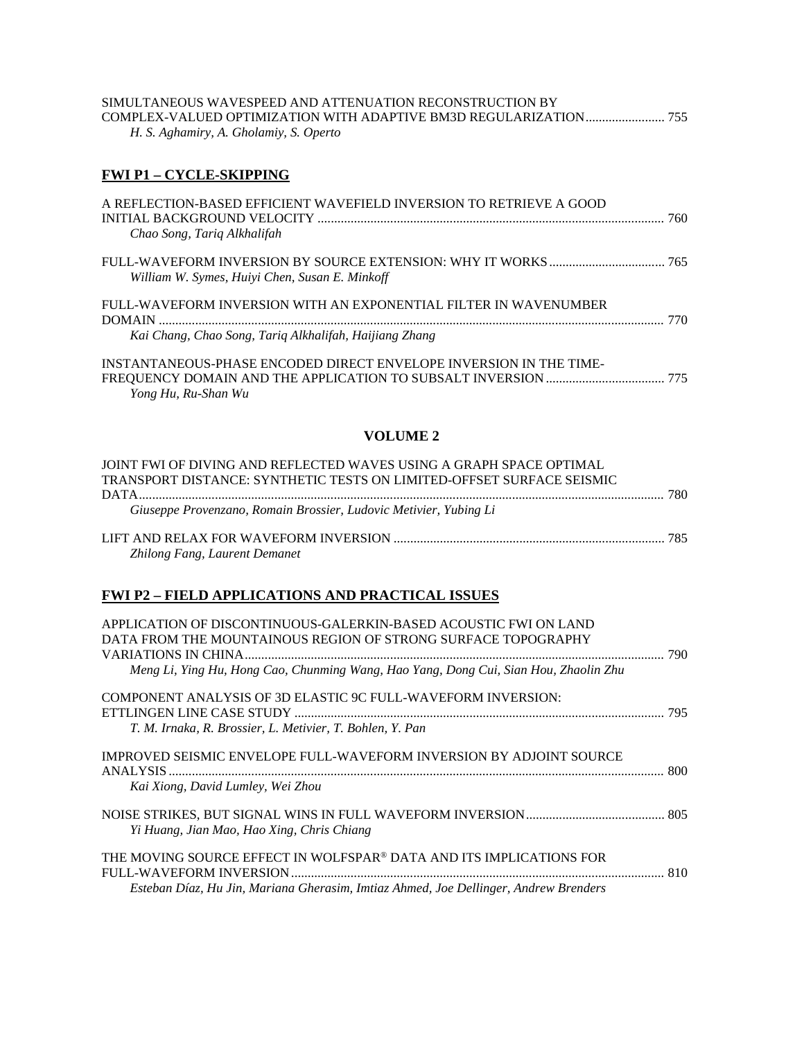SIMULTANEOUS WAVESPEED AND ATTENUATION RECONSTRUCTION BY COMPLEX-VALUED OPTIMIZATION WITH ADAPTIVE BM3D REGULARIZATION ........................ 755
*H. S. Aghamiry, A. Gholamiy, S. Operto*

## FWI P1 – CYCLE-SKIPPING

A REFLECTION-BASED EFFICIENT WAVEFIELD INVERSION TO RETRIEVE A GOOD INITIAL BACKGROUND VELOCITY ........................ 760
*Chao Song, Tariq Alkhalifah*

FULL-WAVEFORM INVERSION BY SOURCE EXTENSION: WHY IT WORKS ........................ 765
*William W. Symes, Huiyi Chen, Susan E. Minkoff*

FULL-WAVEFORM INVERSION WITH AN EXPONENTIAL FILTER IN WAVENUMBER DOMAIN ........................ 770
*Kai Chang, Chao Song, Tariq Alkhalifah, Haijiang Zhang*

INSTANTANEOUS-PHASE ENCODED DIRECT ENVELOPE INVERSION IN THE TIME-FREQUENCY DOMAIN AND THE APPLICATION TO SUBSALT INVERSION ........................ 775
*Yong Hu, Ru-Shan Wu*

## VOLUME 2

JOINT FWI OF DIVING AND REFLECTED WAVES USING A GRAPH SPACE OPTIMAL TRANSPORT DISTANCE: SYNTHETIC TESTS ON LIMITED-OFFSET SURFACE SEISMIC DATA ........................ 780
*Giuseppe Provenzano, Romain Brossier, Ludovic Metivier, Yubing Li*

LIFT AND RELAX FOR WAVEFORM INVERSION ........................ 785
*Zhilong Fang, Laurent Demanet*

## FWI P2 – FIELD APPLICATIONS AND PRACTICAL ISSUES

APPLICATION OF DISCONTINUOUS-GALERKIN-BASED ACOUSTIC FWI ON LAND DATA FROM THE MOUNTAINOUS REGION OF STRONG SURFACE TOPOGRAPHY VARIATIONS IN CHINA ........................ 790
*Meng Li, Ying Hu, Hong Cao, Chunming Wang, Hao Yang, Dong Cui, Sian Hou, Zhaolin Zhu*

COMPONENT ANALYSIS OF 3D ELASTIC 9C FULL-WAVEFORM INVERSION: ETTLINGEN LINE CASE STUDY ........................ 795
*T. M. Irnaka, R. Brossier, L. Metivier, T. Bohlen, Y. Pan*

IMPROVED SEISMIC ENVELOPE FULL-WAVEFORM INVERSION BY ADJOINT SOURCE ANALYSIS ........................ 800
*Kai Xiong, David Lumley, Wei Zhou*

NOISE STRIKES, BUT SIGNAL WINS IN FULL WAVEFORM INVERSION ........................ 805
*Yi Huang, Jian Mao, Hao Xing, Chris Chiang*

THE MOVING SOURCE EFFECT IN WOLFSPAR® DATA AND ITS IMPLICATIONS FOR FULL-WAVEFORM INVERSION ........................ 810
*Esteban Díaz, Hu Jin, Mariana Gherasim, Imtiaz Ahmed, Joe Dellinger, Andrew Brenders*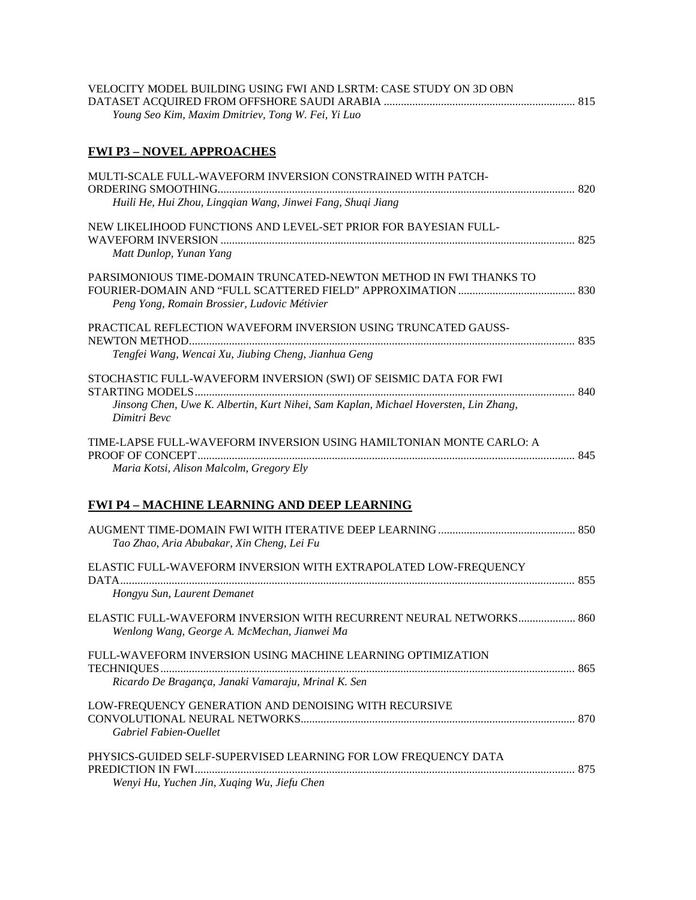VELOCITY MODEL BUILDING USING FWI AND LSRTM: CASE STUDY ON 3D OBN DATASET ACQUIRED FROM OFFSHORE SAUDI ARABIA ..... 815
*Young Seo Kim, Maxim Dmitriev, Tong W. Fei, Yi Luo*

## FWI P3 – NOVEL APPROACHES

MULTI-SCALE FULL-WAVEFORM INVERSION CONSTRAINED WITH PATCH-ORDERING SMOOTHING..... 820
*Huili He, Hui Zhou, Lingqian Wang, Jinwei Fang, Shuqi Jiang*

NEW LIKELIHOOD FUNCTIONS AND LEVEL-SET PRIOR FOR BAYESIAN FULL-WAVEFORM INVERSION ..... 825
*Matt Dunlop, Yunan Yang*

PARSIMONIOUS TIME-DOMAIN TRUNCATED-NEWTON METHOD IN FWI THANKS TO FOURIER-DOMAIN AND "FULL SCATTERED FIELD" APPROXIMATION ..... 830
*Peng Yong, Romain Brossier, Ludovic Métivier*

PRACTICAL REFLECTION WAVEFORM INVERSION USING TRUNCATED GAUSS-NEWTON METHOD..... 835
*Tengfei Wang, Wencai Xu, Jiubing Cheng, Jianhua Geng*

STOCHASTIC FULL-WAVEFORM INVERSION (SWI) OF SEISMIC DATA FOR FWI STARTING MODELS..... 840
*Jinsong Chen, Uwe K. Albertin, Kurt Nihei, Sam Kaplan, Michael Hoversten, Lin Zhang, Dimitri Bevc*

TIME-LAPSE FULL-WAVEFORM INVERSION USING HAMILTONIAN MONTE CARLO: A PROOF OF CONCEPT..... 845
*Maria Kotsi, Alison Malcolm, Gregory Ely*

## FWI P4 – MACHINE LEARNING AND DEEP LEARNING

AUGMENT TIME-DOMAIN FWI WITH ITERATIVE DEEP LEARNING ..... 850
*Tao Zhao, Aria Abubakar, Xin Cheng, Lei Fu*

ELASTIC FULL-WAVEFORM INVERSION WITH EXTRAPOLATED LOW-FREQUENCY DATA..... 855
*Hongyu Sun, Laurent Demanet*

ELASTIC FULL-WAVEFORM INVERSION WITH RECURRENT NEURAL NETWORKS..... 860
*Wenlong Wang, George A. McMechan, Jianwei Ma*

FULL-WAVEFORM INVERSION USING MACHINE LEARNING OPTIMIZATION TECHNIQUES..... 865
*Ricardo De Bragança, Janaki Vamaraju, Mrinal K. Sen*

LOW-FREQUENCY GENERATION AND DENOISING WITH RECURSIVE CONVOLUTIONAL NEURAL NETWORKS..... 870
*Gabriel Fabien-Ouellet*

PHYSICS-GUIDED SELF-SUPERVISED LEARNING FOR LOW FREQUENCY DATA PREDICTION IN FWI..... 875
*Wenyi Hu, Yuchen Jin, Xuqing Wu, Jiefu Chen*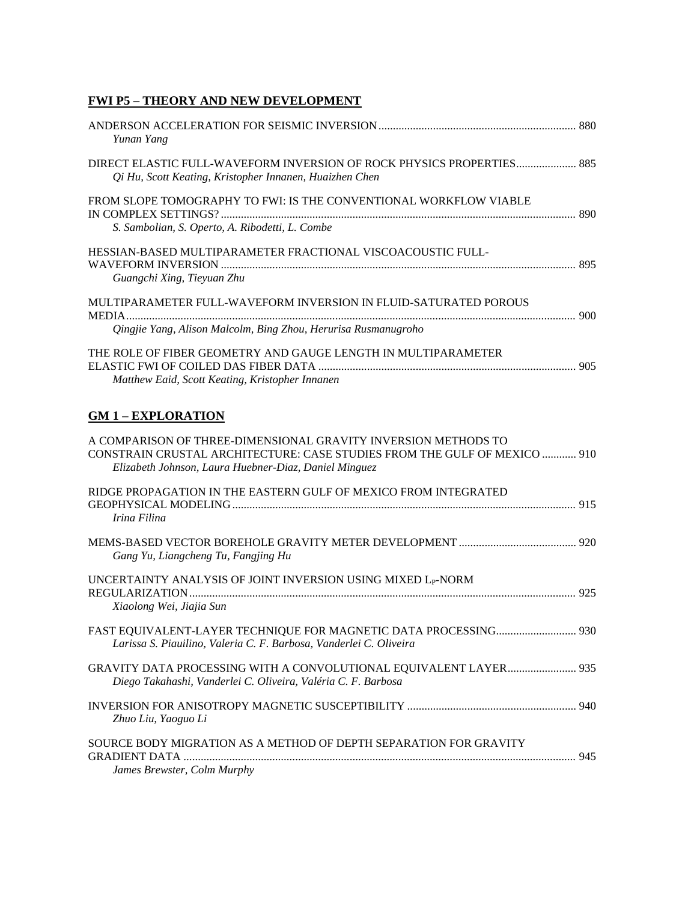## FWI P5 – THEORY AND NEW DEVELOPMENT

ANDERSON ACCELERATION FOR SEISMIC INVERSION ........ 880
*Yunan Yang*

DIRECT ELASTIC FULL-WAVEFORM INVERSION OF ROCK PHYSICS PROPERTIES ........ 885
*Qi Hu, Scott Keating, Kristopher Innanen, Huaizhen Chen*

FROM SLOPE TOMOGRAPHY TO FWI: IS THE CONVENTIONAL WORKFLOW VIABLE IN COMPLEX SETTINGS? ........ 890
*S. Sambolian, S. Operto, A. Ribodetti, L. Combe*

HESSIAN-BASED MULTIPARAMETER FRACTIONAL VISCOACOUSTIC FULL-WAVEFORM INVERSION ........ 895
*Guangchi Xing, Tieyuan Zhu*

MULTIPARAMETER FULL-WAVEFORM INVERSION IN FLUID-SATURATED POROUS MEDIA ........ 900
*Qingjie Yang, Alison Malcolm, Bing Zhou, Herurisa Rusmanugroho*

THE ROLE OF FIBER GEOMETRY AND GAUGE LENGTH IN MULTIPARAMETER ELASTIC FWI OF COILED DAS FIBER DATA ........ 905
*Matthew Eaid, Scott Keating, Kristopher Innanen*

## GM 1 – EXPLORATION

A COMPARISON OF THREE-DIMENSIONAL GRAVITY INVERSION METHODS TO CONSTRAIN CRUSTAL ARCHITECTURE: CASE STUDIES FROM THE GULF OF MEXICO ........ 910
*Elizabeth Johnson, Laura Huebner-Diaz, Daniel Minguez*

RIDGE PROPAGATION IN THE EASTERN GULF OF MEXICO FROM INTEGRATED GEOPHYSICAL MODELING ........ 915
*Irina Filina*

MEMS-BASED VECTOR BOREHOLE GRAVITY METER DEVELOPMENT ........ 920
*Gang Yu, Liangcheng Tu, Fangjing Hu*

UNCERTAINTY ANALYSIS OF JOINT INVERSION USING MIXED $L_P$-NORM REGULARIZATION ........ 925
*Xiaolong Wei, Jiajia Sun*

FAST EQUIVALENT-LAYER TECHNIQUE FOR MAGNETIC DATA PROCESSING ........ 930
*Larissa S. Piauilino, Valeria C. F. Barbosa, Vanderlei C. Oliveira*

GRAVITY DATA PROCESSING WITH A CONVOLUTIONAL EQUIVALENT LAYER ........ 935
*Diego Takahashi, Vanderlei C. Oliveira, Valéria C. F. Barbosa*

INVERSION FOR ANISOTROPY MAGNETIC SUSCEPTIBILITY ........ 940
*Zhuo Liu, Yaoguo Li*

SOURCE BODY MIGRATION AS A METHOD OF DEPTH SEPARATION FOR GRAVITY GRADIENT DATA ........ 945
*James Brewster, Colm Murphy*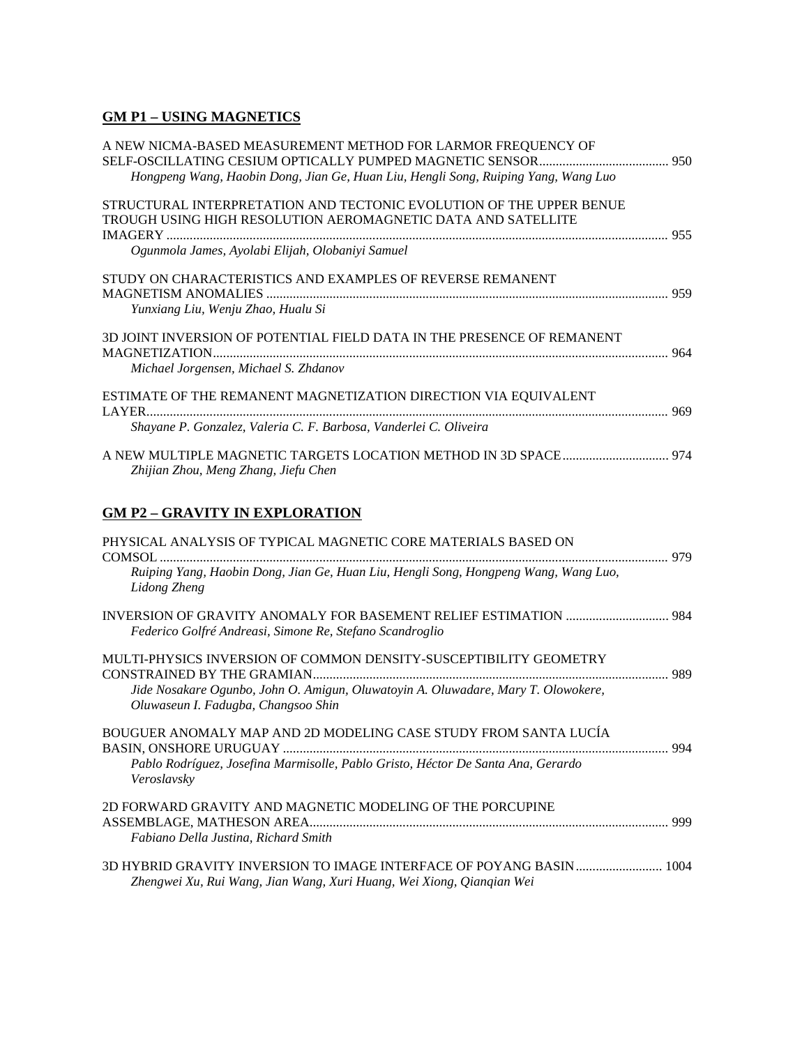## GM P1 – USING MAGNETICS

A NEW NICMA-BASED MEASUREMENT METHOD FOR LARMOR FREQUENCY OF SELF-OSCILLATING CESIUM OPTICALLY PUMPED MAGNETIC SENSOR....................................... 950
*Hongpeng Wang, Haobin Dong, Jian Ge, Huan Liu, Hengli Song, Ruiping Yang, Wang Luo*

STRUCTURAL INTERPRETATION AND TECTONIC EVOLUTION OF THE UPPER BENUE TROUGH USING HIGH RESOLUTION AEROMAGNETIC DATA AND SATELLITE IMAGERY ....................................................................................................................................... 955
*Ogunmola James, Ayolabi Elijah, Olobaniyi Samuel*

STUDY ON CHARACTERISTICS AND EXAMPLES OF REVERSE REMANENT MAGNETISM ANOMALIES ......................................................................................................................... 959
*Yunxiang Liu, Wenju Zhao, Hualu Si*

3D JOINT INVERSION OF POTENTIAL FIELD DATA IN THE PRESENCE OF REMANENT MAGNETIZATION......................................................................................................................... 964
*Michael Jorgensen, Michael S. Zhdanov*

ESTIMATE OF THE REMANENT MAGNETIZATION DIRECTION VIA EQUIVALENT LAYER.............................................................................................................................................. 969
*Shayane P. Gonzalez, Valeria C. F. Barbosa, Vanderlei C. Oliveira*

A NEW MULTIPLE MAGNETIC TARGETS LOCATION METHOD IN 3D SPACE................................ 974
*Zhijian Zhou, Meng Zhang, Jiefu Chen*

## GM P2 – GRAVITY IN EXPLORATION

PHYSICAL ANALYSIS OF TYPICAL MAGNETIC CORE MATERIALS BASED ON COMSOL ........................................................................................................................................ 979
*Ruiping Yang, Haobin Dong, Jian Ge, Huan Liu, Hengli Song, Hongpeng Wang, Wang Luo, Lidong Zheng*

INVERSION OF GRAVITY ANOMALY FOR BASEMENT RELIEF ESTIMATION ............................... 984
*Federico Golfré Andreasi, Simone Re, Stefano Scandroglio*

MULTI-PHYSICS INVERSION OF COMMON DENSITY-SUSCEPTIBILITY GEOMETRY CONSTRAINED BY THE GRAMIAN.......................................................................................................... 989
*Jide Nosakare Ogunbo, John O. Amigun, Oluwatoyin A. Oluwadare, Mary T. Olowokere, Oluwaseun I. Fadugba, Changsoo Shin*

BOUGUER ANOMALY MAP AND 2D MODELING CASE STUDY FROM SANTA LUCÍA BASIN, ONSHORE URUGUAY .................................................................................................................. 994
*Pablo Rodríguez, Josefina Marmisolle, Pablo Gristo, Héctor De Santa Ana, Gerardo Veroslavsky*

2D FORWARD GRAVITY AND MAGNETIC MODELING OF THE PORCUPINE ASSEMBLAGE, MATHESON AREA........................................................................................................... 999
*Fabiano Della Justina, Richard Smith*

3D HYBRID GRAVITY INVERSION TO IMAGE INTERFACE OF POYANG BASIN.......................... 1004
*Zhengwei Xu, Rui Wang, Jian Wang, Xuri Huang, Wei Xiong, Qianqian Wei*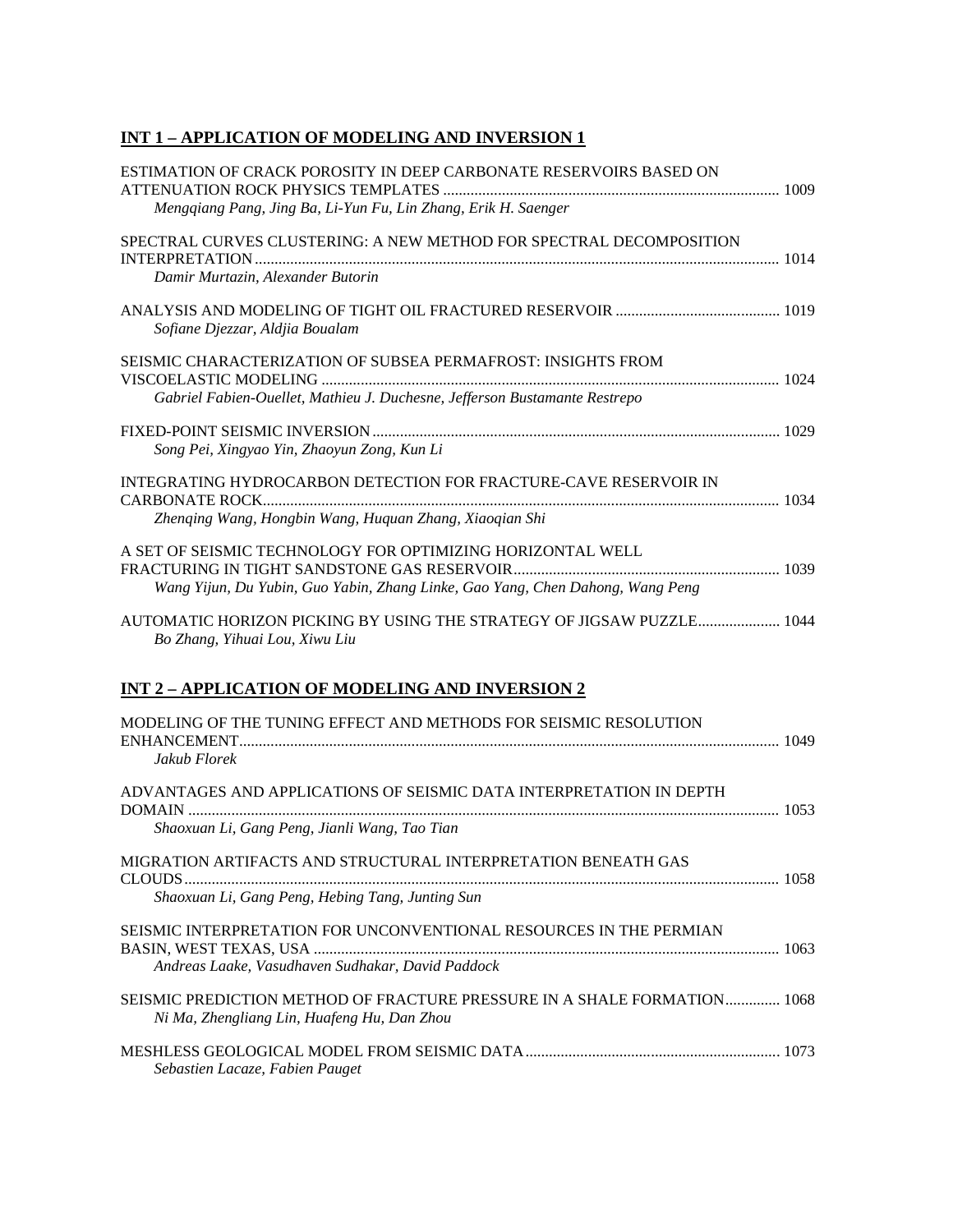## INT 1 – APPLICATION OF MODELING AND INVERSION 1

ESTIMATION OF CRACK POROSITY IN DEEP CARBONATE RESERVOIRS BASED ON ATTENUATION ROCK PHYSICS TEMPLATES ..................... 1009
*Mengqiang Pang, Jing Ba, Li-Yun Fu, Lin Zhang, Erik H. Saenger*

SPECTRAL CURVES CLUSTERING: A NEW METHOD FOR SPECTRAL DECOMPOSITION INTERPRETATION ..................... 1014
*Damir Murtazin, Alexander Butorin*

ANALYSIS AND MODELING OF TIGHT OIL FRACTURED RESERVOIR ..................... 1019
*Sofiane Djezzar, Aldjia Boualam*

SEISMIC CHARACTERIZATION OF SUBSEA PERMAFROST: INSIGHTS FROM VISCOELASTIC MODELING ..................... 1024
*Gabriel Fabien-Ouellet, Mathieu J. Duchesne, Jefferson Bustamante Restrepo*

FIXED-POINT SEISMIC INVERSION ..................... 1029
*Song Pei, Xingyao Yin, Zhaoyun Zong, Kun Li*

INTEGRATING HYDROCARBON DETECTION FOR FRACTURE-CAVE RESERVOIR IN CARBONATE ROCK ..................... 1034
*Zhenqing Wang, Hongbin Wang, Huquan Zhang, Xiaoqian Shi*

A SET OF SEISMIC TECHNOLOGY FOR OPTIMIZING HORIZONTAL WELL FRACTURING IN TIGHT SANDSTONE GAS RESERVOIR ..................... 1039
*Wang Yijun, Du Yubin, Guo Yabin, Zhang Linke, Gao Yang, Chen Dahong, Wang Peng*

AUTOMATIC HORIZON PICKING BY USING THE STRATEGY OF JIGSAW PUZZLE ..................... 1044
*Bo Zhang, Yihuai Lou, Xiwu Liu*

## INT 2 – APPLICATION OF MODELING AND INVERSION 2

MODELING OF THE TUNING EFFECT AND METHODS FOR SEISMIC RESOLUTION ENHANCEMENT ..................... 1049
*Jakub Florek*

ADVANTAGES AND APPLICATIONS OF SEISMIC DATA INTERPRETATION IN DEPTH DOMAIN ..................... 1053
*Shaoxuan Li, Gang Peng, Jianli Wang, Tao Tian*

MIGRATION ARTIFACTS AND STRUCTURAL INTERPRETATION BENEATH GAS CLOUDS ..................... 1058
*Shaoxuan Li, Gang Peng, Hebing Tang, Junting Sun*

SEISMIC INTERPRETATION FOR UNCONVENTIONAL RESOURCES IN THE PERMIAN BASIN, WEST TEXAS, USA ..................... 1063
*Andreas Laake, Vasudhaven Sudhakar, David Paddock*

SEISMIC PREDICTION METHOD OF FRACTURE PRESSURE IN A SHALE FORMATION ..................... 1068
*Ni Ma, Zhengliang Lin, Huafeng Hu, Dan Zhou*

MESHLESS GEOLOGICAL MODEL FROM SEISMIC DATA ..................... 1073
*Sebastien Lacaze, Fabien Pauget*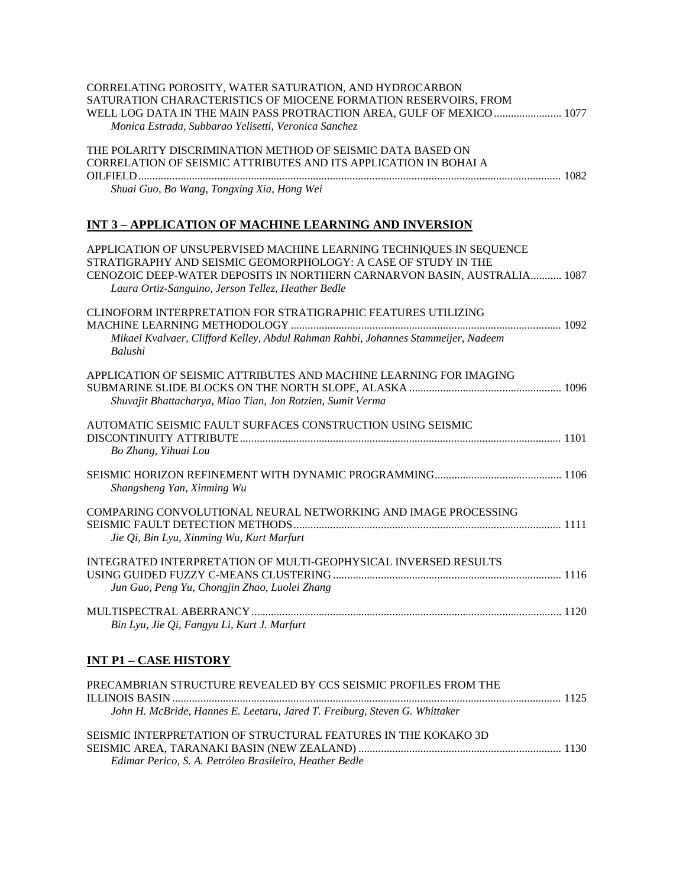CORRELATING POROSITY, WATER SATURATION, AND HYDROCARBON SATURATION CHARACTERISTICS OF MIOCENE FORMATION RESERVOIRS, FROM WELL LOG DATA IN THE MAIN PASS PROTRACTION AREA, GULF OF MEXICO ........................ 1077
*Monica Estrada, Subbarao Yelisetti, Veronica Sanchez*

THE POLARITY DISCRIMINATION METHOD OF SEISMIC DATA BASED ON CORRELATION OF SEISMIC ATTRIBUTES AND ITS APPLICATION IN BOHAI A OILFIELD.................................................................................................................................................... 1082
*Shuai Guo, Bo Wang, Tongxing Xia, Hong Wei*

## INT 3 – APPLICATION OF MACHINE LEARNING AND INVERSION

APPLICATION OF UNSUPERVISED MACHINE LEARNING TECHNIQUES IN SEQUENCE STRATIGRAPHY AND SEISMIC GEOMORPHOLOGY: A CASE OF STUDY IN THE CENOZOIC DEEP-WATER DEPOSITS IN NORTHERN CARNARVON BASIN, AUSTRALIA........... 1087
*Laura Ortiz-Sanguino, Jerson Tellez, Heather Bedle*

CLINOFORM INTERPRETATION FOR STRATIGRAPHIC FEATURES UTILIZING MACHINE LEARNING METHODOLOGY ............................................................................................... 1092
*Mikael Kvalvaer, Clifford Kelley, Abdul Rahman Rahbi, Johannes Stammeijer, Nadeem Balushi*

APPLICATION OF SEISMIC ATTRIBUTES AND MACHINE LEARNING FOR IMAGING SUBMARINE SLIDE BLOCKS ON THE NORTH SLOPE, ALASKA ...................................................... 1096
*Shuvajit Bhattacharya, Miao Tian, Jon Rotzien, Sumit Verma*

AUTOMATIC SEISMIC FAULT SURFACES CONSTRUCTION USING SEISMIC DISCONTINUITY ATTRIBUTE................................................................................................................. 1101
*Bo Zhang, Yihuai Lou*

SEISMIC HORIZON REFINEMENT WITH DYNAMIC PROGRAMMING............................................. 1106
*Shangsheng Yan, Xinming Wu*

COMPARING CONVOLUTIONAL NEURAL NETWORKING AND IMAGE PROCESSING SEISMIC FAULT DETECTION METHODS.............................................................................................. 1111
*Jie Qi, Bin Lyu, Xinming Wu, Kurt Marfurt*

INTEGRATED INTERPRETATION OF MULTI-GEOPHYSICAL INVERSED RESULTS USING GUIDED FUZZY C-MEANS CLUSTERING ................................................................................ 1116
*Jun Guo, Peng Yu, Chongjin Zhao, Luolei Zhang*

MULTISPECTRAL ABERRANCY............................................................................................................. 1120
*Bin Lyu, Jie Qi, Fangyu Li, Kurt J. Marfurt*

## INT P1 – CASE HISTORY

PRECAMBRIAN STRUCTURE REVEALED BY CCS SEISMIC PROFILES FROM THE ILLINOIS BASIN........................................................................................................................................ 1125
*John H. McBride, Hannes E. Leetaru, Jared T. Freiburg, Steven G. Whittaker*

SEISMIC INTERPRETATION OF STRUCTURAL FEATURES IN THE KOKAKO 3D SEISMIC AREA, TARANAKI BASIN (NEW ZEALAND) ........................................................................ 1130
*Edimar Perico, S. A. Petróleo Brasileiro, Heather Bedle*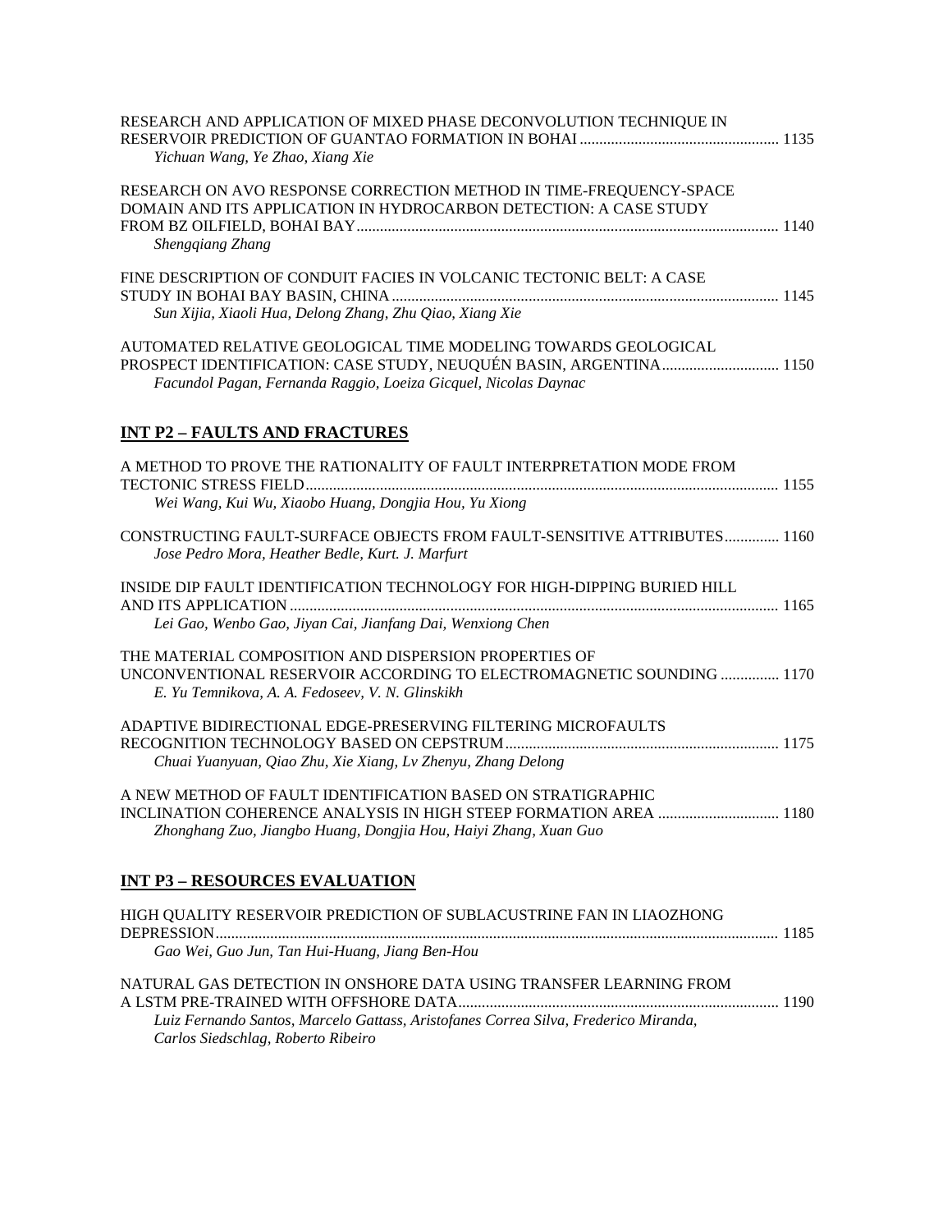RESEARCH AND APPLICATION OF MIXED PHASE DECONVOLUTION TECHNIQUE IN RESERVOIR PREDICTION OF GUANTAO FORMATION IN BOHAI .................................................. 1135
*Yichuan Wang, Ye Zhao, Xiang Xie*

RESEARCH ON AVO RESPONSE CORRECTION METHOD IN TIME-FREQUENCY-SPACE DOMAIN AND ITS APPLICATION IN HYDROCARBON DETECTION: A CASE STUDY FROM BZ OILFIELD, BOHAI BAY.......................................................................................................... 1140
*Shengqiang Zhang*

FINE DESCRIPTION OF CONDUIT FACIES IN VOLCANIC TECTONIC BELT: A CASE STUDY IN BOHAI BAY BASIN, CHINA.................................................................................................. 1145
*Sun Xijia, Xiaoli Hua, Delong Zhang, Zhu Qiao, Xiang Xie*

AUTOMATED RELATIVE GEOLOGICAL TIME MODELING TOWARDS GEOLOGICAL PROSPECT IDENTIFICATION: CASE STUDY, NEUQUÉN BASIN, ARGENTINA............................. 1150
*Facundol Pagan, Fernanda Raggio, Loeiza Gicquel, Nicolas Daynac*

## INT P2 – FAULTS AND FRACTURES

A METHOD TO PROVE THE RATIONALITY OF FAULT INTERPRETATION MODE FROM TECTONIC STRESS FIELD....................................................................................................................... 1155
*Wei Wang, Kui Wu, Xiaobo Huang, Dongjia Hou, Yu Xiong*

CONSTRUCTING FAULT-SURFACE OBJECTS FROM FAULT-SENSITIVE ATTRIBUTES.............. 1160
*Jose Pedro Mora, Heather Bedle, Kurt. J. Marfurt*

INSIDE DIP FAULT IDENTIFICATION TECHNOLOGY FOR HIGH-DIPPING BURIED HILL AND ITS APPLICATION ............................................................................................................................ 1165
*Lei Gao, Wenbo Gao, Jiyan Cai, Jianfang Dai, Wenxiong Chen*

THE MATERIAL COMPOSITION AND DISPERSION PROPERTIES OF UNCONVENTIONAL RESERVOIR ACCORDING TO ELECTROMAGNETIC SOUNDING ............... 1170
*E. Yu Temnikova, A. A. Fedoseev, V. N. Glinskikh*

ADAPTIVE BIDIRECTIONAL EDGE-PRESERVING FILTERING MICROFAULTS RECOGNITION TECHNOLOGY BASED ON CEPSTRUM...................................................................... 1175
*Chuai Yuanyuan, Qiao Zhu, Xie Xiang, Lv Zhenyu, Zhang Delong*

A NEW METHOD OF FAULT IDENTIFICATION BASED ON STRATIGRAPHIC INCLINATION COHERENCE ANALYSIS IN HIGH STEEP FORMATION AREA ............................... 1180
*Zhonghang Zuo, Jiangbo Huang, Dongjia Hou, Haiyi Zhang, Xuan Guo*

## INT P3 – RESOURCES EVALUATION

HIGH QUALITY RESERVOIR PREDICTION OF SUBLACUSTRINE FAN IN LIAOZHONG DEPRESSION............................................................................................................................................... 1185
*Gao Wei, Guo Jun, Tan Hui-Huang, Jiang Ben-Hou*

NATURAL GAS DETECTION IN ONSHORE DATA USING TRANSFER LEARNING FROM A LSTM PRE-TRAINED WITH OFFSHORE DATA................................................................................. 1190
*Luiz Fernando Santos, Marcelo Gattass, Aristofanes Correa Silva, Frederico Miranda, Carlos Siedschlag, Roberto Ribeiro*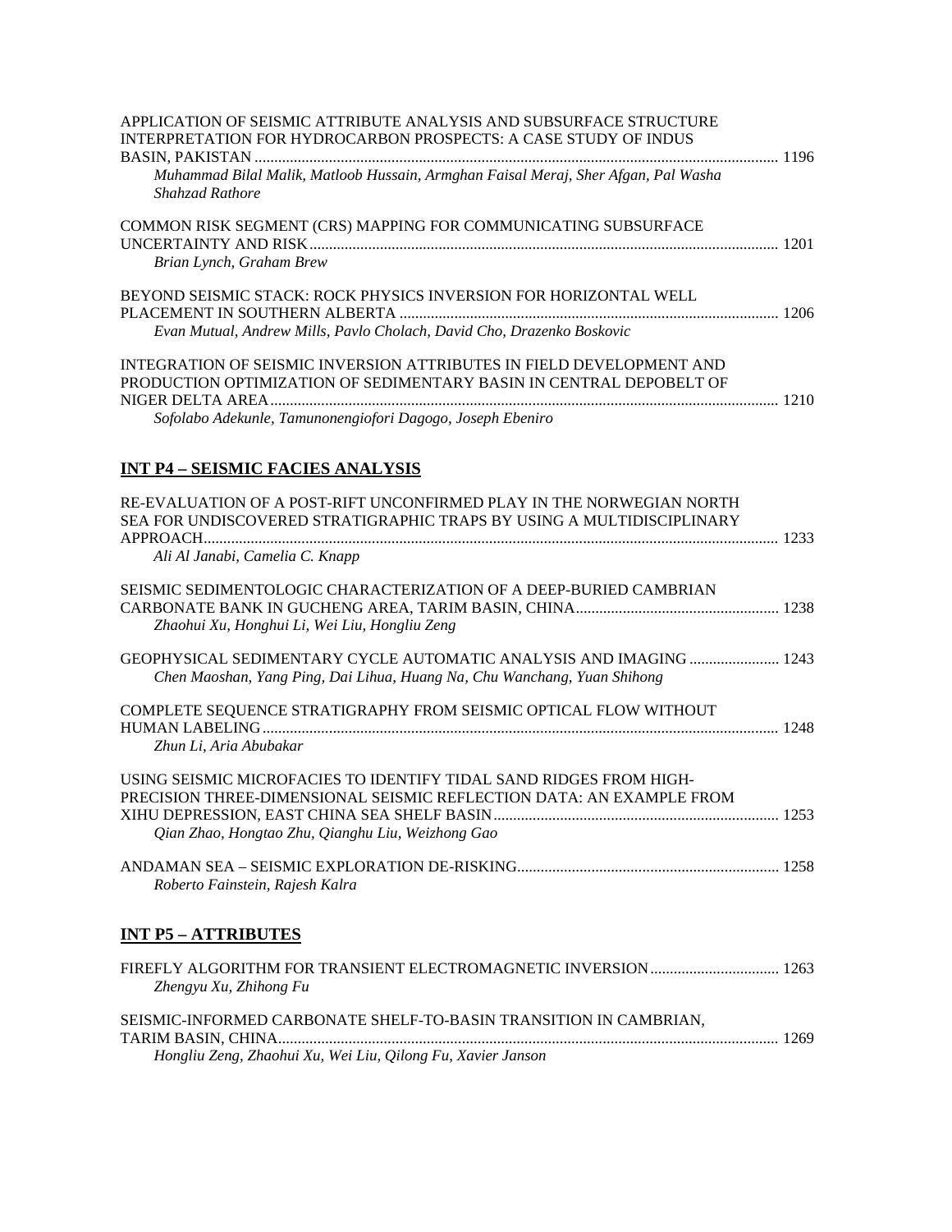APPLICATION OF SEISMIC ATTRIBUTE ANALYSIS AND SUBSURFACE STRUCTURE INTERPRETATION FOR HYDROCARBON PROSPECTS: A CASE STUDY OF INDUS BASIN, PAKISTAN ........ 1196
*Muhammad Bilal Malik, Matloob Hussain, Armghan Faisal Meraj, Sher Afgan, Pal Washa Shahzad Rathore*

COMMON RISK SEGMENT (CRS) MAPPING FOR COMMUNICATING SUBSURFACE UNCERTAINTY AND RISK ........ 1201
*Brian Lynch, Graham Brew*

BEYOND SEISMIC STACK: ROCK PHYSICS INVERSION FOR HORIZONTAL WELL PLACEMENT IN SOUTHERN ALBERTA ........ 1206
*Evan Mutual, Andrew Mills, Pavlo Cholach, David Cho, Drazenko Boskovic*

INTEGRATION OF SEISMIC INVERSION ATTRIBUTES IN FIELD DEVELOPMENT AND PRODUCTION OPTIMIZATION OF SEDIMENTARY BASIN IN CENTRAL DEPOBELT OF NIGER DELTA AREA ........ 1210
*Sofolabo Adekunle, Tamunonengiofori Dagogo, Joseph Ebeniro*

## INT P4 – SEISMIC FACIES ANALYSIS

RE-EVALUATION OF A POST-RIFT UNCONFIRMED PLAY IN THE NORWEGIAN NORTH SEA FOR UNDISCOVERED STRATIGRAPHIC TRAPS BY USING A MULTIDISCIPLINARY APPROACH ........ 1233
*Ali Al Janabi, Camelia C. Knapp*

SEISMIC SEDIMENTOLOGIC CHARACTERIZATION OF A DEEP-BURIED CAMBRIAN CARBONATE BANK IN GUCHENG AREA, TARIM BASIN, CHINA ........ 1238
*Zhaohui Xu, Honghui Li, Wei Liu, Hongliu Zeng*

GEOPHYSICAL SEDIMENTARY CYCLE AUTOMATIC ANALYSIS AND IMAGING ........ 1243
*Chen Maoshan, Yang Ping, Dai Lihua, Huang Na, Chu Wanchang, Yuan Shihong*

COMPLETE SEQUENCE STRATIGRAPHY FROM SEISMIC OPTICAL FLOW WITHOUT HUMAN LABELING ........ 1248
*Zhun Li, Aria Abubakar*

USING SEISMIC MICROFACIES TO IDENTIFY TIDAL SAND RIDGES FROM HIGH-PRECISION THREE-DIMENSIONAL SEISMIC REFLECTION DATA: AN EXAMPLE FROM XIHU DEPRESSION, EAST CHINA SEA SHELF BASIN ........ 1253
*Qian Zhao, Hongtao Zhu, Qianghu Liu, Weizhong Gao*

ANDAMAN SEA – SEISMIC EXPLORATION DE-RISKING ........ 1258
*Roberto Fainstein, Rajesh Kalra*

## INT P5 – ATTRIBUTES

FIREFLY ALGORITHM FOR TRANSIENT ELECTROMAGNETIC INVERSION ........ 1263
*Zhengyu Xu, Zhihong Fu*

SEISMIC-INFORMED CARBONATE SHELF-TO-BASIN TRANSITION IN CAMBRIAN, TARIM BASIN, CHINA ........ 1269
*Hongliu Zeng, Zhaohui Xu, Wei Liu, Qilong Fu, Xavier Janson*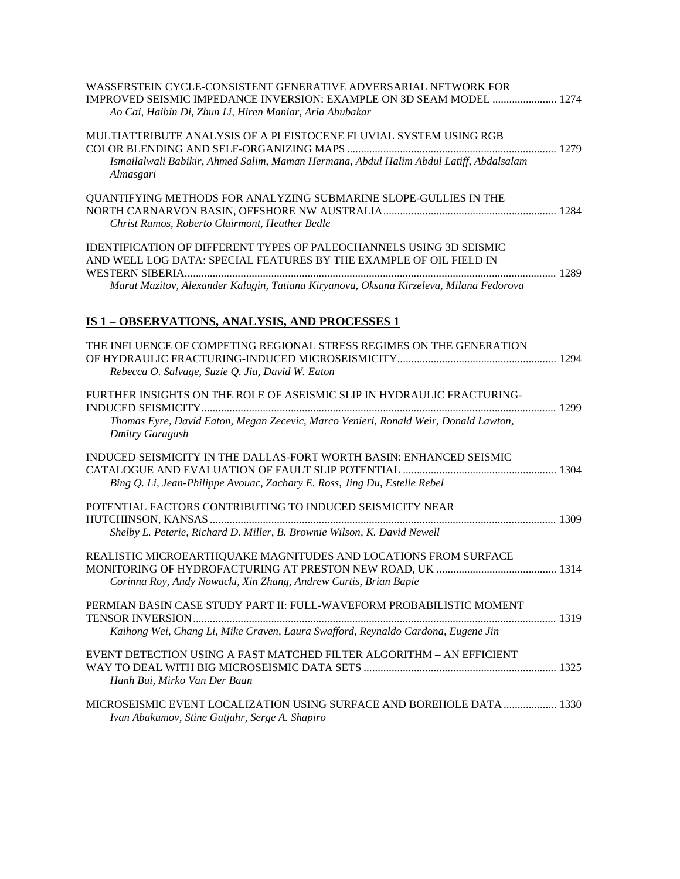WASSERSTEIN CYCLE-CONSISTENT GENERATIVE ADVERSARIAL NETWORK FOR IMPROVED SEISMIC IMPEDANCE INVERSION: EXAMPLE ON 3D SEAM MODEL ....................... 1274
*Ao Cai, Haibin Di, Zhun Li, Hiren Maniar, Aria Abubakar*

MULTIATTRIBUTE ANALYSIS OF A PLEISTOCENE FLUVIAL SYSTEM USING RGB COLOR BLENDING AND SELF-ORGANIZING MAPS ............................................................................ 1279
*Ismailalwali Babikir, Ahmed Salim, Maman Hermana, Abdul Halim Abdul Latiff, Abdalsalam Almasgari*

QUANTIFYING METHODS FOR ANALYZING SUBMARINE SLOPE-GULLIES IN THE NORTH CARNARVON BASIN, OFFSHORE NW AUSTRALIA ............................................................... 1284
*Christ Ramos, Roberto Clairmont, Heather Bedle*

IDENTIFICATION OF DIFFERENT TYPES OF PALEOCHANNELS USING 3D SEISMIC AND WELL LOG DATA: SPECIAL FEATURES BY THE EXAMPLE OF OIL FIELD IN WESTERN SIBERIA.................................................................................................................................... 1289
*Marat Mazitov, Alexander Kalugin, Tatiana Kiryanova, Oksana Kirzeleva, Milana Fedorova*

## IS 1 – OBSERVATIONS, ANALYSIS, AND PROCESSES 1

THE INFLUENCE OF COMPETING REGIONAL STRESS REGIMES ON THE GENERATION OF HYDRAULIC FRACTURING-INDUCED MICROSEISMICITY......................................................... 1294
*Rebecca O. Salvage, Suzie Q. Jia, David W. Eaton*

FURTHER INSIGHTS ON THE ROLE OF ASEISMIC SLIP IN HYDRAULIC FRACTURING-INDUCED SEISMICITY............................................................................................................................... 1299
*Thomas Eyre, David Eaton, Megan Zecevic, Marco Venieri, Ronald Weir, Donald Lawton, Dmitry Garagash*

INDUCED SEISMICITY IN THE DALLAS-FORT WORTH BASIN: ENHANCED SEISMIC CATALOGUE AND EVALUATION OF FAULT SLIP POTENTIAL ....................................................... 1304
*Bing Q. Li, Jean-Philippe Avouac, Zachary E. Ross, Jing Du, Estelle Rebel*

POTENTIAL FACTORS CONTRIBUTING TO INDUCED SEISMICITY NEAR HUTCHINSON, KANSAS ........................................................................................................................... 1309
*Shelby L. Peterie, Richard D. Miller, B. Brownie Wilson, K. David Newell*

REALISTIC MICROEARTHQUAKE MAGNITUDES AND LOCATIONS FROM SURFACE MONITORING OF HYDROFACTURING AT PRESTON NEW ROAD, UK ........................................... 1314
*Corinna Roy, Andy Nowacki, Xin Zhang, Andrew Curtis, Brian Bapie*

PERMIAN BASIN CASE STUDY PART II: FULL-WAVEFORM PROBABILISTIC MOMENT TENSOR INVERSION.................................................................................................................................. 1319
*Kaihong Wei, Chang Li, Mike Craven, Laura Swafford, Reynaldo Cardona, Eugene Jin*

EVENT DETECTION USING A FAST MATCHED FILTER ALGORITHM – AN EFFICIENT WAY TO DEAL WITH BIG MICROSEISMIC DATA SETS ..................................................................... 1325
*Hanh Bui, Mirko Van Der Baan*

MICROSEISMIC EVENT LOCALIZATION USING SURFACE AND BOREHOLE DATA ................... 1330
*Ivan Abakumov, Stine Gutjahr, Serge A. Shapiro*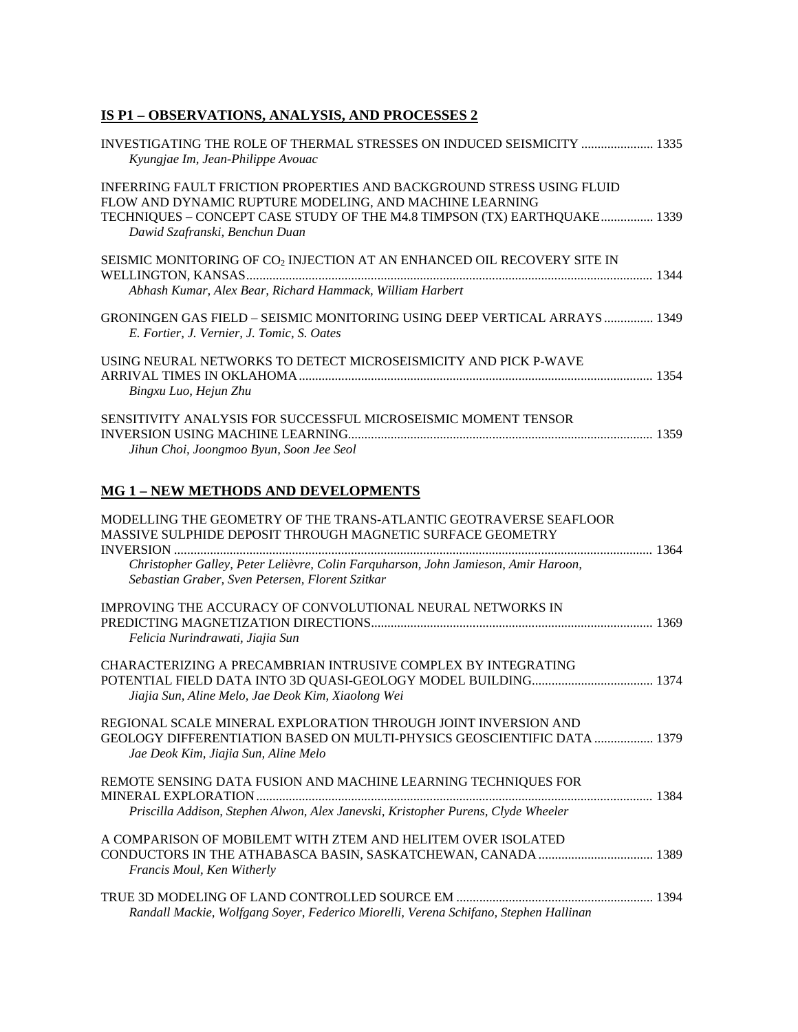## IS P1 – OBSERVATIONS, ANALYSIS, AND PROCESSES 2

INVESTIGATING THE ROLE OF THERMAL STRESSES ON INDUCED SEISMICITY ...................... 1335
*Kyungjae Im, Jean-Philippe Avouac*

INFERRING FAULT FRICTION PROPERTIES AND BACKGROUND STRESS USING FLUID FLOW AND DYNAMIC RUPTURE MODELING, AND MACHINE LEARNING TECHNIQUES – CONCEPT CASE STUDY OF THE M4.8 TIMPSON (TX) EARTHQUAKE................ 1339
*Dawid Szafranski, Benchun Duan*

SEISMIC MONITORING OF $CO_2$ INJECTION AT AN ENHANCED OIL RECOVERY SITE IN WELLINGTON, KANSAS........................................................................................................................... 1344
*Abhash Kumar, Alex Bear, Richard Hammack, William Harbert*

GRONINGEN GAS FIELD – SEISMIC MONITORING USING DEEP VERTICAL ARRAYS ............... 1349
*E. Fortier, J. Vernier, J. Tomic, S. Oates*

USING NEURAL NETWORKS TO DETECT MICROSEISMICITY AND PICK P-WAVE ARRIVAL TIMES IN OKLAHOMA........................................................................................................... 1354
*Bingxu Luo, Hejun Zhu*

SENSITIVITY ANALYSIS FOR SUCCESSFUL MICROSEISMIC MOMENT TENSOR INVERSION USING MACHINE LEARNING............................................................................................ 1359
*Jihun Choi, Joongmoo Byun, Soon Jee Seol*

## MG 1 – NEW METHODS AND DEVELOPMENTS

MODELLING THE GEOMETRY OF THE TRANS-ATLANTIC GEOTRAVERSE SEAFLOOR MASSIVE SULPHIDE DEPOSIT THROUGH MAGNETIC SURFACE GEOMETRY INVERSION ................................................................................................................................. 1364
*Christopher Galley, Peter Lelièvre, Colin Farquharson, John Jamieson, Amir Haroon, Sebastian Graber, Sven Petersen, Florent Szitkar*

IMPROVING THE ACCURACY OF CONVOLUTIONAL NEURAL NETWORKS IN PREDICTING MAGNETIZATION DIRECTIONS..................................................................................... 1369
*Felicia Nurindrawati, Jiajia Sun*

CHARACTERIZING A PRECAMBRIAN INTRUSIVE COMPLEX BY INTEGRATING POTENTIAL FIELD DATA INTO 3D QUASI-GEOLOGY MODEL BUILDING..................................... 1374
*Jiajia Sun, Aline Melo, Jae Deok Kim, Xiaolong Wei*

REGIONAL SCALE MINERAL EXPLORATION THROUGH JOINT INVERSION AND GEOLOGY DIFFERENTIATION BASED ON MULTI-PHYSICS GEOSCIENTIFIC DATA .................. 1379
*Jae Deok Kim, Jiajia Sun, Aline Melo*

REMOTE SENSING DATA FUSION AND MACHINE LEARNING TECHNIQUES FOR MINERAL EXPLORATION......................................................................................................................... 1384
*Priscilla Addison, Stephen Alwon, Alex Janevski, Kristopher Purens, Clyde Wheeler*

A COMPARISON OF MOBILEMT WITH ZTEM AND HELITEM OVER ISOLATED CONDUCTORS IN THE ATHABASCA BASIN, SASKATCHEWAN, CANADA ................................... 1389
*Francis Moul, Ken Witherly*

TRUE 3D MODELING OF LAND CONTROLLED SOURCE EM ........................................................... 1394
*Randall Mackie, Wolfgang Soyer, Federico Miorelli, Verena Schifano, Stephen Hallinan*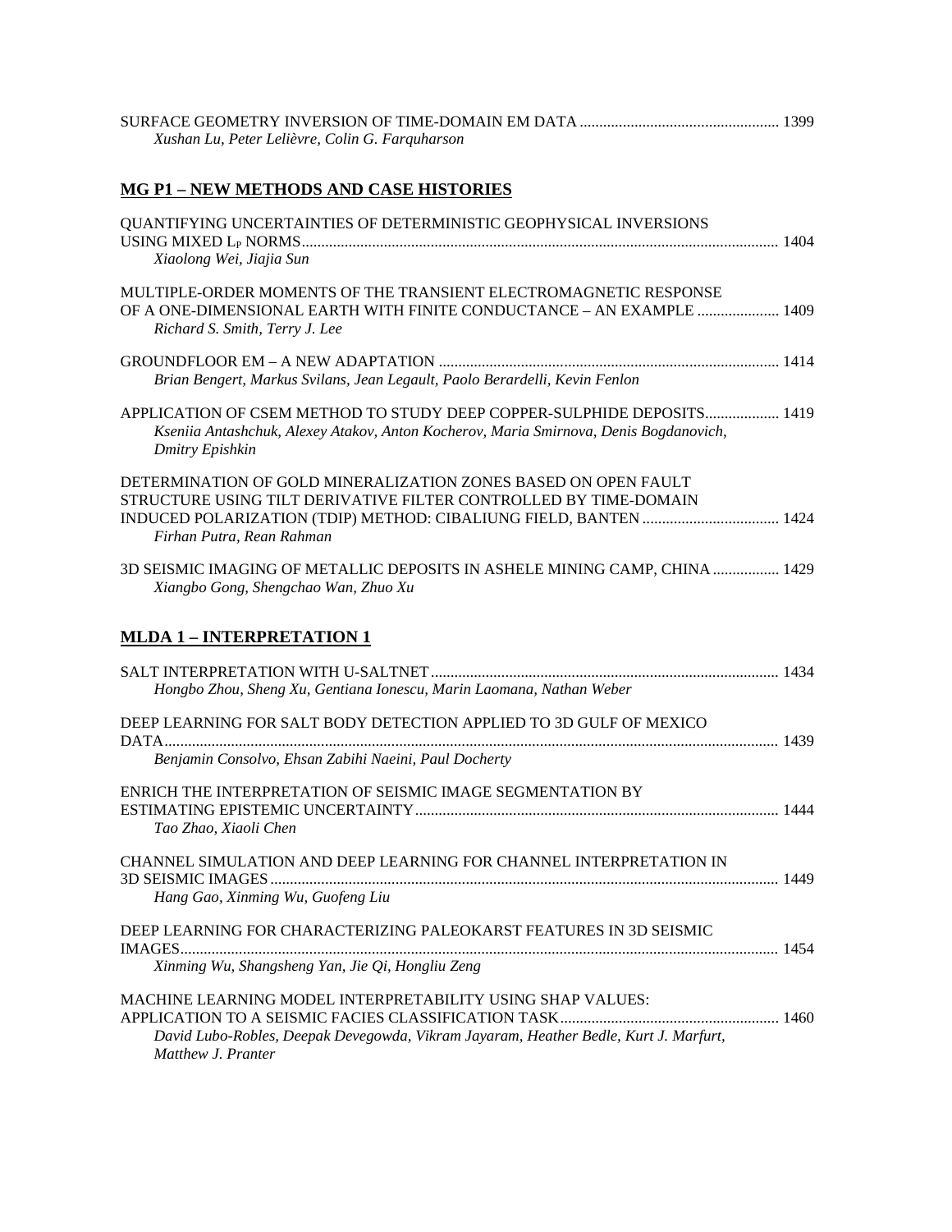SURFACE GEOMETRY INVERSION OF TIME-DOMAIN EM DATA .................................................. 1399
*Xushan Lu, Peter Lelièvre, Colin G. Farquharson*

## MG P1 – NEW METHODS AND CASE HISTORIES

QUANTIFYING UNCERTAINTIES OF DETERMINISTIC GEOPHYSICAL INVERSIONS USING MIXED $L_P$ NORMS ........................................................................................................................ 1404
*Xiaolong Wei, Jiajia Sun*

MULTIPLE-ORDER MOMENTS OF THE TRANSIENT ELECTROMAGNETIC RESPONSE OF A ONE-DIMENSIONAL EARTH WITH FINITE CONDUCTANCE – AN EXAMPLE .................... 1409
*Richard S. Smith, Terry J. Lee*

GROUNDFLOOR EM – A NEW ADAPTATION ...................................................................................... 1414
*Brian Bengert, Markus Svilans, Jean Legault, Paolo Berardelli, Kevin Fenlon*

APPLICATION OF CSEM METHOD TO STUDY DEEP COPPER-SULPHIDE DEPOSITS.................. 1419
*Kseniia Antashchuk, Alexey Atakov, Anton Kocherov, Maria Smirnova, Denis Bogdanovich, Dmitry Epishkin*

DETERMINATION OF GOLD MINERALIZATION ZONES BASED ON OPEN FAULT STRUCTURE USING TILT DERIVATIVE FILTER CONTROLLED BY TIME-DOMAIN INDUCED POLARIZATION (TDIP) METHOD: CIBALIUNG FIELD, BANTEN .................................. 1424
*Firhan Putra, Rean Rahman*

3D SEISMIC IMAGING OF METALLIC DEPOSITS IN ASHELE MINING CAMP, CHINA ................ 1429
*Xiangbo Gong, Shengchao Wan, Zhuo Xu*

## MLDA 1 – INTERPRETATION 1

SALT INTERPRETATION WITH U-SALTNET ........................................................................................ 1434
*Hongbo Zhou, Sheng Xu, Gentiana Ionescu, Marin Laomana, Nathan Weber*

DEEP LEARNING FOR SALT BODY DETECTION APPLIED TO 3D GULF OF MEXICO DATA.......................................................................................................................................................... 1439
*Benjamin Consolvo, Ehsan Zabihi Naeini, Paul Docherty*

ENRICH THE INTERPRETATION OF SEISMIC IMAGE SEGMENTATION BY ESTIMATING EPISTEMIC UNCERTAINTY............................................................................................ 1444
*Tao Zhao, Xiaoli Chen*

CHANNEL SIMULATION AND DEEP LEARNING FOR CHANNEL INTERPRETATION IN 3D SEISMIC IMAGES ................................................................................................................................. 1449
*Hang Gao, Xinming Wu, Guofeng Liu*

DEEP LEARNING FOR CHARACTERIZING PALEOKARST FEATURES IN 3D SEISMIC IMAGES........................................................................................................................................................ 1454
*Xinming Wu, Shangsheng Yan, Jie Qi, Hongliu Zeng*

MACHINE LEARNING MODEL INTERPRETABILITY USING SHAP VALUES: APPLICATION TO A SEISMIC FACIES CLASSIFICATION TASK....................................................... 1460
*David Lubo-Robles, Deepak Devegowda, Vikram Jayaram, Heather Bedle, Kurt J. Marfurt, Matthew J. Pranter*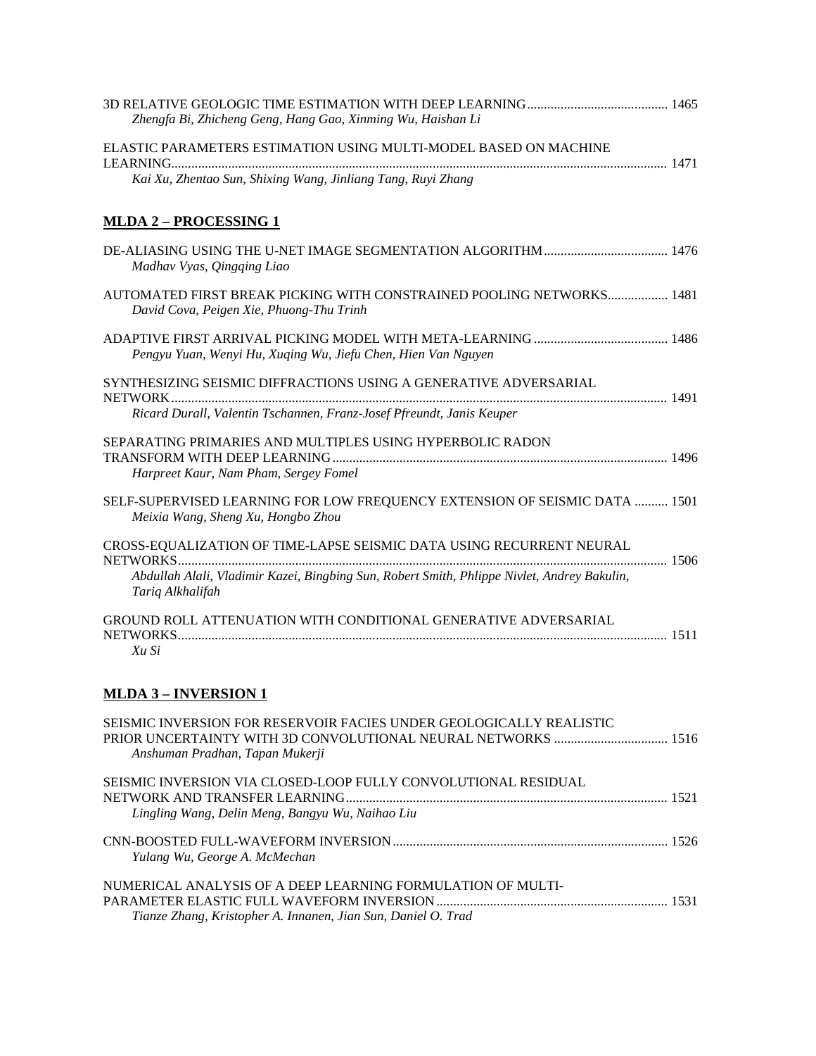3D RELATIVE GEOLOGIC TIME ESTIMATION WITH DEEP LEARNING ........................................ 1465
*Zhengfa Bi, Zhicheng Geng, Hang Gao, Xinming Wu, Haishan Li*

ELASTIC PARAMETERS ESTIMATION USING MULTI-MODEL BASED ON MACHINE LEARNING.................................................................................................................................. 1471
*Kai Xu, Zhentao Sun, Shixing Wang, Jinliang Tang, Ruyi Zhang*

## MLDA 2 – PROCESSING 1

DE-ALIASING USING THE U-NET IMAGE SEGMENTATION ALGORITHM..................................... 1476
*Madhav Vyas, Qingqing Liao*

AUTOMATED FIRST BREAK PICKING WITH CONSTRAINED POOLING NETWORKS.................. 1481
*David Cova, Peigen Xie, Phuong-Thu Trinh*

ADAPTIVE FIRST ARRIVAL PICKING MODEL WITH META-LEARNING ........................................ 1486
*Pengyu Yuan, Wenyi Hu, Xuqing Wu, Jiefu Chen, Hien Van Nguyen*

SYNTHESIZING SEISMIC DIFFRACTIONS USING A GENERATIVE ADVERSARIAL NETWORK.................................................................................................................................. 1491
*Ricard Durall, Valentin Tschannen, Franz-Josef Pfreundt, Janis Keuper*

SEPARATING PRIMARIES AND MULTIPLES USING HYPERBOLIC RADON TRANSFORM WITH DEEP LEARNING.................................................................................................. 1496
*Harpreet Kaur, Nam Pham, Sergey Fomel*

SELF-SUPERVISED LEARNING FOR LOW FREQUENCY EXTENSION OF SEISMIC DATA .......... 1501
*Meixia Wang, Sheng Xu, Hongbo Zhou*

CROSS-EQUALIZATION OF TIME-LAPSE SEISMIC DATA USING RECURRENT NEURAL NETWORKS................................................................................................................................ 1506
*Abdullah Alali, Vladimir Kazei, Bingbing Sun, Robert Smith, Phlippe Nivlet, Andrey Bakulin, Tariq Alkhalifah*

GROUND ROLL ATTENUATION WITH CONDITIONAL GENERATIVE ADVERSARIAL NETWORKS................................................................................................................................ 1511
*Xu Si*

## MLDA 3 – INVERSION 1

SEISMIC INVERSION FOR RESERVOIR FACIES UNDER GEOLOGICALLY REALISTIC PRIOR UNCERTAINTY WITH 3D CONVOLUTIONAL NEURAL NETWORKS ................................. 1516
*Anshuman Pradhan, Tapan Mukerji*

SEISMIC INVERSION VIA CLOSED-LOOP FULLY CONVOLUTIONAL RESIDUAL NETWORK AND TRANSFER LEARNING.............................................................................................. 1521
*Lingling Wang, Delin Meng, Bangyu Wu, Naihao Liu*

CNN-BOOSTED FULL-WAVEFORM INVERSION................................................................................. 1526
*Yulang Wu, George A. McMechan*

NUMERICAL ANALYSIS OF A DEEP LEARNING FORMULATION OF MULTI-PARAMETER ELASTIC FULL WAVEFORM INVERSION.................................................................... 1531
*Tianze Zhang, Kristopher A. Innanen, Jian Sun, Daniel O. Trad*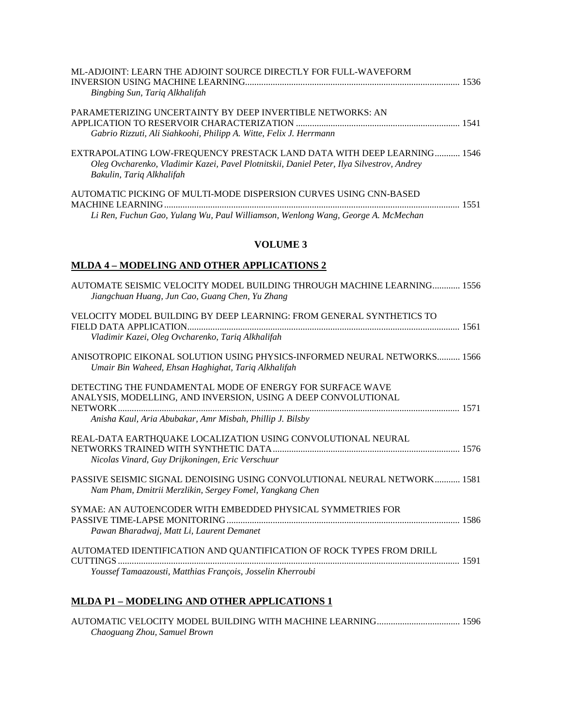ML-ADJOINT: LEARN THE ADJOINT SOURCE DIRECTLY FOR FULL-WAVEFORM INVERSION USING MACHINE LEARNING............................................................................................ 1536
*Bingbing Sun, Tariq Alkhalifah*

PARAMETERIZING UNCERTAINTY BY DEEP INVERTIBLE NETWORKS: AN APPLICATION TO RESERVOIR CHARACTERIZATION ...................................................................... 1541
*Gabrio Rizzuti, Ali Siahkoohi, Philipp A. Witte, Felix J. Herrmann*

EXTRAPOLATING LOW-FREQUENCY PRESTACK LAND DATA WITH DEEP LEARNING........... 1546
*Oleg Ovcharenko, Vladimir Kazei, Pavel Plotnitskii, Daniel Peter, Ilya Silvestrov, Andrey Bakulin, Tariq Alkhalifah*

AUTOMATIC PICKING OF MULTI-MODE DISPERSION CURVES USING CNN-BASED MACHINE LEARNING............................................................................................................................. 1551
*Li Ren, Fuchun Gao, Yulang Wu, Paul Williamson, Wenlong Wang, George A. McMechan*

## VOLUME 3

## MLDA 4 – MODELING AND OTHER APPLICATIONS 2

AUTOMATE SEISMIC VELOCITY MODEL BUILDING THROUGH MACHINE LEARNING............ 1556
*Jiangchuan Huang, Jun Cao, Guang Chen, Yu Zhang*

VELOCITY MODEL BUILDING BY DEEP LEARNING: FROM GENERAL SYNTHETICS TO FIELD DATA APPLICATION..................................................................................................................... 1561
*Vladimir Kazei, Oleg Ovcharenko, Tariq Alkhalifah*

ANISOTROPIC EIKONAL SOLUTION USING PHYSICS-INFORMED NEURAL NETWORKS.......... 1566
*Umair Bin Waheed, Ehsan Haghighat, Tariq Alkhalifah*

DETECTING THE FUNDAMENTAL MODE OF ENERGY FOR SURFACE WAVE ANALYSIS, MODELLING, AND INVERSION, USING A DEEP CONVOLUTIONAL NETWORK................................................................................................................................................... 1571
*Anisha Kaul, Aria Abubakar, Amr Misbah, Phillip J. Bilsby*

REAL-DATA EARTHQUAKE LOCALIZATION USING CONVOLUTIONAL NEURAL NETWORKS TRAINED WITH SYNTHETIC DATA................................................................................ 1576
*Nicolas Vinard, Guy Drijkoningen, Eric Verschuur*

PASSIVE SEISMIC SIGNAL DENOISING USING CONVOLUTIONAL NEURAL NETWORK........... 1581
*Nam Pham, Dmitrii Merzlikin, Sergey Fomel, Yangkang Chen*

SYMAE: AN AUTOENCODER WITH EMBEDDED PHYSICAL SYMMETRIES FOR PASSIVE TIME-LAPSE MONITORING.................................................................................................... 1586
*Pawan Bharadwaj, Matt Li, Laurent Demanet*

AUTOMATED IDENTIFICATION AND QUANTIFICATION OF ROCK TYPES FROM DRILL CUTTINGS................................................................................................................................................... 1591
*Youssef Tamaazousti, Matthias François, Josselin Kherroubi*

## MLDA P1 – MODELING AND OTHER APPLICATIONS 1

AUTOMATIC VELOCITY MODEL BUILDING WITH MACHINE LEARNING................................... 1596
*Chaoguang Zhou, Samuel Brown*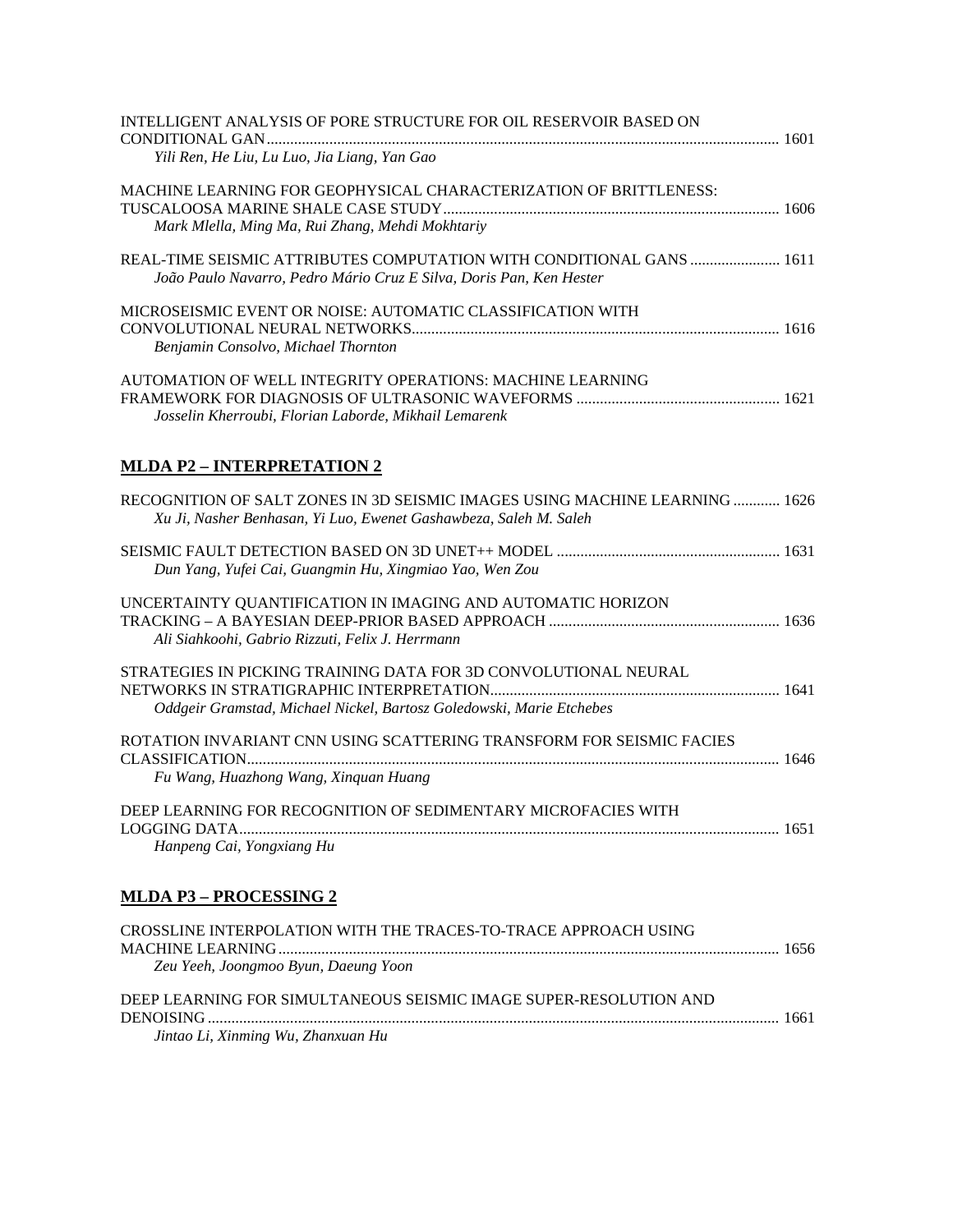INTELLIGENT ANALYSIS OF PORE STRUCTURE FOR OIL RESERVOIR BASED ON CONDITIONAL GAN ..... 1601
*Yili Ren, He Liu, Lu Luo, Jia Liang, Yan Gao*

MACHINE LEARNING FOR GEOPHYSICAL CHARACTERIZATION OF BRITTLENESS: TUSCALOOSA MARINE SHALE CASE STUDY ..... 1606
*Mark Mlella, Ming Ma, Rui Zhang, Mehdi Mokhtariy*

REAL-TIME SEISMIC ATTRIBUTES COMPUTATION WITH CONDITIONAL GANS ..... 1611
*João Paulo Navarro, Pedro Mário Cruz E Silva, Doris Pan, Ken Hester*

MICROSEISMIC EVENT OR NOISE: AUTOMATIC CLASSIFICATION WITH CONVOLUTIONAL NEURAL NETWORKS ..... 1616
*Benjamin Consolvo, Michael Thornton*

AUTOMATION OF WELL INTEGRITY OPERATIONS: MACHINE LEARNING FRAMEWORK FOR DIAGNOSIS OF ULTRASONIC WAVEFORMS ..... 1621
*Josselin Kherroubi, Florian Laborde, Mikhail Lemarenk*

## MLDA P2 – INTERPRETATION 2

RECOGNITION OF SALT ZONES IN 3D SEISMIC IMAGES USING MACHINE LEARNING ..... 1626
*Xu Ji, Nasher Benhasan, Yi Luo, Ewenet Gashawbeza, Saleh M. Saleh*

SEISMIC FAULT DETECTION BASED ON 3D UNET++ MODEL ..... 1631
*Dun Yang, Yufei Cai, Guangmin Hu, Xingmiao Yao, Wen Zou*

UNCERTAINTY QUANTIFICATION IN IMAGING AND AUTOMATIC HORIZON TRACKING – A BAYESIAN DEEP-PRIOR BASED APPROACH ..... 1636
*Ali Siahkoohi, Gabrio Rizzuti, Felix J. Herrmann*

STRATEGIES IN PICKING TRAINING DATA FOR 3D CONVOLUTIONAL NEURAL NETWORKS IN STRATIGRAPHIC INTERPRETATION ..... 1641
*Oddgeir Gramstad, Michael Nickel, Bartosz Goledowski, Marie Etchebes*

ROTATION INVARIANT CNN USING SCATTERING TRANSFORM FOR SEISMIC FACIES CLASSIFICATION ..... 1646
*Fu Wang, Huazhong Wang, Xinquan Huang*

DEEP LEARNING FOR RECOGNITION OF SEDIMENTARY MICROFACIES WITH LOGGING DATA ..... 1651
*Hanpeng Cai, Yongxiang Hu*

## MLDA P3 – PROCESSING 2

CROSSLINE INTERPOLATION WITH THE TRACES-TO-TRACE APPROACH USING MACHINE LEARNING ..... 1656
*Zeu Yeeh, Joongmoo Byun, Daeung Yoon*

DEEP LEARNING FOR SIMULTANEOUS SEISMIC IMAGE SUPER-RESOLUTION AND DENOISING ..... 1661
*Jintao Li, Xinming Wu, Zhanxuan Hu*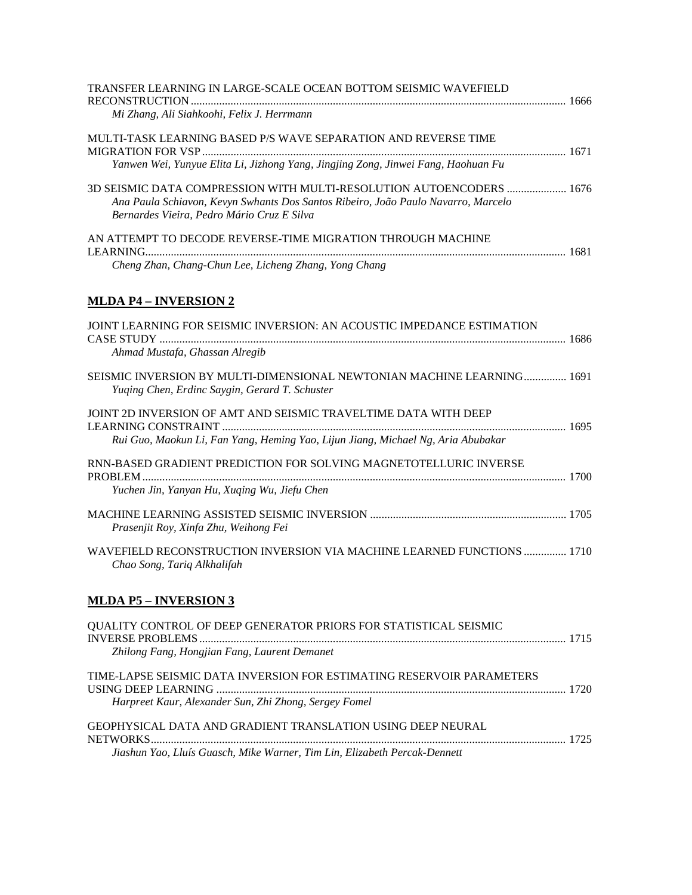TRANSFER LEARNING IN LARGE-SCALE OCEAN BOTTOM SEISMIC WAVEFIELD RECONSTRUCTION ........ 1666
*Mi Zhang, Ali Siahkoohi, Felix J. Herrmann*

MULTI-TASK LEARNING BASED P/S WAVE SEPARATION AND REVERSE TIME MIGRATION FOR VSP ........ 1671
*Yanwen Wei, Yunyue Elita Li, Jizhong Yang, Jingjing Zong, Jinwei Fang, Haohuan Fu*

3D SEISMIC DATA COMPRESSION WITH MULTI-RESOLUTION AUTOENCODERS ........ 1676
*Ana Paula Schiavon, Kevyn Swhants Dos Santos Ribeiro, João Paulo Navarro, Marcelo Bernardes Vieira, Pedro Mário Cruz E Silva*

AN ATTEMPT TO DECODE REVERSE-TIME MIGRATION THROUGH MACHINE LEARNING........ 1681
*Cheng Zhan, Chang-Chun Lee, Licheng Zhang, Yong Chang*

## MLDA P4 – INVERSION 2

JOINT LEARNING FOR SEISMIC INVERSION: AN ACOUSTIC IMPEDANCE ESTIMATION CASE STUDY ........ 1686
*Ahmad Mustafa, Ghassan Alregib*

SEISMIC INVERSION BY MULTI-DIMENSIONAL NEWTONIAN MACHINE LEARNING........ 1691
*Yuqing Chen, Erdinc Saygin, Gerard T. Schuster*

JOINT 2D INVERSION OF AMT AND SEISMIC TRAVELTIME DATA WITH DEEP LEARNING CONSTRAINT ........ 1695
*Rui Guo, Maokun Li, Fan Yang, Heming Yao, Lijun Jiang, Michael Ng, Aria Abubakar*

RNN-BASED GRADIENT PREDICTION FOR SOLVING MAGNETOTELLURIC INVERSE PROBLEM........ 1700
*Yuchen Jin, Yanyan Hu, Xuqing Wu, Jiefu Chen*

MACHINE LEARNING ASSISTED SEISMIC INVERSION ........ 1705
*Prasenjit Roy, Xinfa Zhu, Weihong Fei*

WAVEFIELD RECONSTRUCTION INVERSION VIA MACHINE LEARNED FUNCTIONS ........ 1710
*Chao Song, Tariq Alkhalifah*

## MLDA P5 – INVERSION 3

QUALITY CONTROL OF DEEP GENERATOR PRIORS FOR STATISTICAL SEISMIC INVERSE PROBLEMS........ 1715
*Zhilong Fang, Hongjian Fang, Laurent Demanet*

TIME-LAPSE SEISMIC DATA INVERSION FOR ESTIMATING RESERVOIR PARAMETERS USING DEEP LEARNING ........ 1720
*Harpreet Kaur, Alexander Sun, Zhi Zhong, Sergey Fomel*

GEOPHYSICAL DATA AND GRADIENT TRANSLATION USING DEEP NEURAL NETWORKS........ 1725
*Jiashun Yao, Lluís Guasch, Mike Warner, Tim Lin, Elizabeth Percak-Dennett*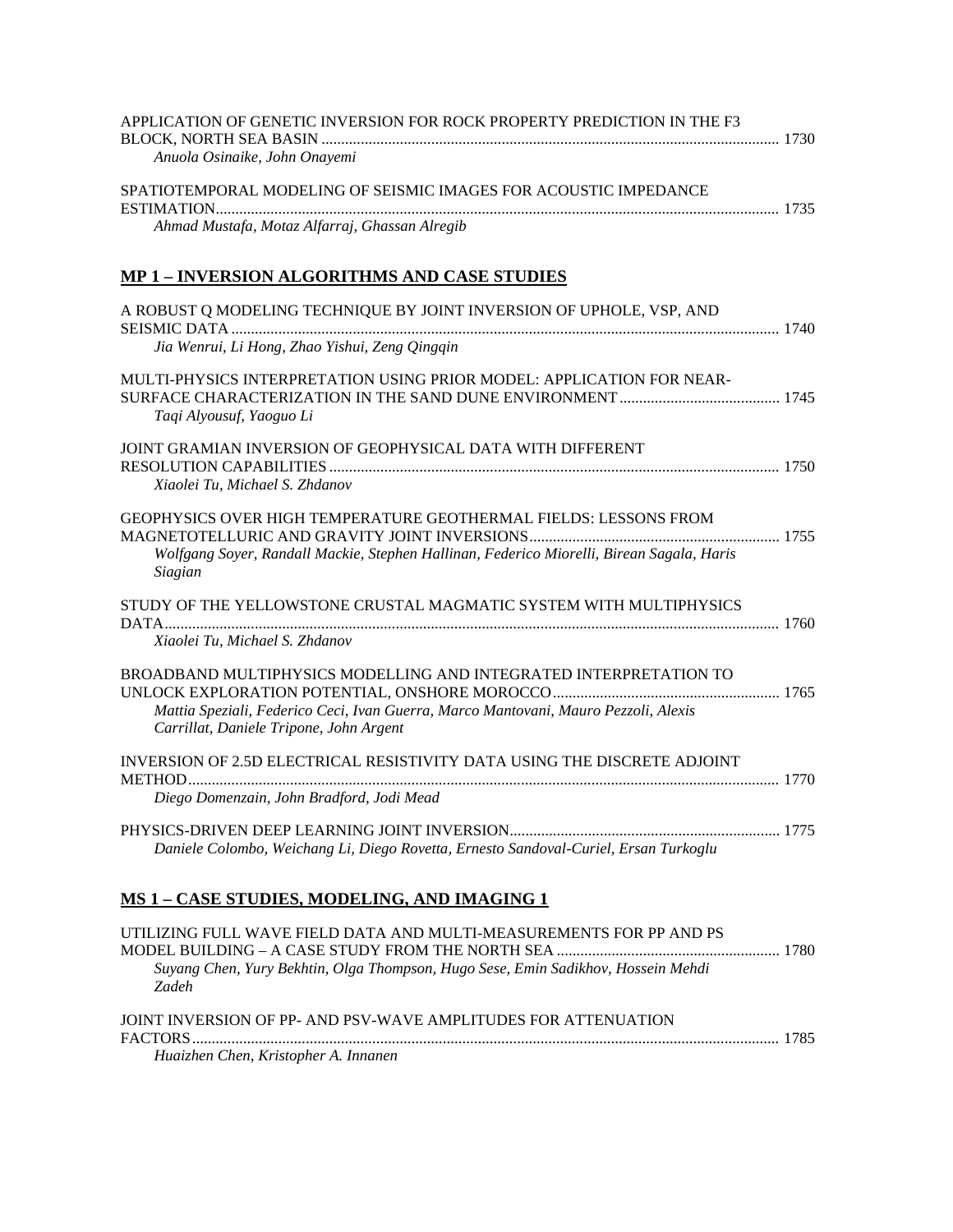APPLICATION OF GENETIC INVERSION FOR ROCK PROPERTY PREDICTION IN THE F3 BLOCK, NORTH SEA BASIN .................................................................................................................... 1730
*Anuola Osinaike, John Onayemi*

SPATIOTEMPORAL MODELING OF SEISMIC IMAGES FOR ACOUSTIC IMPEDANCE ESTIMATION............................................................................................................................................... 1735
*Ahmad Mustafa, Motaz Alfarraj, Ghassan Alregib*

## MP 1 – INVERSION ALGORITHMS AND CASE STUDIES

A ROBUST Q MODELING TECHNIQUE BY JOINT INVERSION OF UPHOLE, VSP, AND SEISMIC DATA ........................................................................................................................................... 1740
*Jia Wenrui, Li Hong, Zhao Yishui, Zeng Qingqin*

MULTI-PHYSICS INTERPRETATION USING PRIOR MODEL: APPLICATION FOR NEAR-SURFACE CHARACTERIZATION IN THE SAND DUNE ENVIRONMENT ......................................... 1745
*Taqi Alyousuf, Yaoguo Li*

JOINT GRAMIAN INVERSION OF GEOPHYSICAL DATA WITH DIFFERENT RESOLUTION CAPABILITIES .................................................................................................................. 1750
*Xiaolei Tu, Michael S. Zhdanov*

GEOPHYSICS OVER HIGH TEMPERATURE GEOTHERMAL FIELDS: LESSONS FROM MAGNETOTELLURIC AND GRAVITY JOINT INVERSIONS................................................................ 1755
*Wolfgang Soyer, Randall Mackie, Stephen Hallinan, Federico Miorelli, Birean Sagala, Haris Siagian*

STUDY OF THE YELLOWSTONE CRUSTAL MAGMATIC SYSTEM WITH MULTIPHYSICS DATA............................................................................................................................................................ 1760
*Xiaolei Tu, Michael S. Zhdanov*

BROADBAND MULTIPHYSICS MODELLING AND INTEGRATED INTERPRETATION TO UNLOCK EXPLORATION POTENTIAL, ONSHORE MOROCCO.......................................................... 1765
*Mattia Speziali, Federico Ceci, Ivan Guerra, Marco Mantovani, Mauro Pezzoli, Alexis Carrillat, Daniele Tripone, John Argent*

INVERSION OF 2.5D ELECTRICAL RESISTIVITY DATA USING THE DISCRETE ADJOINT METHOD...................................................................................................................................................... 1770
*Diego Domenzain, John Bradford, Jodi Mead*

PHYSICS-DRIVEN DEEP LEARNING JOINT INVERSION..................................................................... 1775
*Daniele Colombo, Weichang Li, Diego Rovetta, Ernesto Sandoval-Curiel, Ersan Turkoglu*

## MS 1 – CASE STUDIES, MODELING, AND IMAGING 1

UTILIZING FULL WAVE FIELD DATA AND MULTI-MEASUREMENTS FOR PP AND PS MODEL BUILDING – A CASE STUDY FROM THE NORTH SEA ......................................................... 1780
*Suyang Chen, Yury Bekhtin, Olga Thompson, Hugo Sese, Emin Sadikhov, Hossein Mehdi Zadeh*

JOINT INVERSION OF PP- AND PSV-WAVE AMPLITUDES FOR ATTENUATION FACTORS..................................................................................................................................................... 1785
*Huaizhen Chen, Kristopher A. Innanen*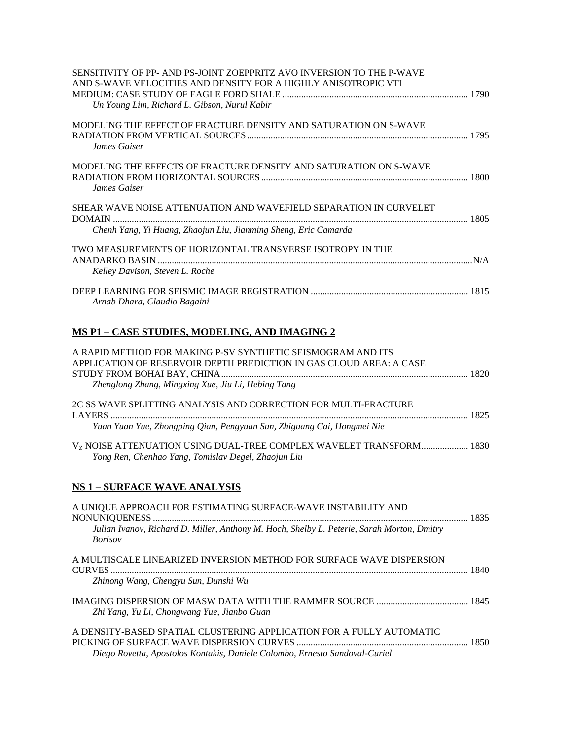SENSITIVITY OF PP- AND PS-JOINT ZOEPPRITZ AVO INVERSION TO THE P-WAVE AND S-WAVE VELOCITIES AND DENSITY FOR A HIGHLY ANISOTROPIC VTI MEDIUM: CASE STUDY OF EAGLE FORD SHALE ............ 1790
*Un Young Lim, Richard L. Gibson, Nurul Kabir*

MODELING THE EFFECT OF FRACTURE DENSITY AND SATURATION ON S-WAVE RADIATION FROM VERTICAL SOURCES ............ 1795
*James Gaiser*

MODELING THE EFFECTS OF FRACTURE DENSITY AND SATURATION ON S-WAVE RADIATION FROM HORIZONTAL SOURCES ............ 1800
*James Gaiser*

SHEAR WAVE NOISE ATTENUATION AND WAVEFIELD SEPARATION IN CURVELET DOMAIN ............ 1805
*Chenh Yang, Yi Huang, Zhaojun Liu, Jianming Sheng, Eric Camarda*

TWO MEASUREMENTS OF HORIZONTAL TRANSVERSE ISOTROPY IN THE ANADARKO BASIN ............ N/A
*Kelley Davison, Steven L. Roche*

DEEP LEARNING FOR SEISMIC IMAGE REGISTRATION ............ 1815
*Arnab Dhara, Claudio Bagaini*

## MS P1 – CASE STUDIES, MODELING, AND IMAGING 2

A RAPID METHOD FOR MAKING P-SV SYNTHETIC SEISMOGRAM AND ITS APPLICATION OF RESERVOIR DEPTH PREDICTION IN GAS CLOUD AREA: A CASE STUDY FROM BOHAI BAY, CHINA ............ 1820
*Zhenglong Zhang, Mingxing Xue, Jiu Li, Hebing Tang*

2C SS WAVE SPLITTING ANALYSIS AND CORRECTION FOR MULTI-FRACTURE LAYERS ............ 1825
*Yuan Yuan Yue, Zhongping Qian, Pengyuan Sun, Zhiguang Cai, Hongmei Nie*

$V_Z$ NOISE ATTENUATION USING DUAL-TREE COMPLEX WAVELET TRANSFORM ............ 1830
*Yong Ren, Chenhao Yang, Tomislav Degel, Zhaojun Liu*

## NS 1 – SURFACE WAVE ANALYSIS

A UNIQUE APPROACH FOR ESTIMATING SURFACE-WAVE INSTABILITY AND NONUNIQUENESS ............ 1835
*Julian Ivanov, Richard D. Miller, Anthony M. Hoch, Shelby L. Peterie, Sarah Morton, Dmitry Borisov*

A MULTISCALE LINEARIZED INVERSION METHOD FOR SURFACE WAVE DISPERSION CURVES ............ 1840
*Zhinong Wang, Chengyu Sun, Dunshi Wu*

IMAGING DISPERSION OF MASW DATA WITH THE RAMMER SOURCE ............ 1845
*Zhi Yang, Yu Li, Chongwang Yue, Jianbo Guan*

A DENSITY-BASED SPATIAL CLUSTERING APPLICATION FOR A FULLY AUTOMATIC PICKING OF SURFACE WAVE DISPERSION CURVES ............ 1850
*Diego Rovetta, Apostolos Kontakis, Daniele Colombo, Ernesto Sandoval-Curiel*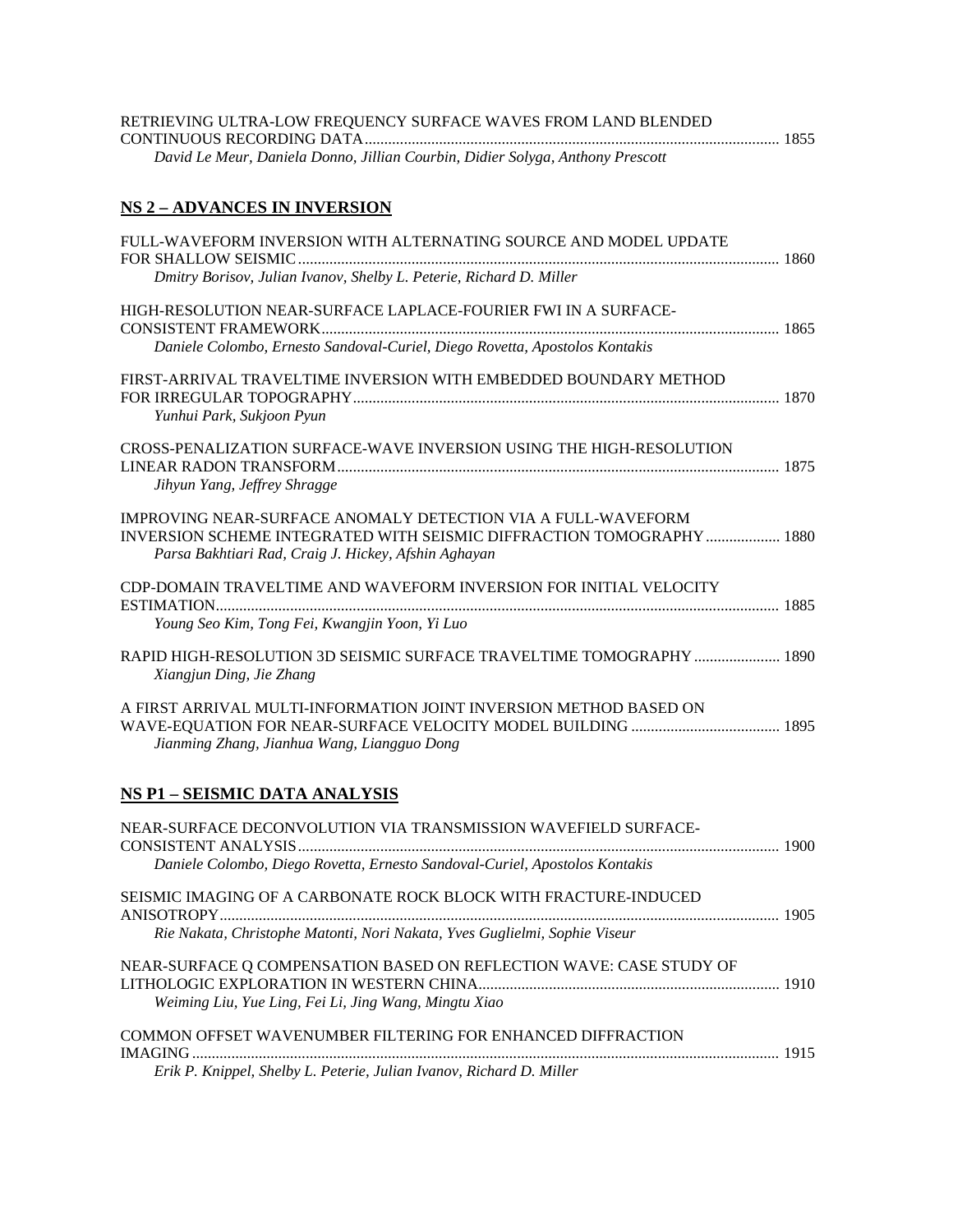RETRIEVING ULTRA-LOW FREQUENCY SURFACE WAVES FROM LAND BLENDED CONTINUOUS RECORDING DATA.......... 1855
*David Le Meur, Daniela Donno, Jillian Courbin, Didier Solyga, Anthony Prescott*

## NS 2 – ADVANCES IN INVERSION

FULL-WAVEFORM INVERSION WITH ALTERNATING SOURCE AND MODEL UPDATE FOR SHALLOW SEISMIC.......... 1860
*Dmitry Borisov, Julian Ivanov, Shelby L. Peterie, Richard D. Miller*

HIGH-RESOLUTION NEAR-SURFACE LAPLACE-FOURIER FWI IN A SURFACE-CONSISTENT FRAMEWORK.......... 1865
*Daniele Colombo, Ernesto Sandoval-Curiel, Diego Rovetta, Apostolos Kontakis*

FIRST-ARRIVAL TRAVELTIME INVERSION WITH EMBEDDED BOUNDARY METHOD FOR IRREGULAR TOPOGRAPHY.......... 1870
*Yunhui Park, Sukjoon Pyun*

CROSS-PENALIZATION SURFACE-WAVE INVERSION USING THE HIGH-RESOLUTION LINEAR RADON TRANSFORM.......... 1875
*Jihyun Yang, Jeffrey Shragge*

IMPROVING NEAR-SURFACE ANOMALY DETECTION VIA A FULL-WAVEFORM INVERSION SCHEME INTEGRATED WITH SEISMIC DIFFRACTION TOMOGRAPHY.......... 1880
*Parsa Bakhtiari Rad, Craig J. Hickey, Afshin Aghayan*

CDP-DOMAIN TRAVELTIME AND WAVEFORM INVERSION FOR INITIAL VELOCITY ESTIMATION.......... 1885
*Young Seo Kim, Tong Fei, Kwangjin Yoon, Yi Luo*

RAPID HIGH-RESOLUTION 3D SEISMIC SURFACE TRAVELTIME TOMOGRAPHY.......... 1890
*Xiangjun Ding, Jie Zhang*

A FIRST ARRIVAL MULTI-INFORMATION JOINT INVERSION METHOD BASED ON WAVE-EQUATION FOR NEAR-SURFACE VELOCITY MODEL BUILDING.......... 1895
*Jianming Zhang, Jianhua Wang, Liangguo Dong*

## NS P1 – SEISMIC DATA ANALYSIS

NEAR-SURFACE DECONVOLUTION VIA TRANSMISSION WAVEFIELD SURFACE-CONSISTENT ANALYSIS.......... 1900
*Daniele Colombo, Diego Rovetta, Ernesto Sandoval-Curiel, Apostolos Kontakis*

SEISMIC IMAGING OF A CARBONATE ROCK BLOCK WITH FRACTURE-INDUCED ANISOTROPY.......... 1905
*Rie Nakata, Christophe Matonti, Nori Nakata, Yves Guglielmi, Sophie Viseur*

NEAR-SURFACE Q COMPENSATION BASED ON REFLECTION WAVE: CASE STUDY OF LITHOLOGIC EXPLORATION IN WESTERN CHINA.......... 1910
*Weiming Liu, Yue Ling, Fei Li, Jing Wang, Mingtu Xiao*

COMMON OFFSET WAVENUMBER FILTERING FOR ENHANCED DIFFRACTION IMAGING.......... 1915
*Erik P. Knippel, Shelby L. Peterie, Julian Ivanov, Richard D. Miller*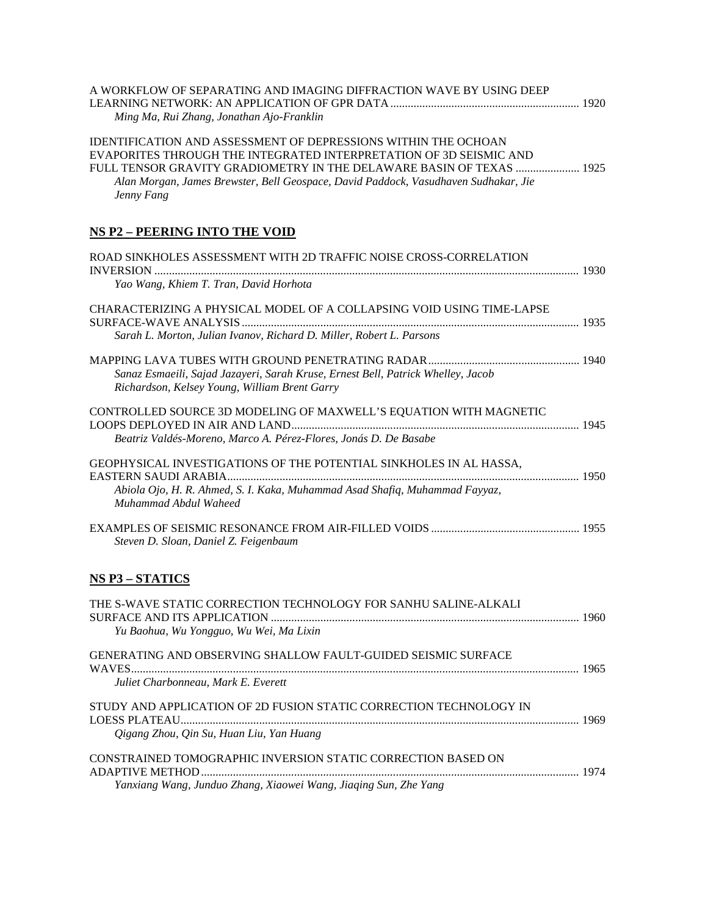A WORKFLOW OF SEPARATING AND IMAGING DIFFRACTION WAVE BY USING DEEP LEARNING NETWORK: AN APPLICATION OF GPR DATA ................................................................ 1920
*Ming Ma, Rui Zhang, Jonathan Ajo-Franklin*

IDENTIFICATION AND ASSESSMENT OF DEPRESSIONS WITHIN THE OCHOAN EVAPORITES THROUGH THE INTEGRATED INTERPRETATION OF 3D SEISMIC AND FULL TENSOR GRAVITY GRADIOMETRY IN THE DELAWARE BASIN OF TEXAS ...................... 1925
*Alan Morgan, James Brewster, Bell Geospace, David Paddock, Vasudhaven Sudhakar, Jie Jenny Fang*

## NS P2 – PEERING INTO THE VOID

ROAD SINKHOLES ASSESSMENT WITH 2D TRAFFIC NOISE CROSS-CORRELATION INVERSION ................................................................................................................................ 1930
*Yao Wang, Khiem T. Tran, David Horhota*

CHARACTERIZING A PHYSICAL MODEL OF A COLLAPSING VOID USING TIME-LAPSE SURFACE-WAVE ANALYSIS ................................................................................................................... 1935
*Sarah L. Morton, Julian Ivanov, Richard D. Miller, Robert L. Parsons*

MAPPING LAVA TUBES WITH GROUND PENETRATING RADAR ................................................... 1940
*Sanaz Esmaeili, Sajad Jazayeri, Sarah Kruse, Ernest Bell, Patrick Whelley, Jacob Richardson, Kelsey Young, William Brent Garry*

CONTROLLED SOURCE 3D MODELING OF MAXWELL'S EQUATION WITH MAGNETIC LOOPS DEPLOYED IN AIR AND LAND .................................................................................................. 1945
*Beatriz Valdés-Moreno, Marco A. Pérez-Flores, Jonás D. De Basabe*

GEOPHYSICAL INVESTIGATIONS OF THE POTENTIAL SINKHOLES IN AL HASSA, EASTERN SAUDI ARABIA........................................................................................................................ 1950
*Abiola Ojo, H. R. Ahmed, S. I. Kaka, Muhammad Asad Shafiq, Muhammad Fayyaz, Muhammad Abdul Waheed*

EXAMPLES OF SEISMIC RESONANCE FROM AIR-FILLED VOIDS .................................................. 1955
*Steven D. Sloan, Daniel Z. Feigenbaum*

## NS P3 – STATICS

THE S-WAVE STATIC CORRECTION TECHNOLOGY FOR SANHU SALINE-ALKALI SURFACE AND ITS APPLICATION ......................................................................................................... 1960
*Yu Baohua, Wu Yongguo, Wu Wei, Ma Lixin*

GENERATING AND OBSERVING SHALLOW FAULT-GUIDED SEISMIC SURFACE WAVES........................................................................................................................................... 1965
*Juliet Charbonneau, Mark E. Everett*

STUDY AND APPLICATION OF 2D FUSION STATIC CORRECTION TECHNOLOGY IN LOESS PLATEAU....................................................................................................................................... 1969
*Qigang Zhou, Qin Su, Huan Liu, Yan Huang*

CONSTRAINED TOMOGRAPHIC INVERSION STATIC CORRECTION BASED ON ADAPTIVE METHOD ................................................................................................................................. 1974
*Yanxiang Wang, Junduo Zhang, Xiaowei Wang, Jiaqing Sun, Zhe Yang*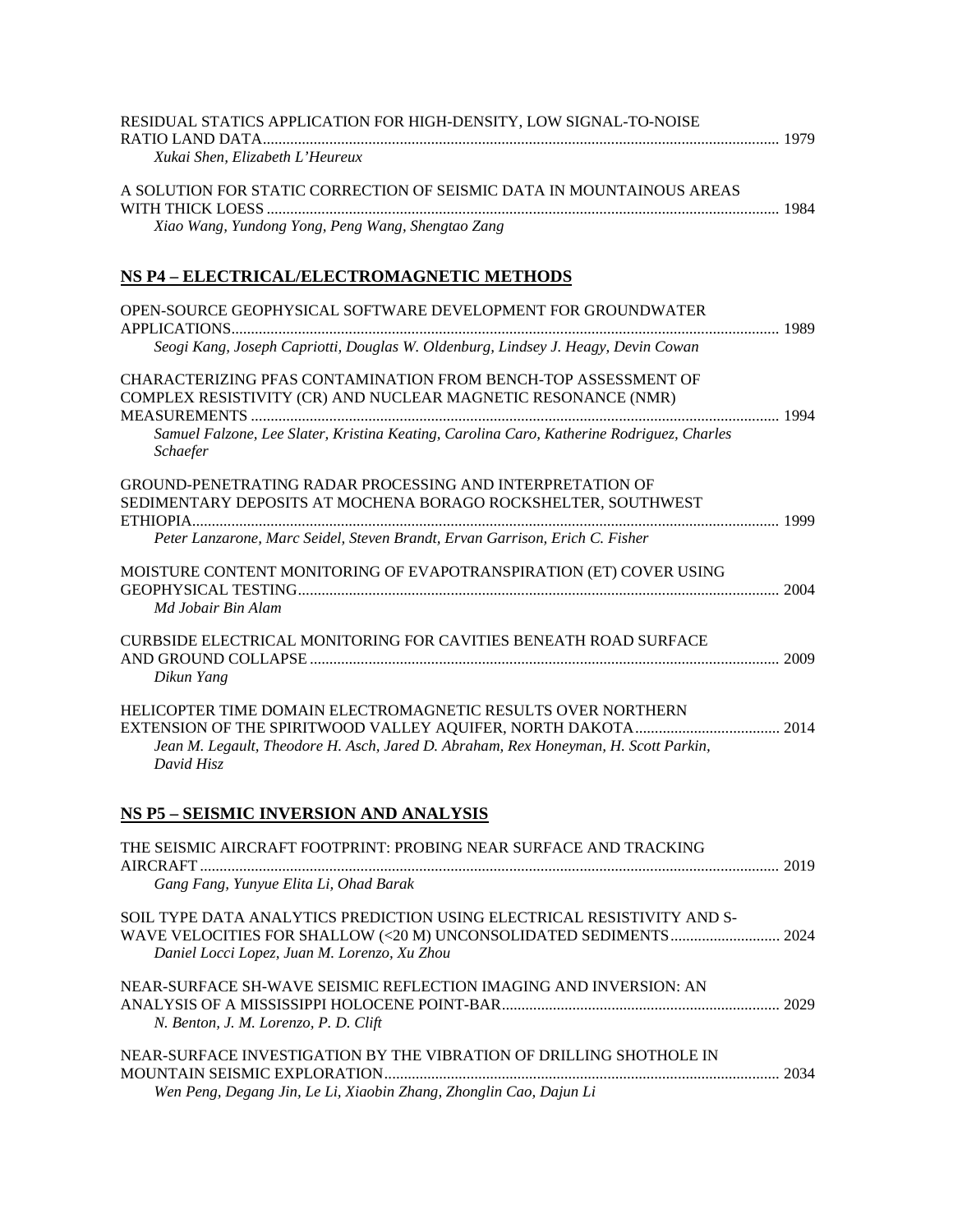RESIDUAL STATICS APPLICATION FOR HIGH-DENSITY, LOW SIGNAL-TO-NOISE RATIO LAND DATA ... 1979
*Xukai Shen, Elizabeth L'Heureux*

A SOLUTION FOR STATIC CORRECTION OF SEISMIC DATA IN MOUNTAINOUS AREAS WITH THICK LOESS ... 1984
*Xiao Wang, Yundong Yong, Peng Wang, Shengtao Zang*

## NS P4 – ELECTRICAL/ELECTROMAGNETIC METHODS

OPEN-SOURCE GEOPHYSICAL SOFTWARE DEVELOPMENT FOR GROUNDWATER APPLICATIONS ... 1989
*Seogi Kang, Joseph Capriotti, Douglas W. Oldenburg, Lindsey J. Heagy, Devin Cowan*

CHARACTERIZING PFAS CONTAMINATION FROM BENCH-TOP ASSESSMENT OF COMPLEX RESISTIVITY (CR) AND NUCLEAR MAGNETIC RESONANCE (NMR) MEASUREMENTS ... 1994
*Samuel Falzone, Lee Slater, Kristina Keating, Carolina Caro, Katherine Rodriguez, Charles Schaefer*

GROUND-PENETRATING RADAR PROCESSING AND INTERPRETATION OF SEDIMENTARY DEPOSITS AT MOCHENA BORAGO ROCKSHELTER, SOUTHWEST ETHIOPIA ... 1999
*Peter Lanzarone, Marc Seidel, Steven Brandt, Ervan Garrison, Erich C. Fisher*

MOISTURE CONTENT MONITORING OF EVAPOTRANSPIRATION (ET) COVER USING GEOPHYSICAL TESTING ... 2004
*Md Jobair Bin Alam*

CURBSIDE ELECTRICAL MONITORING FOR CAVITIES BENEATH ROAD SURFACE AND GROUND COLLAPSE ... 2009
*Dikun Yang*

HELICOPTER TIME DOMAIN ELECTROMAGNETIC RESULTS OVER NORTHERN EXTENSION OF THE SPIRITWOOD VALLEY AQUIFER, NORTH DAKOTA ... 2014
*Jean M. Legault, Theodore H. Asch, Jared D. Abraham, Rex Honeyman, H. Scott Parkin, David Hisz*

## NS P5 – SEISMIC INVERSION AND ANALYSIS

THE SEISMIC AIRCRAFT FOOTPRINT: PROBING NEAR SURFACE AND TRACKING AIRCRAFT ... 2019
*Gang Fang, Yunyue Elita Li, Ohad Barak*

SOIL TYPE DATA ANALYTICS PREDICTION USING ELECTRICAL RESISTIVITY AND S-WAVE VELOCITIES FOR SHALLOW (<20 M) UNCONSOLIDATED SEDIMENTS ... 2024
*Daniel Locci Lopez, Juan M. Lorenzo, Xu Zhou*

NEAR-SURFACE SH-WAVE SEISMIC REFLECTION IMAGING AND INVERSION: AN ANALYSIS OF A MISSISSIPPI HOLOCENE POINT-BAR ... 2029
*N. Benton, J. M. Lorenzo, P. D. Clift*

NEAR-SURFACE INVESTIGATION BY THE VIBRATION OF DRILLING SHOTHOLE IN MOUNTAIN SEISMIC EXPLORATION ... 2034
*Wen Peng, Degang Jin, Le Li, Xiaobin Zhang, Zhonglin Cao, Dajun Li*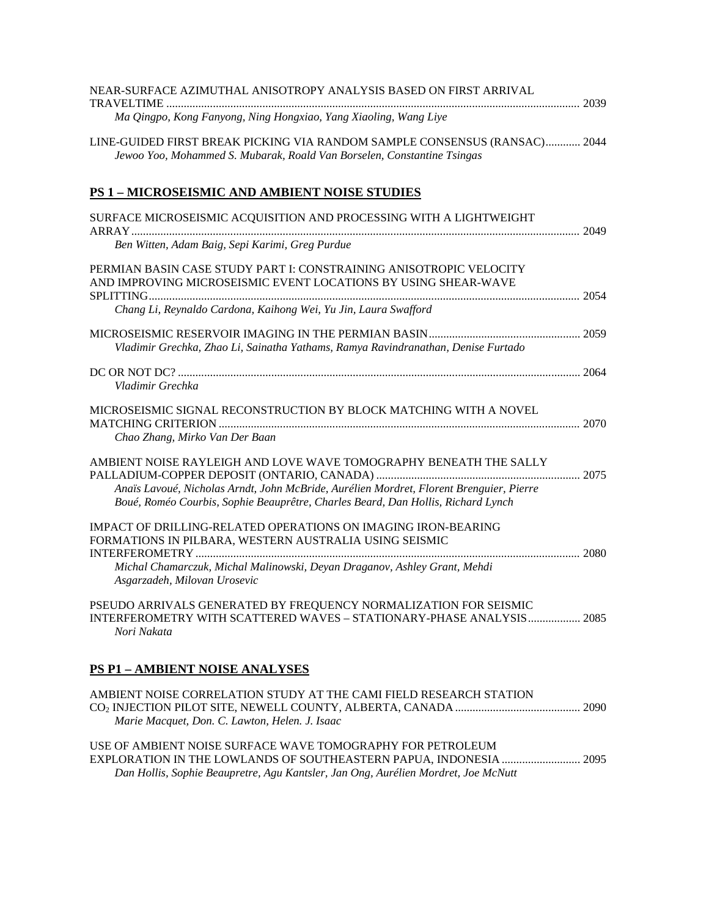NEAR-SURFACE AZIMUTHAL ANISOTROPY ANALYSIS BASED ON FIRST ARRIVAL TRAVELTIME ............................................................................................................................................ 2039
*Ma Qingpo, Kong Fanyong, Ning Hongxiao, Yang Xiaoling, Wang Liye*

LINE-GUIDED FIRST BREAK PICKING VIA RANDOM SAMPLE CONSENSUS (RANSAC)............ 2044
*Jewoo Yoo, Mohammed S. Mubarak, Roald Van Borselen, Constantine Tsingas*

## PS 1 – MICROSEISMIC AND AMBIENT NOISE STUDIES

SURFACE MICROSEISMIC ACQUISITION AND PROCESSING WITH A LIGHTWEIGHT ARRAY........................................................................................................................................... 2049
*Ben Witten, Adam Baig, Sepi Karimi, Greg Purdue*

PERMIAN BASIN CASE STUDY PART I: CONSTRAINING ANISOTROPIC VELOCITY AND IMPROVING MICROSEISMIC EVENT LOCATIONS BY USING SHEAR-WAVE SPLITTING................................................................................................................................... 2054
*Chang Li, Reynaldo Cardona, Kaihong Wei, Yu Jin, Laura Swafford*

MICROSEISMIC RESERVOIR IMAGING IN THE PERMIAN BASIN................................................... 2059
*Vladimir Grechka, Zhao Li, Sainatha Yathams, Ramya Ravindranathan, Denise Furtado*

DC OR NOT DC? ......................................................................................................................................... 2064
*Vladimir Grechka*

MICROSEISMIC SIGNAL RECONSTRUCTION BY BLOCK MATCHING WITH A NOVEL MATCHING CRITERION ........................................................................................................................... 2070
*Chao Zhang, Mirko Van Der Baan*

AMBIENT NOISE RAYLEIGH AND LOVE WAVE TOMOGRAPHY BENEATH THE SALLY PALLADIUM-COPPER DEPOSIT (ONTARIO, CANADA) ...................................................................... 2075
*Anaïs Lavoué, Nicholas Arndt, John McBride, Aurélien Mordret, Florent Brenguier, Pierre Boué, Roméo Courbis, Sophie Beauprêtre, Charles Beard, Dan Hollis, Richard Lynch*

IMPACT OF DRILLING-RELATED OPERATIONS ON IMAGING IRON-BEARING FORMATIONS IN PILBARA, WESTERN AUSTRALIA USING SEISMIC INTERFEROMETRY .................................................................................................................................... 2080
*Michal Chamarczuk, Michal Malinowski, Deyan Draganov, Ashley Grant, Mehdi Asgarzadeh, Milovan Urosevic*

PSEUDO ARRIVALS GENERATED BY FREQUENCY NORMALIZATION FOR SEISMIC INTERFEROMETRY WITH SCATTERED WAVES – STATIONARY-PHASE ANALYSIS.................. 2085
*Nori Nakata*

## PS P1 – AMBIENT NOISE ANALYSES

AMBIENT NOISE CORRELATION STUDY AT THE CAMI FIELD RESEARCH STATION $CO_2$ INJECTION PILOT SITE, NEWELL COUNTY, ALBERTA, CANADA ........................................... 2090
*Marie Macquet, Don. C. Lawton, Helen. J. Isaac*

USE OF AMBIENT NOISE SURFACE WAVE TOMOGRAPHY FOR PETROLEUM EXPLORATION IN THE LOWLANDS OF SOUTHEASTERN PAPUA, INDONESIA ........................... 2095
*Dan Hollis, Sophie Beaupretre, Agu Kantsler, Jan Ong, Aurélien Mordret, Joe McNutt*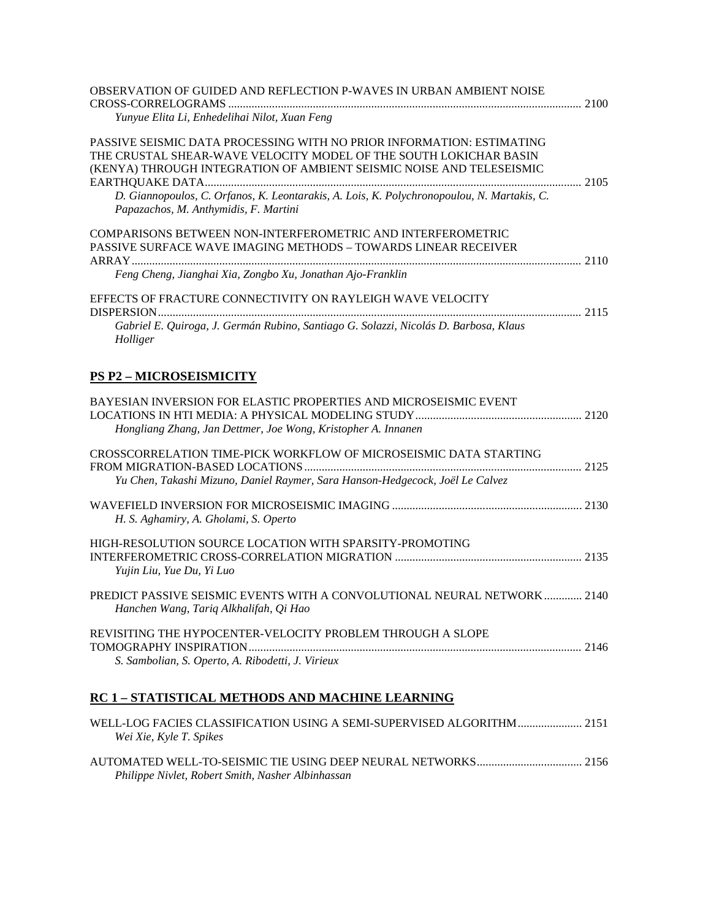OBSERVATION OF GUIDED AND REFLECTION P-WAVES IN URBAN AMBIENT NOISE CROSS-CORRELOGRAMS ........ 2100
*Yunyue Elita Li, Enhedelihai Nilot, Xuan Feng*

PASSIVE SEISMIC DATA PROCESSING WITH NO PRIOR INFORMATION: ESTIMATING THE CRUSTAL SHEAR-WAVE VELOCITY MODEL OF THE SOUTH LOKICHAR BASIN (KENYA) THROUGH INTEGRATION OF AMBIENT SEISMIC NOISE AND TELESEISMIC EARTHQUAKE DATA........ 2105
*D. Giannopoulos, C. Orfanos, K. Leontarakis, A. Lois, K. Polychronopoulou, N. Martakis, C. Papazachos, M. Anthymidis, F. Martini*

COMPARISONS BETWEEN NON-INTERFEROMETRIC AND INTERFEROMETRIC PASSIVE SURFACE WAVE IMAGING METHODS – TOWARDS LINEAR RECEIVER ARRAY........ 2110
*Feng Cheng, Jianghai Xia, Zongbo Xu, Jonathan Ajo-Franklin*

EFFECTS OF FRACTURE CONNECTIVITY ON RAYLEIGH WAVE VELOCITY DISPERSION........ 2115
*Gabriel E. Quiroga, J. Germán Rubino, Santiago G. Solazzi, Nicolás D. Barbosa, Klaus Holliger*

## PS P2 – MICROSEISMICITY

BAYESIAN INVERSION FOR ELASTIC PROPERTIES AND MICROSEISMIC EVENT LOCATIONS IN HTI MEDIA: A PHYSICAL MODELING STUDY........ 2120
*Hongliang Zhang, Jan Dettmer, Joe Wong, Kristopher A. Innanen*

CROSSCORRELATION TIME-PICK WORKFLOW OF MICROSEISMIC DATA STARTING FROM MIGRATION-BASED LOCATIONS........ 2125
*Yu Chen, Takashi Mizuno, Daniel Raymer, Sara Hanson-Hedgecock, Joël Le Calvez*

WAVEFIELD INVERSION FOR MICROSEISMIC IMAGING........ 2130
*H. S. Aghamiry, A. Gholami, S. Operto*

HIGH-RESOLUTION SOURCE LOCATION WITH SPARSITY-PROMOTING INTERFEROMETRIC CROSS-CORRELATION MIGRATION........ 2135
*Yujin Liu, Yue Du, Yi Luo*

PREDICT PASSIVE SEISMIC EVENTS WITH A CONVOLUTIONAL NEURAL NETWORK........ 2140
*Hanchen Wang, Tariq Alkhalifah, Qi Hao*

REVISITING THE HYPOCENTER-VELOCITY PROBLEM THROUGH A SLOPE TOMOGRAPHY INSPIRATION........ 2146
*S. Sambolian, S. Operto, A. Ribodetti, J. Virieux*

## RC 1 – STATISTICAL METHODS AND MACHINE LEARNING

WELL-LOG FACIES CLASSIFICATION USING A SEMI-SUPERVISED ALGORITHM........ 2151
*Wei Xie, Kyle T. Spikes*

AUTOMATED WELL-TO-SEISMIC TIE USING DEEP NEURAL NETWORKS........ 2156
*Philippe Nivlet, Robert Smith, Nasher Albinhassan*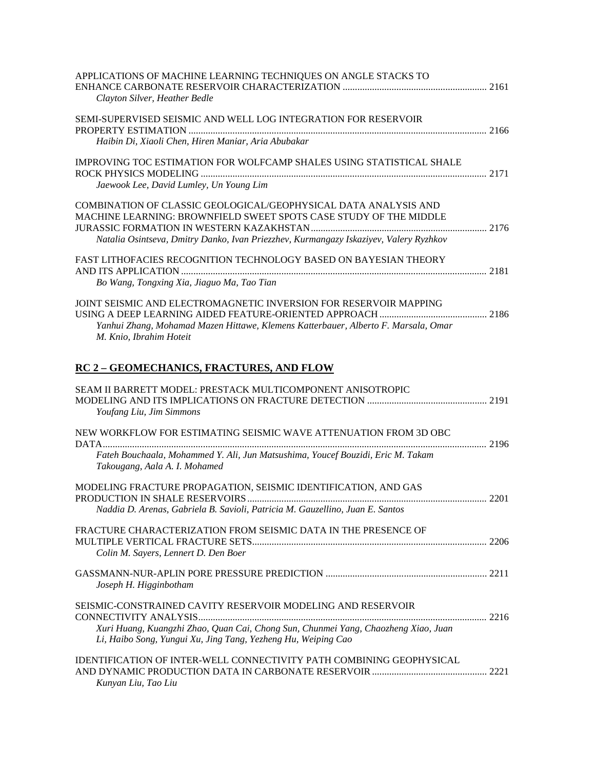APPLICATIONS OF MACHINE LEARNING TECHNIQUES ON ANGLE STACKS TO ENHANCE CARBONATE RESERVOIR CHARACTERIZATION ........................................................... 2161
*Clayton Silver, Heather Bedle*

SEMI-SUPERVISED SEISMIC AND WELL LOG INTEGRATION FOR RESERVOIR PROPERTY ESTIMATION ........................................................................................................... 2166
*Haibin Di, Xiaoli Chen, Hiren Maniar, Aria Abubakar*

IMPROVING TOC ESTIMATION FOR WOLFCAMP SHALES USING STATISTICAL SHALE ROCK PHYSICS MODELING ...................................................................................................... 2171
*Jaewook Lee, David Lumley, Un Young Lim*

COMBINATION OF CLASSIC GEOLOGICAL/GEOPHYSICAL DATA ANALYSIS AND MACHINE LEARNING: BROWNFIELD SWEET SPOTS CASE STUDY OF THE MIDDLE JURASSIC FORMATION IN WESTERN KAZAKHSTAN ........................................................................ 2176
*Natalia Osintseva, Dmitry Danko, Ivan Priezzhev, Kurmangazy Iskaziyev, Valery Ryzhkov*

FAST LITHOFACIES RECOGNITION TECHNOLOGY BASED ON BAYESIAN THEORY AND ITS APPLICATION ............................................................................................................. 2181
*Bo Wang, Tongxing Xia, Jiaguo Ma, Tao Tian*

JOINT SEISMIC AND ELECTROMAGNETIC INVERSION FOR RESERVOIR MAPPING USING A DEEP LEARNING AIDED FEATURE-ORIENTED APPROACH ............................................ 2186
*Yanhui Zhang, Mohamad Mazen Hittawe, Klemens Katterbauer, Alberto F. Marsala, Omar M. Knio, Ibrahim Hoteit*

## RC 2 – GEOMECHANICS, FRACTURES, AND FLOW

SEAM II BARRETT MODEL: PRESTACK MULTICOMPONENT ANISOTROPIC MODELING AND ITS IMPLICATIONS ON FRACTURE DETECTION ................................................. 2191
*Youfang Liu, Jim Simmons*

NEW WORKFLOW FOR ESTIMATING SEISMIC WAVE ATTENUATION FROM 3D OBC DATA.......................................................................................................................................... 2196
*Fateh Bouchaala, Mohammed Y. Ali, Jun Matsushima, Youcef Bouzidi, Eric M. Takam Takougang, Aala A. I. Mohamed*

MODELING FRACTURE PROPAGATION, SEISMIC IDENTIFICATION, AND GAS PRODUCTION IN SHALE RESERVOIRS.................................................................................................. 2201
*Naddia D. Arenas, Gabriela B. Savioli, Patricia M. Gauzellino, Juan E. Santos*

FRACTURE CHARACTERIZATION FROM SEISMIC DATA IN THE PRESENCE OF MULTIPLE VERTICAL FRACTURE SETS................................................................................................ 2206
*Colin M. Sayers, Lennert D. Den Boer*

GASSMANN-NUR-APLIN PORE PRESSURE PREDICTION .................................................................. 2211
*Joseph H. Higginbotham*

SEISMIC-CONSTRAINED CAVITY RESERVOIR MODELING AND RESERVOIR CONNECTIVITY ANALYSIS..................................................................................................................... 2216
*Xuri Huang, Kuangzhi Zhao, Quan Cai, Chong Sun, Chunmei Yang, Chaozheng Xiao, Juan Li, Haibo Song, Yungui Xu, Jing Tang, Yezheng Hu, Weiping Cao*

IDENTIFICATION OF INTER-WELL CONNECTIVITY PATH COMBINING GEOPHYSICAL AND DYNAMIC PRODUCTION DATA IN CARBONATE RESERVOIR ............................................... 2221
*Kunyan Liu, Tao Liu*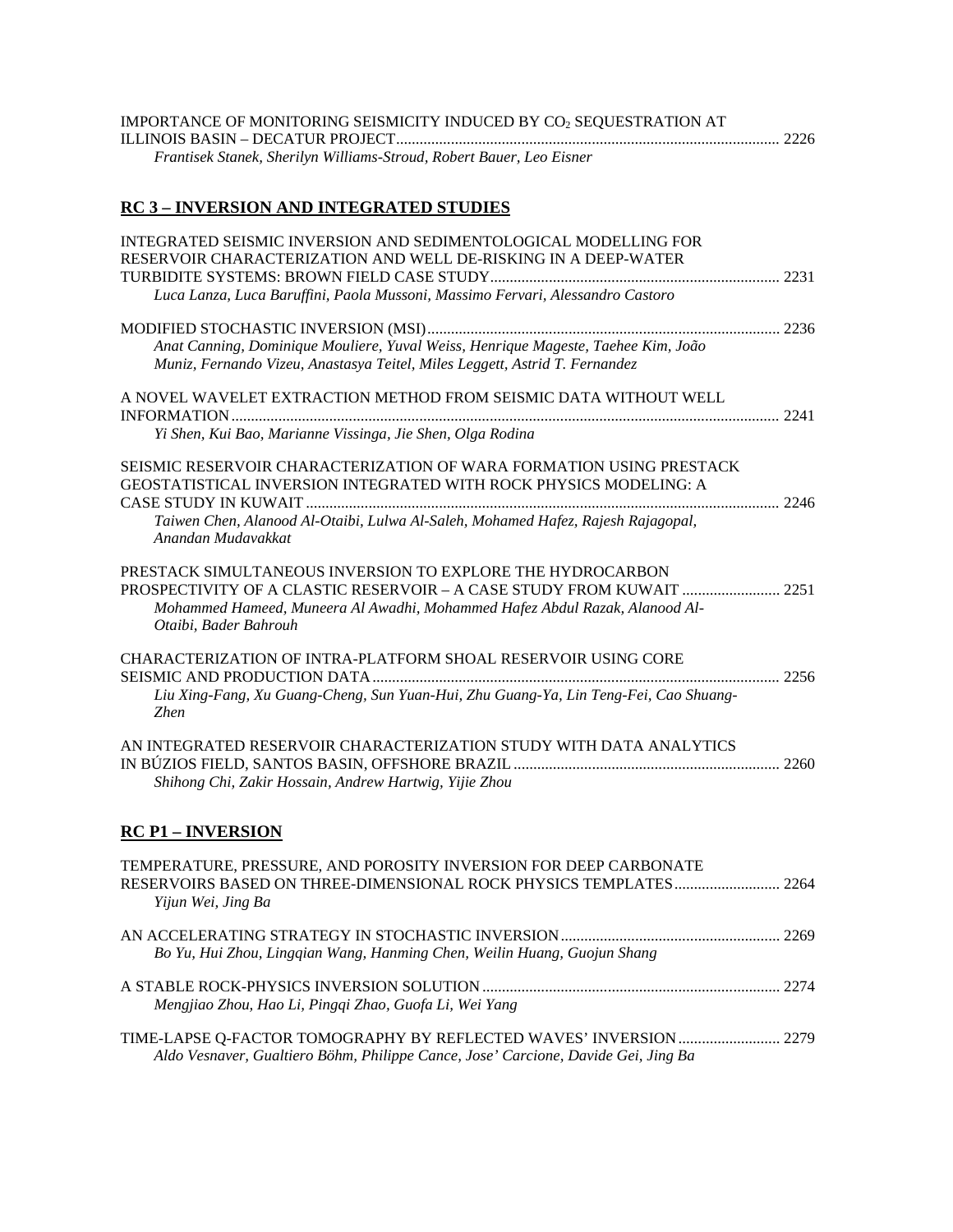IMPORTANCE OF MONITORING SEISMICITY INDUCED BY $CO_2$ SEQUESTRATION AT ILLINOIS BASIN – DECATUR PROJECT ........ 2226
*Frantisek Stanek, Sherilyn Williams-Stroud, Robert Bauer, Leo Eisner*

## RC 3 – INVERSION AND INTEGRATED STUDIES

INTEGRATED SEISMIC INVERSION AND SEDIMENTOLOGICAL MODELLING FOR RESERVOIR CHARACTERIZATION AND WELL DE-RISKING IN A DEEP-WATER TURBIDITE SYSTEMS: BROWN FIELD CASE STUDY ........ 2231
*Luca Lanza, Luca Baruffini, Paola Mussoni, Massimo Fervari, Alessandro Castoro*

MODIFIED STOCHASTIC INVERSION (MSI) ........ 2236
*Anat Canning, Dominique Mouliere, Yuval Weiss, Henrique Mageste, Taehee Kim, João Muniz, Fernando Vizeu, Anastasya Teitel, Miles Leggett, Astrid T. Fernandez*

A NOVEL WAVELET EXTRACTION METHOD FROM SEISMIC DATA WITHOUT WELL INFORMATION ........ 2241
*Yi Shen, Kui Bao, Marianne Vissinga, Jie Shen, Olga Rodina*

SEISMIC RESERVOIR CHARACTERIZATION OF WARA FORMATION USING PRESTACK GEOSTATISTICAL INVERSION INTEGRATED WITH ROCK PHYSICS MODELING: A CASE STUDY IN KUWAIT ........ 2246
*Taiwen Chen, Alanood Al-Otaibi, Lulwa Al-Saleh, Mohamed Hafez, Rajesh Rajagopal, Anandan Mudavakkat*

PRESTACK SIMULTANEOUS INVERSION TO EXPLORE THE HYDROCARBON PROSPECTIVITY OF A CLASTIC RESERVOIR – A CASE STUDY FROM KUWAIT ........ 2251
*Mohammed Hameed, Muneera Al Awadhi, Mohammed Hafez Abdul Razak, Alanood Al-Otaibi, Bader Bahrouh*

CHARACTERIZATION OF INTRA-PLATFORM SHOAL RESERVOIR USING CORE SEISMIC AND PRODUCTION DATA ........ 2256
*Liu Xing-Fang, Xu Guang-Cheng, Sun Yuan-Hui, Zhu Guang-Ya, Lin Teng-Fei, Cao Shuang-Zhen*

AN INTEGRATED RESERVOIR CHARACTERIZATION STUDY WITH DATA ANALYTICS IN BÚZIOS FIELD, SANTOS BASIN, OFFSHORE BRAZIL ........ 2260
*Shihong Chi, Zakir Hossain, Andrew Hartwig, Yijie Zhou*

## RC P1 – INVERSION

TEMPERATURE, PRESSURE, AND POROSITY INVERSION FOR DEEP CARBONATE RESERVOIRS BASED ON THREE-DIMENSIONAL ROCK PHYSICS TEMPLATES ........ 2264
*Yijun Wei, Jing Ba*

AN ACCELERATING STRATEGY IN STOCHASTIC INVERSION ........ 2269
*Bo Yu, Hui Zhou, Lingqian Wang, Hanming Chen, Weilin Huang, Guojun Shang*

A STABLE ROCK-PHYSICS INVERSION SOLUTION ........ 2274
*Mengjiao Zhou, Hao Li, Pingqi Zhao, Guofa Li, Wei Yang*

TIME-LAPSE Q-FACTOR TOMOGRAPHY BY REFLECTED WAVES' INVERSION ........ 2279
*Aldo Vesnaver, Gualtiero Böhm, Philippe Cance, Jose' Carcione, Davide Gei, Jing Ba*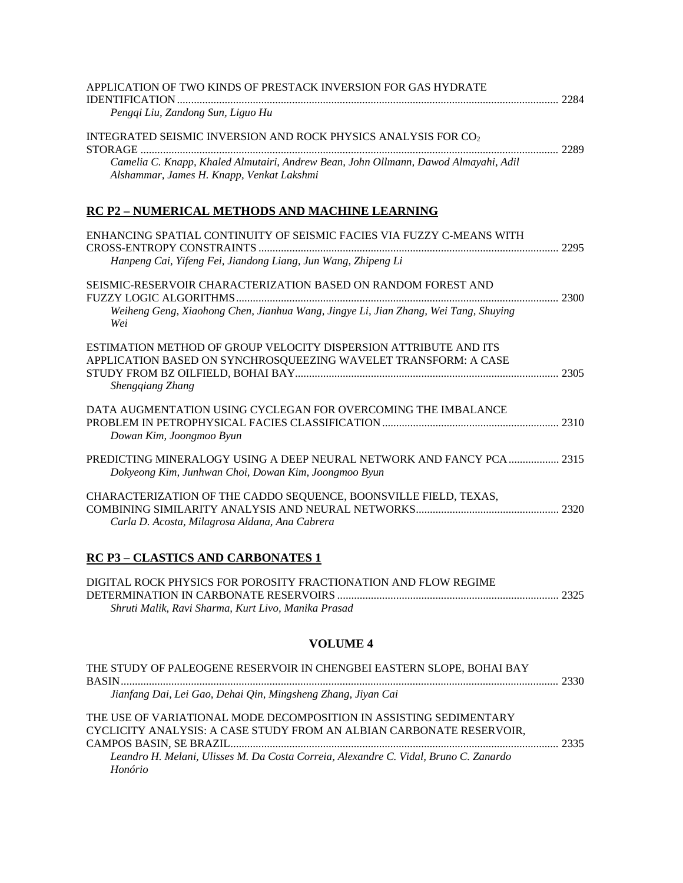APPLICATION OF TWO KINDS OF PRESTACK INVERSION FOR GAS HYDRATE IDENTIFICATION ....... 2284
*Pengqi Liu, Zandong Sun, Liguo Hu*

INTEGRATED SEISMIC INVERSION AND ROCK PHYSICS ANALYSIS FOR $CO_2$ STORAGE ....... 2289
*Camelia C. Knapp, Khaled Almutairi, Andrew Bean, John Ollmann, Dawod Almayahi, Adil Alshammar, James H. Knapp, Venkat Lakshmi*

## RC P2 – NUMERICAL METHODS AND MACHINE LEARNING

ENHANCING SPATIAL CONTINUITY OF SEISMIC FACIES VIA FUZZY C-MEANS WITH CROSS-ENTROPY CONSTRAINTS ....... 2295
*Hanpeng Cai, Yifeng Fei, Jiandong Liang, Jun Wang, Zhipeng Li*

SEISMIC-RESERVOIR CHARACTERIZATION BASED ON RANDOM FOREST AND FUZZY LOGIC ALGORITHMS ....... 2300
*Weiheng Geng, Xiaohong Chen, Jianhua Wang, Jingye Li, Jian Zhang, Wei Tang, Shuying Wei*

ESTIMATION METHOD OF GROUP VELOCITY DISPERSION ATTRIBUTE AND ITS APPLICATION BASED ON SYNCHROSQUEEZING WAVELET TRANSFORM: A CASE STUDY FROM BZ OILFIELD, BOHAI BAY ....... 2305
*Shengqiang Zhang*

DATA AUGMENTATION USING CYCLEGAN FOR OVERCOMING THE IMBALANCE PROBLEM IN PETROPHYSICAL FACIES CLASSIFICATION ....... 2310
*Dowan Kim, Joongmoo Byun*

PREDICTING MINERALOGY USING A DEEP NEURAL NETWORK AND FANCY PCA ....... 2315
*Dokyeong Kim, Junhwan Choi, Dowan Kim, Joongmoo Byun*

CHARACTERIZATION OF THE CADDO SEQUENCE, BOONSVILLE FIELD, TEXAS, COMBINING SIMILARITY ANALYSIS AND NEURAL NETWORKS ....... 2320
*Carla D. Acosta, Milagrosa Aldana, Ana Cabrera*

## RC P3 – CLASTICS AND CARBONATES 1

DIGITAL ROCK PHYSICS FOR POROSITY FRACTIONATION AND FLOW REGIME DETERMINATION IN CARBONATE RESERVOIRS ....... 2325
*Shruti Malik, Ravi Sharma, Kurt Livo, Manika Prasad*

## VOLUME 4

THE STUDY OF PALEOGENE RESERVOIR IN CHENGBEI EASTERN SLOPE, BOHAI BAY BASIN ....... 2330
*Jianfang Dai, Lei Gao, Dehai Qin, Mingsheng Zhang, Jiyan Cai*

THE USE OF VARIATIONAL MODE DECOMPOSITION IN ASSISTING SEDIMENTARY CYCLICITY ANALYSIS: A CASE STUDY FROM AN ALBIAN CARBONATE RESERVOIR, CAMPOS BASIN, SE BRAZIL ....... 2335
*Leandro H. Melani, Ulisses M. Da Costa Correia, Alexandre C. Vidal, Bruno C. Zanardo Honório*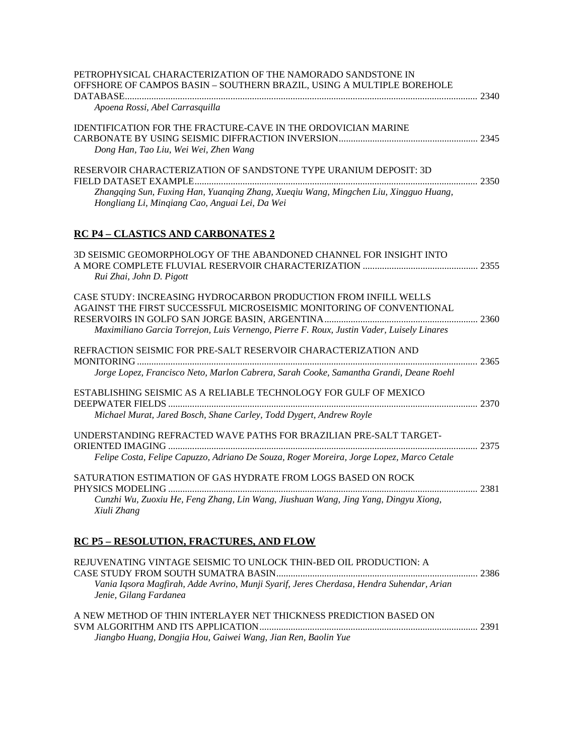PETROPHYSICAL CHARACTERIZATION OF THE NAMORADO SANDSTONE IN OFFSHORE OF CAMPOS BASIN – SOUTHERN BRAZIL, USING A MULTIPLE BOREHOLE DATABASE ........ 2340
*Apoena Rossi, Abel Carrasquilla*

IDENTIFICATION FOR THE FRACTURE-CAVE IN THE ORDOVICIAN MARINE CARBONATE BY USING SEISMIC DIFFRACTION INVERSION ........ 2345
*Dong Han, Tao Liu, Wei Wei, Zhen Wang*

RESERVOIR CHARACTERIZATION OF SANDSTONE TYPE URANIUM DEPOSIT: 3D FIELD DATASET EXAMPLE ........ 2350
*Zhangqing Sun, Fuxing Han, Yuanqing Zhang, Xueqiu Wang, Mingchen Liu, Xingguo Huang, Hongliang Li, Minqiang Cao, Anguai Lei, Da Wei*

## RC P4 – CLASTICS AND CARBONATES 2

3D SEISMIC GEOMORPHOLOGY OF THE ABANDONED CHANNEL FOR INSIGHT INTO A MORE COMPLETE FLUVIAL RESERVOIR CHARACTERIZATION ........ 2355
*Rui Zhai, John D. Pigott*

CASE STUDY: INCREASING HYDROCARBON PRODUCTION FROM INFILL WELLS AGAINST THE FIRST SUCCESSFUL MICROSEISMIC MONITORING OF CONVENTIONAL RESERVOIRS IN GOLFO SAN JORGE BASIN, ARGENTINA ........ 2360
*Maximiliano Garcia Torrejon, Luis Vernengo, Pierre F. Roux, Justin Vader, Luisely Linares*

REFRACTION SEISMIC FOR PRE-SALT RESERVOIR CHARACTERIZATION AND MONITORING ........ 2365
*Jorge Lopez, Francisco Neto, Marlon Cabrera, Sarah Cooke, Samantha Grandi, Deane Roehl*

ESTABLISHING SEISMIC AS A RELIABLE TECHNOLOGY FOR GULF OF MEXICO DEEPWATER FIELDS ........ 2370
*Michael Murat, Jared Bosch, Shane Carley, Todd Dygert, Andrew Royle*

UNDERSTANDING REFRACTED WAVE PATHS FOR BRAZILIAN PRE-SALT TARGET-ORIENTED IMAGING ........ 2375
*Felipe Costa, Felipe Capuzzo, Adriano De Souza, Roger Moreira, Jorge Lopez, Marco Cetale*

SATURATION ESTIMATION OF GAS HYDRATE FROM LOGS BASED ON ROCK PHYSICS MODELING ........ 2381
*Cunzhi Wu, Zuoxiu He, Feng Zhang, Lin Wang, Jiushuan Wang, Jing Yang, Dingyu Xiong, Xiuli Zhang*

## RC P5 – RESOLUTION, FRACTURES, AND FLOW

REJUVENATING VINTAGE SEISMIC TO UNLOCK THIN-BED OIL PRODUCTION: A CASE STUDY FROM SOUTH SUMATRA BASIN ........ 2386
*Vania Iqsora Magfirah, Adde Avrino, Munji Syarif, Jeres Cherdasa, Hendra Suhendar, Arian Jenie, Gilang Fardanea*

A NEW METHOD OF THIN INTERLAYER NET THICKNESS PREDICTION BASED ON SVM ALGORITHM AND ITS APPLICATION ........ 2391
*Jiangbo Huang, Dongjia Hou, Gaiwei Wang, Jian Ren, Baolin Yue*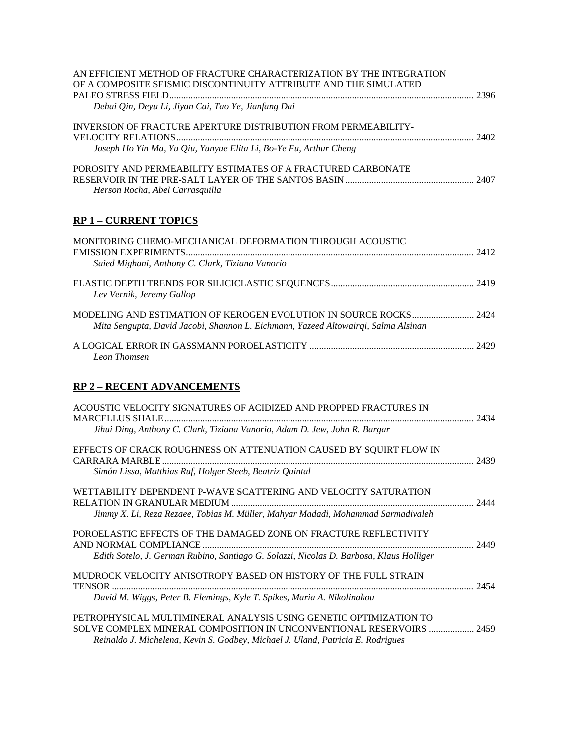AN EFFICIENT METHOD OF FRACTURE CHARACTERIZATION BY THE INTEGRATION OF A COMPOSITE SEISMIC DISCONTINUITY ATTRIBUTE AND THE SIMULATED PALEO STRESS FIELD ........ 2396
*Dehai Qin, Deyu Li, Jiyan Cai, Tao Ye, Jianfang Dai*

INVERSION OF FRACTURE APERTURE DISTRIBUTION FROM PERMEABILITY-VELOCITY RELATIONS ........ 2402
*Joseph Ho Yin Ma, Yu Qiu, Yunyue Elita Li, Bo-Ye Fu, Arthur Cheng*

POROSITY AND PERMEABILITY ESTIMATES OF A FRACTURED CARBONATE RESERVOIR IN THE PRE-SALT LAYER OF THE SANTOS BASIN ........ 2407
*Herson Rocha, Abel Carrasquilla*

## RP 1 – CURRENT TOPICS

MONITORING CHEMO-MECHANICAL DEFORMATION THROUGH ACOUSTIC EMISSION EXPERIMENTS ........ 2412
*Saied Mighani, Anthony C. Clark, Tiziana Vanorio*

ELASTIC DEPTH TRENDS FOR SILICICLASTIC SEQUENCES ........ 2419
*Lev Vernik, Jeremy Gallop*

MODELING AND ESTIMATION OF KEROGEN EVOLUTION IN SOURCE ROCKS ........ 2424
*Mita Sengupta, David Jacobi, Shannon L. Eichmann, Yazeed Altowairqi, Salma Alsinan*

A LOGICAL ERROR IN GASSMANN POROELASTICITY ........ 2429
*Leon Thomsen*

## RP 2 – RECENT ADVANCEMENTS

ACOUSTIC VELOCITY SIGNATURES OF ACIDIZED AND PROPPED FRACTURES IN MARCELLUS SHALE ........ 2434
*Jihui Ding, Anthony C. Clark, Tiziana Vanorio, Adam D. Jew, John R. Bargar*

EFFECTS OF CRACK ROUGHNESS ON ATTENUATION CAUSED BY SQUIRT FLOW IN CARRARA MARBLE ........ 2439
*Simón Lissa, Matthias Ruf, Holger Steeb, Beatriz Quintal*

WETTABILITY DEPENDENT P-WAVE SCATTERING AND VELOCITY SATURATION RELATION IN GRANULAR MEDIUM ........ 2444
*Jimmy X. Li, Reza Rezaee, Tobias M. Müller, Mahyar Madadi, Mohammad Sarmadivaleh*

POROELASTIC EFFECTS OF THE DAMAGED ZONE ON FRACTURE REFLECTIVITY AND NORMAL COMPLIANCE ........ 2449
*Edith Sotelo, J. German Rubino, Santiago G. Solazzi, Nicolas D. Barbosa, Klaus Holliger*

MUDROCK VELOCITY ANISOTROPY BASED ON HISTORY OF THE FULL STRAIN TENSOR ........ 2454
*David M. Wiggs, Peter B. Flemings, Kyle T. Spikes, Maria A. Nikolinakou*

PETROPHYSICAL MULTIMINERAL ANALYSIS USING GENETIC OPTIMIZATION TO SOLVE COMPLEX MINERAL COMPOSITION IN UNCONVENTIONAL RESERVOIRS ........ 2459
*Reinaldo J. Michelena, Kevin S. Godbey, Michael J. Uland, Patricia E. Rodrigues*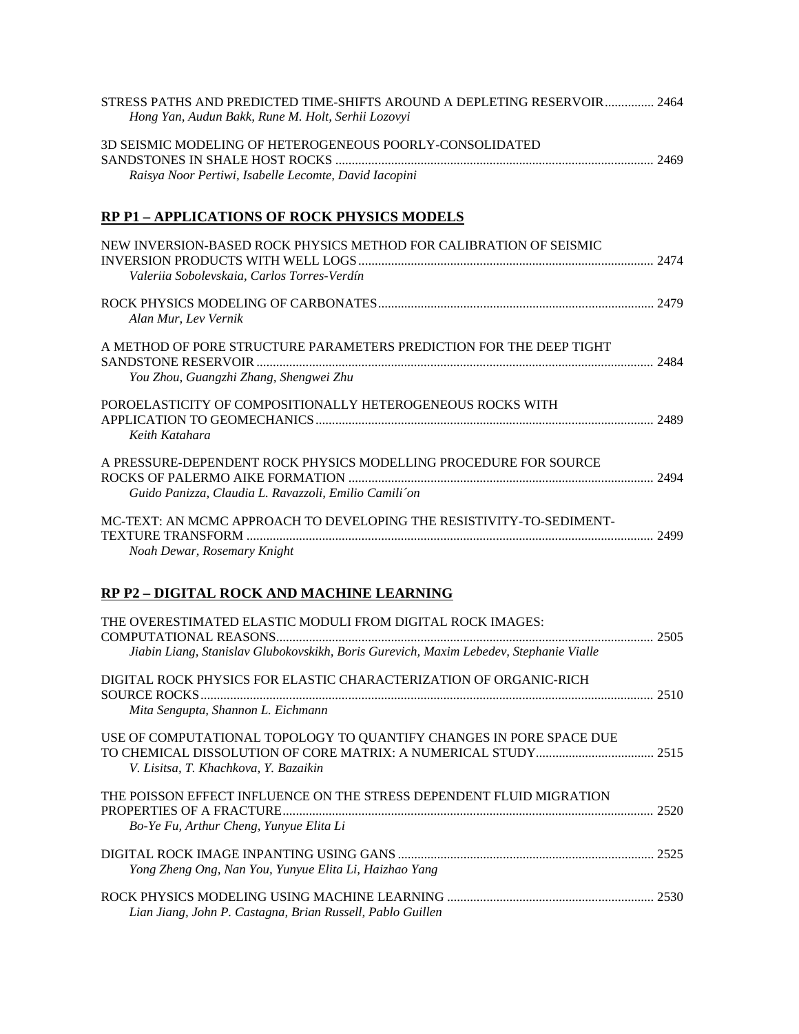STRESS PATHS AND PREDICTED TIME-SHIFTS AROUND A DEPLETING RESERVOIR............... 2464
*Hong Yan, Audun Bakk, Rune M. Holt, Serhii Lozovyi*

3D SEISMIC MODELING OF HETEROGENEOUS POORLY-CONSOLIDATED SANDSTONES IN SHALE HOST ROCKS ................................................................................................ 2469
*Raisya Noor Pertiwi, Isabelle Lecomte, David Iacopini*

## RP P1 – APPLICATIONS OF ROCK PHYSICS MODELS

NEW INVERSION-BASED ROCK PHYSICS METHOD FOR CALIBRATION OF SEISMIC INVERSION PRODUCTS WITH WELL LOGS......................................................................................... 2474
*Valeriia Sobolevskaia, Carlos Torres-Verdín*

ROCK PHYSICS MODELING OF CARBONATES................................................................................... 2479
*Alan Mur, Lev Vernik*

A METHOD OF PORE STRUCTURE PARAMETERS PREDICTION FOR THE DEEP TIGHT SANDSTONE RESERVOIR ........................................................................................................................ 2484
*You Zhou, Guangzhi Zhang, Shengwei Zhu*

POROELASTICITY OF COMPOSITIONALLY HETEROGENEOUS ROCKS WITH APPLICATION TO GEOMECHANICS...................................................................................................... 2489
*Keith Katahara*

A PRESSURE-DEPENDENT ROCK PHYSICS MODELLING PROCEDURE FOR SOURCE ROCKS OF PALERMO AIKE FORMATION ............................................................................................ 2494
*Guido Panizza, Claudia L. Ravazzoli, Emilio Camili´on*

MC-TEXT: AN MCMC APPROACH TO DEVELOPING THE RESISTIVITY-TO-SEDIMENT-TEXTURE TRANSFORM ........................................................................................................................... 2499
*Noah Dewar, Rosemary Knight*

## RP P2 – DIGITAL ROCK AND MACHINE LEARNING

THE OVERESTIMATED ELASTIC MODULI FROM DIGITAL ROCK IMAGES: COMPUTATIONAL REASONS.................................................................................................................. 2505
*Jiabin Liang, Stanislav Glubokovskikh, Boris Gurevich, Maxim Lebedev, Stephanie Vialle*

DIGITAL ROCK PHYSICS FOR ELASTIC CHARACTERIZATION OF ORGANIC-RICH SOURCE ROCKS......................................................................................................................................... 2510
*Mita Sengupta, Shannon L. Eichmann*

USE OF COMPUTATIONAL TOPOLOGY TO QUANTIFY CHANGES IN PORE SPACE DUE TO CHEMICAL DISSOLUTION OF CORE MATRIX: A NUMERICAL STUDY.................................... 2515
*V. Lisitsa, T. Khachkova, Y. Bazaikin*

THE POISSON EFFECT INFLUENCE ON THE STRESS DEPENDENT FLUID MIGRATION PROPERTIES OF A FRACTURE................................................................................................................ 2520
*Bo-Ye Fu, Arthur Cheng, Yunyue Elita Li*

DIGITAL ROCK IMAGE INPANTING USING GANS ............................................................................. 2525
*Yong Zheng Ong, Nan You, Yunyue Elita Li, Haizhao Yang*

ROCK PHYSICS MODELING USING MACHINE LEARNING .............................................................. 2530
*Lian Jiang, John P. Castagna, Brian Russell, Pablo Guillen*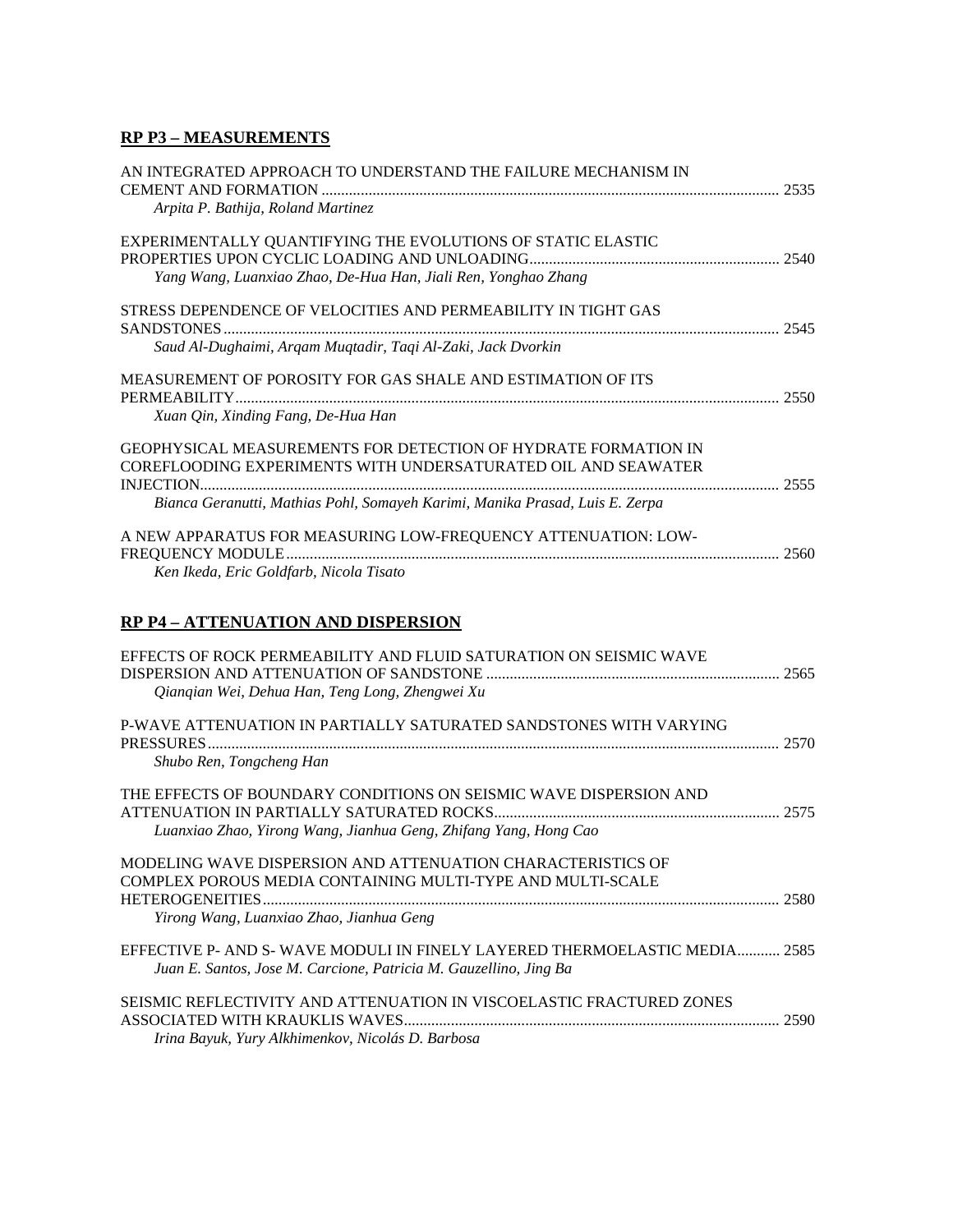## RP P3 – MEASUREMENTS

AN INTEGRATED APPROACH TO UNDERSTAND THE FAILURE MECHANISM IN CEMENT AND FORMATION .................................................................................................................... 2535
*Arpita P. Bathija, Roland Martinez*

EXPERIMENTALLY QUANTIFYING THE EVOLUTIONS OF STATIC ELASTIC PROPERTIES UPON CYCLIC LOADING AND UNLOADING............................................................... 2540
*Yang Wang, Luanxiao Zhao, De-Hua Han, Jiali Ren, Yonghao Zhang*

STRESS DEPENDENCE OF VELOCITIES AND PERMEABILITY IN TIGHT GAS SANDSTONES ............................................................................................................................. 2545
*Saud Al-Dughaimi, Arqam Muqtadir, Taqi Al-Zaki, Jack Dvorkin*

MEASUREMENT OF POROSITY FOR GAS SHALE AND ESTIMATION OF ITS PERMEABILITY.......................................................................................................................... 2550
*Xuan Qin, Xinding Fang, De-Hua Han*

GEOPHYSICAL MEASUREMENTS FOR DETECTION OF HYDRATE FORMATION IN COREFLOODING EXPERIMENTS WITH UNDERSATURATED OIL AND SEAWATER INJECTION.................................................................................................................................. 2555
*Bianca Geranutti, Mathias Pohl, Somayeh Karimi, Manika Prasad, Luis E. Zerpa*

A NEW APPARATUS FOR MEASURING LOW-FREQUENCY ATTENUATION: LOW-FREQUENCY MODULE ............................................................................................................. 2560
*Ken Ikeda, Eric Goldfarb, Nicola Tisato*

## RP P4 – ATTENUATION AND DISPERSION

EFFECTS OF ROCK PERMEABILITY AND FLUID SATURATION ON SEISMIC WAVE DISPERSION AND ATTENUATION OF SANDSTONE ........................................................................... 2565
*Qianqian Wei, Dehua Han, Teng Long, Zhengwei Xu*

P-WAVE ATTENUATION IN PARTIALLY SATURATED SANDSTONES WITH VARYING PRESSURES................................................................................................................................ 2570
*Shubo Ren, Tongcheng Han*

THE EFFECTS OF BOUNDARY CONDITIONS ON SEISMIC WAVE DISPERSION AND ATTENUATION IN PARTIALLY SATURATED ROCKS......................................................................... 2575
*Luanxiao Zhao, Yirong Wang, Jianhua Geng, Zhifang Yang, Hong Cao*

MODELING WAVE DISPERSION AND ATTENUATION CHARACTERISTICS OF COMPLEX POROUS MEDIA CONTAINING MULTI-TYPE AND MULTI-SCALE HETEROGENEITIES................................................................................................................... 2580
*Yirong Wang, Luanxiao Zhao, Jianhua Geng*

EFFECTIVE P- AND S- WAVE MODULI IN FINELY LAYERED THERMOELASTIC MEDIA........... 2585
*Juan E. Santos, Jose M. Carcione, Patricia M. Gauzellino, Jing Ba*

SEISMIC REFLECTIVITY AND ATTENUATION IN VISCOELASTIC FRACTURED ZONES ASSOCIATED WITH KRAUKLIS WAVES................................................................................................ 2590
*Irina Bayuk, Yury Alkhimenkov, Nicolás D. Barbosa*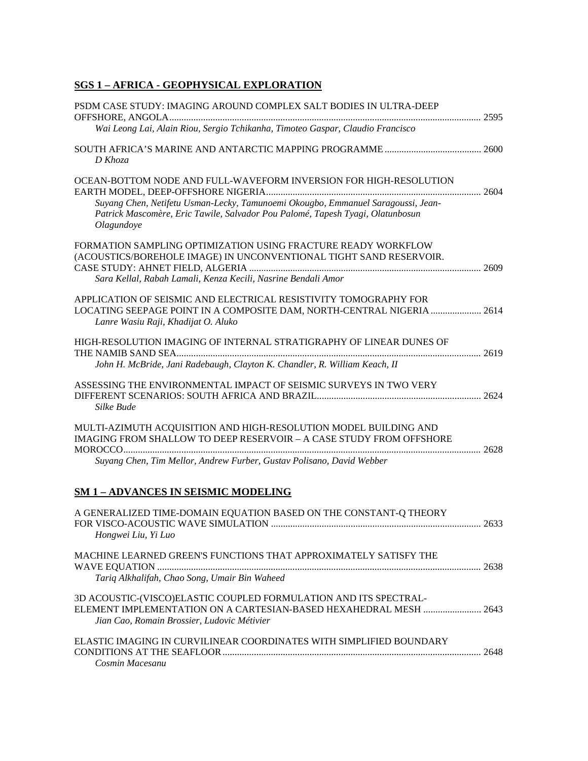## SGS 1 – AFRICA - GEOPHYSICAL EXPLORATION

PSDM CASE STUDY: IMAGING AROUND COMPLEX SALT BODIES IN ULTRA-DEEP OFFSHORE, ANGOLA ........ 2595
*Wai Leong Lai, Alain Riou, Sergio Tchikanha, Timoteo Gaspar, Claudio Francisco*

SOUTH AFRICA'S MARINE AND ANTARCTIC MAPPING PROGRAMME ........ 2600
*D Khoza*

OCEAN-BOTTOM NODE AND FULL-WAVEFORM INVERSION FOR HIGH-RESOLUTION EARTH MODEL, DEEP-OFFSHORE NIGERIA ........ 2604
*Suyang Chen, Netifetu Usman-Lecky, Tamunoemi Okougbo, Emmanuel Saragoussi, Jean-Patrick Mascomère, Eric Tawile, Salvador Pou Palomé, Tapesh Tyagi, Olatunbosun Olagundoye*

FORMATION SAMPLING OPTIMIZATION USING FRACTURE READY WORKFLOW (ACOUSTICS/BOREHOLE IMAGE) IN UNCONVENTIONAL TIGHT SAND RESERVOIR. CASE STUDY: AHNET FIELD, ALGERIA ........ 2609
*Sara Kellal, Rabah Lamali, Kenza Kecili, Nasrine Bendali Amor*

APPLICATION OF SEISMIC AND ELECTRICAL RESISTIVITY TOMOGRAPHY FOR LOCATING SEEPAGE POINT IN A COMPOSITE DAM, NORTH-CENTRAL NIGERIA ........ 2614
*Lanre Wasiu Raji, Khadijat O. Aluko*

HIGH-RESOLUTION IMAGING OF INTERNAL STRATIGRAPHY OF LINEAR DUNES OF THE NAMIB SAND SEA ........ 2619
*John H. McBride, Jani Radebaugh, Clayton K. Chandler, R. William Keach, II*

ASSESSING THE ENVIRONMENTAL IMPACT OF SEISMIC SURVEYS IN TWO VERY DIFFERENT SCENARIOS: SOUTH AFRICA AND BRAZIL ........ 2624
*Silke Bude*

MULTI-AZIMUTH ACQUISITION AND HIGH-RESOLUTION MODEL BUILDING AND IMAGING FROM SHALLOW TO DEEP RESERVOIR – A CASE STUDY FROM OFFSHORE MOROCCO ........ 2628
*Suyang Chen, Tim Mellor, Andrew Furber, Gustav Polisano, David Webber*

## SM 1 – ADVANCES IN SEISMIC MODELING

A GENERALIZED TIME-DOMAIN EQUATION BASED ON THE CONSTANT-Q THEORY FOR VISCO-ACOUSTIC WAVE SIMULATION ........ 2633
*Hongwei Liu, Yi Luo*

MACHINE LEARNED GREEN'S FUNCTIONS THAT APPROXIMATELY SATISFY THE WAVE EQUATION ........ 2638
*Tariq Alkhalifah, Chao Song, Umair Bin Waheed*

3D ACOUSTIC-(VISCO)ELASTIC COUPLED FORMULATION AND ITS SPECTRAL-ELEMENT IMPLEMENTATION ON A CARTESIAN-BASED HEXAHEDRAL MESH ........ 2643
*Jian Cao, Romain Brossier, Ludovic Métivier*

ELASTIC IMAGING IN CURVILINEAR COORDINATES WITH SIMPLIFIED BOUNDARY CONDITIONS AT THE SEAFLOOR ........ 2648
*Cosmin Macesanu*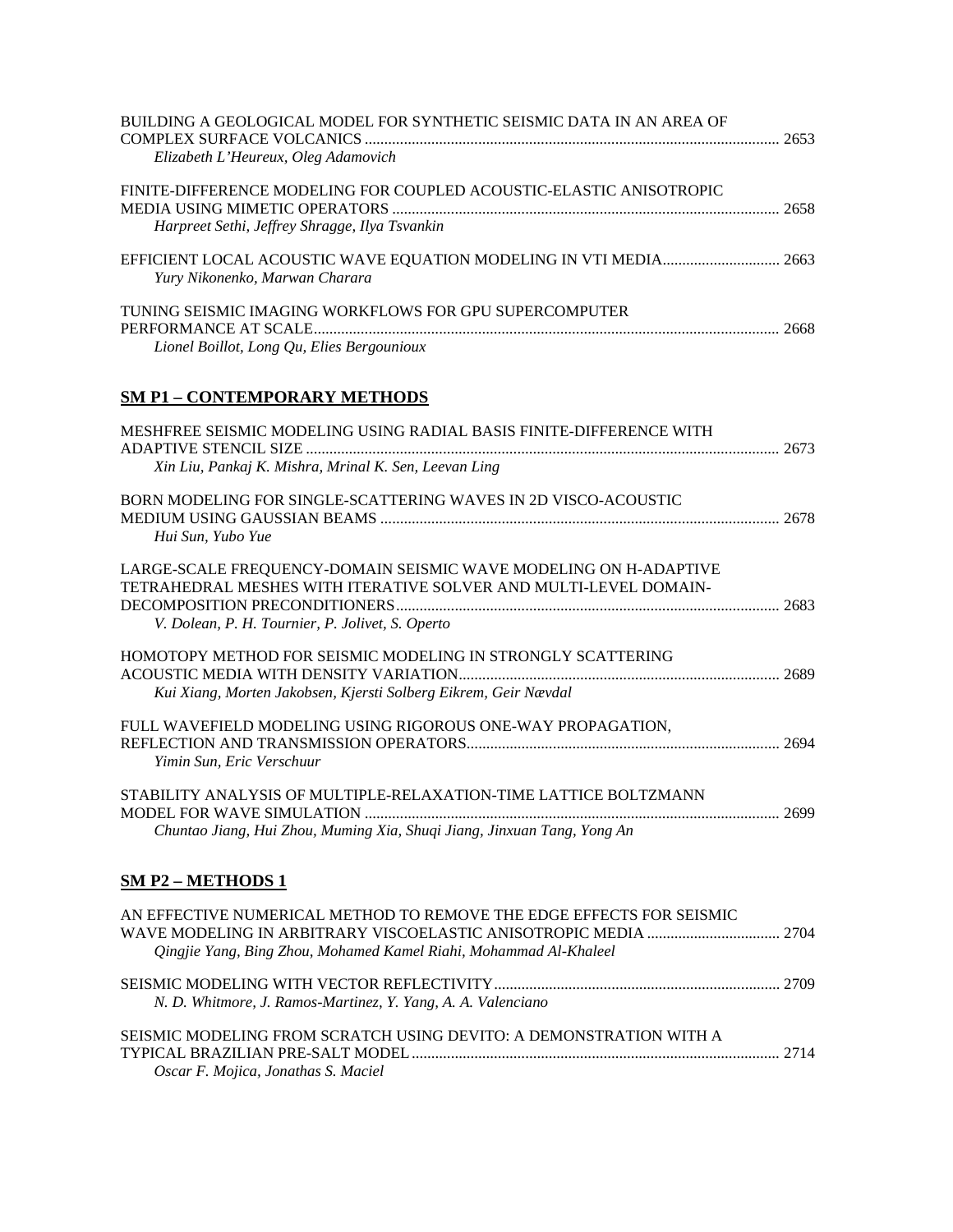BUILDING A GEOLOGICAL MODEL FOR SYNTHETIC SEISMIC DATA IN AN AREA OF COMPLEX SURFACE VOLCANICS ........................................ 2653
*Elizabeth L'Heureux, Oleg Adamovich*

FINITE-DIFFERENCE MODELING FOR COUPLED ACOUSTIC-ELASTIC ANISOTROPIC MEDIA USING MIMETIC OPERATORS ........................................ 2658
*Harpreet Sethi, Jeffrey Shragge, Ilya Tsvankin*

EFFICIENT LOCAL ACOUSTIC WAVE EQUATION MODELING IN VTI MEDIA........................................ 2663
*Yury Nikonenko, Marwan Charara*

TUNING SEISMIC IMAGING WORKFLOWS FOR GPU SUPERCOMPUTER PERFORMANCE AT SCALE........................................ 2668
*Lionel Boillot, Long Qu, Elies Bergounioux*

## SM P1 – CONTEMPORARY METHODS

MESHFREE SEISMIC MODELING USING RADIAL BASIS FINITE-DIFFERENCE WITH ADAPTIVE STENCIL SIZE ........................................ 2673
*Xin Liu, Pankaj K. Mishra, Mrinal K. Sen, Leevan Ling*

BORN MODELING FOR SINGLE-SCATTERING WAVES IN 2D VISCO-ACOUSTIC MEDIUM USING GAUSSIAN BEAMS ........................................ 2678
*Hui Sun, Yubo Yue*

LARGE-SCALE FREQUENCY-DOMAIN SEISMIC WAVE MODELING ON H-ADAPTIVE TETRAHEDRAL MESHES WITH ITERATIVE SOLVER AND MULTI-LEVEL DOMAIN-DECOMPOSITION PRECONDITIONERS........................................ 2683
*V. Dolean, P. H. Tournier, P. Jolivet, S. Operto*

HOMOTOPY METHOD FOR SEISMIC MODELING IN STRONGLY SCATTERING ACOUSTIC MEDIA WITH DENSITY VARIATION........................................ 2689
*Kui Xiang, Morten Jakobsen, Kjersti Solberg Eikrem, Geir Nævdal*

FULL WAVEFIELD MODELING USING RIGOROUS ONE-WAY PROPAGATION, REFLECTION AND TRANSMISSION OPERATORS........................................ 2694
*Yimin Sun, Eric Verschuur*

STABILITY ANALYSIS OF MULTIPLE-RELAXATION-TIME LATTICE BOLTZMANN MODEL FOR WAVE SIMULATION ........................................ 2699
*Chuntao Jiang, Hui Zhou, Muming Xia, Shuqi Jiang, Jinxuan Tang, Yong An*

## SM P2 – METHODS 1

AN EFFECTIVE NUMERICAL METHOD TO REMOVE THE EDGE EFFECTS FOR SEISMIC WAVE MODELING IN ARBITRARY VISCOELASTIC ANISOTROPIC MEDIA ........................................ 2704
*Qingjie Yang, Bing Zhou, Mohamed Kamel Riahi, Mohammad Al-Khaleel*

SEISMIC MODELING WITH VECTOR REFLECTIVITY........................................ 2709
*N. D. Whitmore, J. Ramos-Martinez, Y. Yang, A. A. Valenciano*

SEISMIC MODELING FROM SCRATCH USING DEVITO: A DEMONSTRATION WITH A TYPICAL BRAZILIAN PRE-SALT MODEL ........................................ 2714
*Oscar F. Mojica, Jonathas S. Maciel*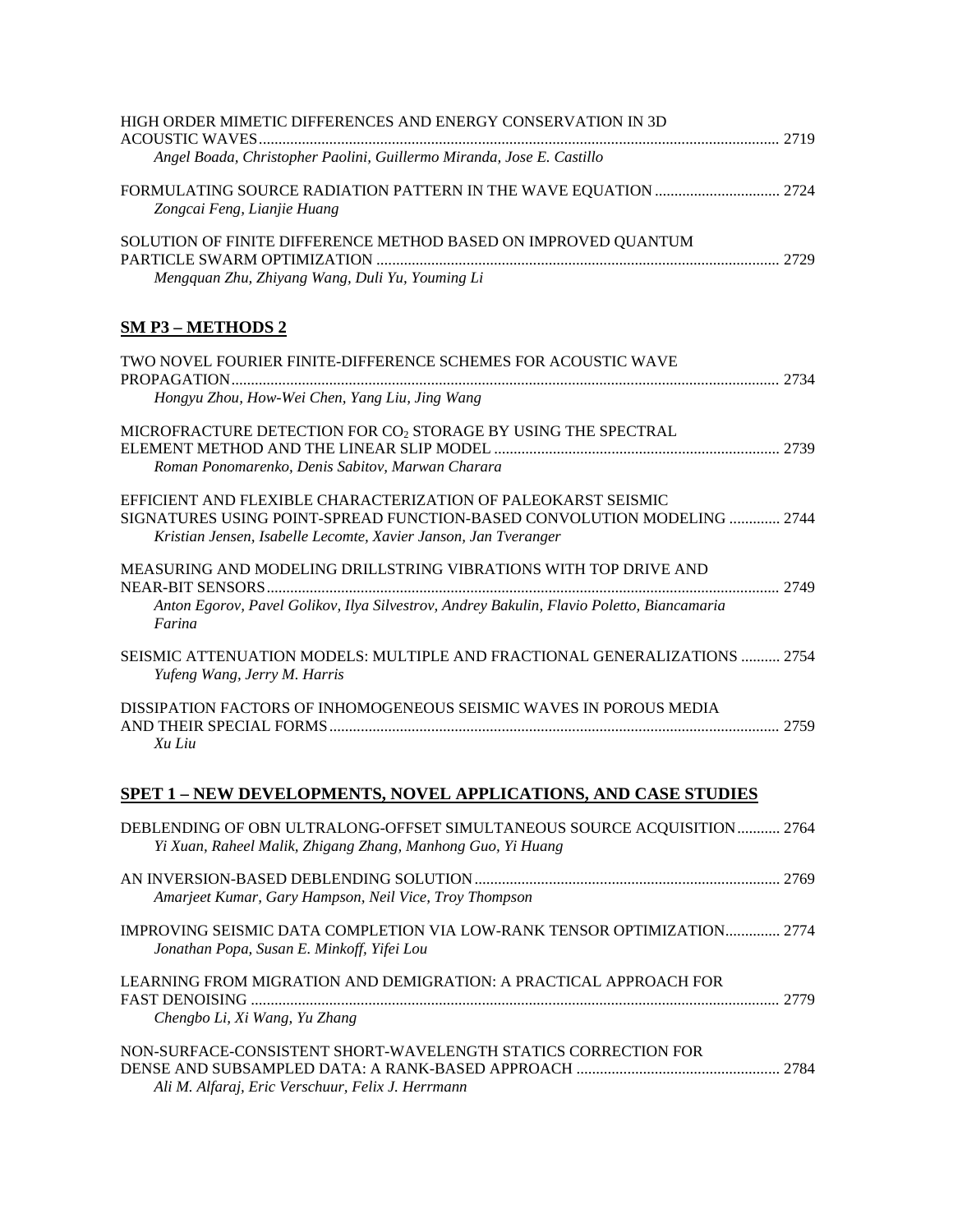HIGH ORDER MIMETIC DIFFERENCES AND ENERGY CONSERVATION IN 3D ACOUSTIC WAVES ........ 2719
*Angel Boada, Christopher Paolini, Guillermo Miranda, Jose E. Castillo*

FORMULATING SOURCE RADIATION PATTERN IN THE WAVE EQUATION ........ 2724
*Zongcai Feng, Lianjie Huang*

SOLUTION OF FINITE DIFFERENCE METHOD BASED ON IMPROVED QUANTUM PARTICLE SWARM OPTIMIZATION ........ 2729
*Mengquan Zhu, Zhiyang Wang, Duli Yu, Youming Li*

## SM P3 – METHODS 2

TWO NOVEL FOURIER FINITE-DIFFERENCE SCHEMES FOR ACOUSTIC WAVE PROPAGATION ........ 2734
*Hongyu Zhou, How-Wei Chen, Yang Liu, Jing Wang*

MICROFRACTURE DETECTION FOR $CO_2$ STORAGE BY USING THE SPECTRAL ELEMENT METHOD AND THE LINEAR SLIP MODEL ........ 2739
*Roman Ponomarenko, Denis Sabitov, Marwan Charara*

EFFICIENT AND FLEXIBLE CHARACTERIZATION OF PALEOKARST SEISMIC SIGNATURES USING POINT-SPREAD FUNCTION-BASED CONVOLUTION MODELING ........ 2744
*Kristian Jensen, Isabelle Lecomte, Xavier Janson, Jan Tveranger*

MEASURING AND MODELING DRILLSTRING VIBRATIONS WITH TOP DRIVE AND NEAR-BIT SENSORS ........ 2749
*Anton Egorov, Pavel Golikov, Ilya Silvestrov, Andrey Bakulin, Flavio Poletto, Biancamaria Farina*

SEISMIC ATTENUATION MODELS: MULTIPLE AND FRACTIONAL GENERALIZATIONS ........ 2754
*Yufeng Wang, Jerry M. Harris*

DISSIPATION FACTORS OF INHOMOGENEOUS SEISMIC WAVES IN POROUS MEDIA AND THEIR SPECIAL FORMS ........ 2759
*Xu Liu*

## SPET 1 – NEW DEVELOPMENTS, NOVEL APPLICATIONS, AND CASE STUDIES

DEBLENDING OF OBN ULTRALONG-OFFSET SIMULTANEOUS SOURCE ACQUISITION ........ 2764
*Yi Xuan, Raheel Malik, Zhigang Zhang, Manhong Guo, Yi Huang*

AN INVERSION-BASED DEBLENDING SOLUTION ........ 2769
*Amarjeet Kumar, Gary Hampson, Neil Vice, Troy Thompson*

IMPROVING SEISMIC DATA COMPLETION VIA LOW-RANK TENSOR OPTIMIZATION ........ 2774
*Jonathan Popa, Susan E. Minkoff, Yifei Lou*

LEARNING FROM MIGRATION AND DEMIGRATION: A PRACTICAL APPROACH FOR FAST DENOISING ........ 2779
*Chengbo Li, Xi Wang, Yu Zhang*

NON-SURFACE-CONSISTENT SHORT-WAVELENGTH STATICS CORRECTION FOR DENSE AND SUBSAMPLED DATA: A RANK-BASED APPROACH ........ 2784
*Ali M. Alfaraj, Eric Verschuur, Felix J. Herrmann*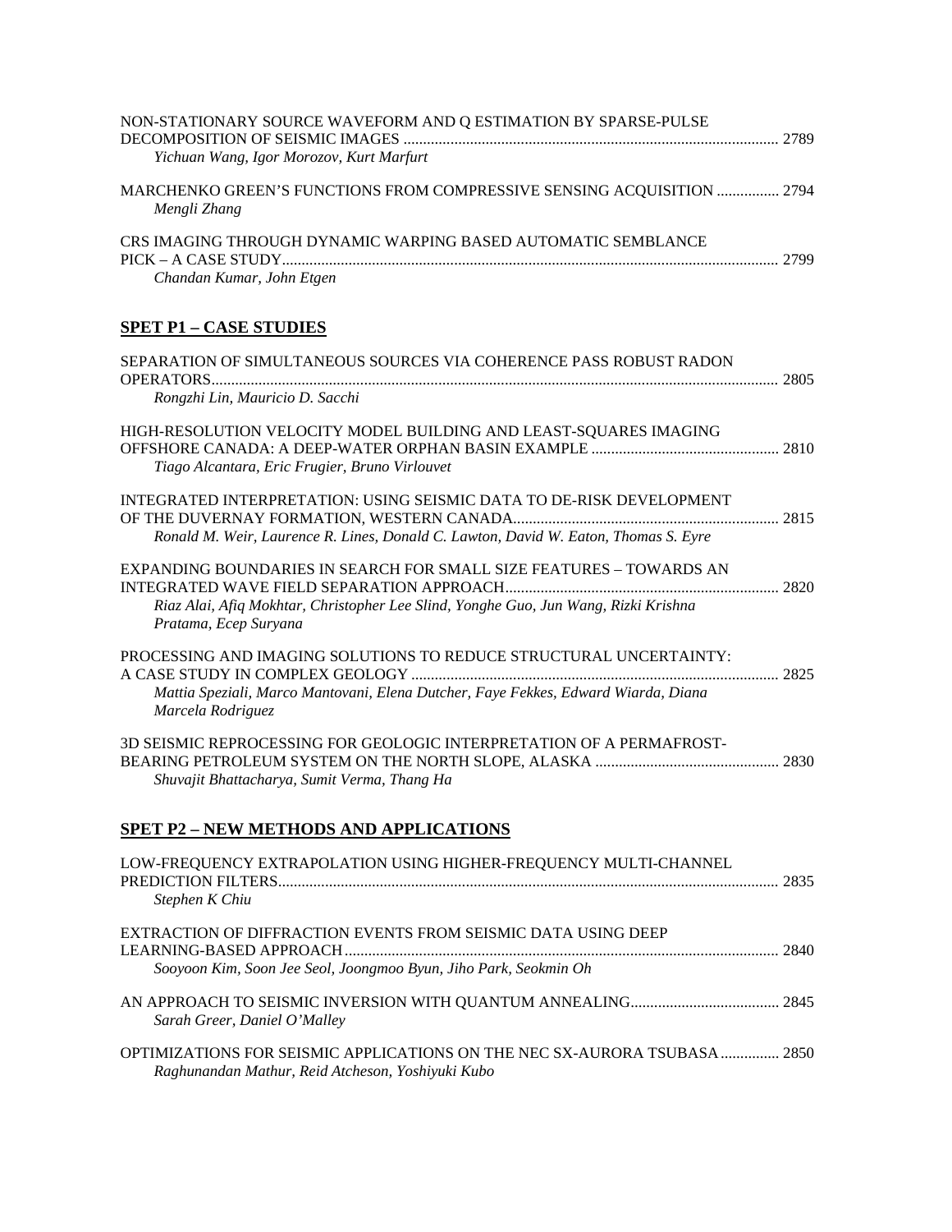NON-STATIONARY SOURCE WAVEFORM AND Q ESTIMATION BY SPARSE-PULSE DECOMPOSITION OF SEISMIC IMAGES ............................................................................................... 2789
*Yichuan Wang, Igor Morozov, Kurt Marfurt*

MARCHENKO GREEN'S FUNCTIONS FROM COMPRESSIVE SENSING ACQUISITION ................ 2794
*Mengli Zhang*

CRS IMAGING THROUGH DYNAMIC WARPING BASED AUTOMATIC SEMBLANCE PICK – A CASE STUDY............................................................................................................................. 2799
*Chandan Kumar, John Etgen*

## SPET P1 – CASE STUDIES

SEPARATION OF SIMULTANEOUS SOURCES VIA COHERENCE PASS ROBUST RADON OPERATORS................................................................................................................................ 2805
*Rongzhi Lin, Mauricio D. Sacchi*

HIGH-RESOLUTION VELOCITY MODEL BUILDING AND LEAST-SQUARES IMAGING OFFSHORE CANADA: A DEEP-WATER ORPHAN BASIN EXAMPLE ............................................... 2810
*Tiago Alcantara, Eric Frugier, Bruno Virlouvet*

INTEGRATED INTERPRETATION: USING SEISMIC DATA TO DE-RISK DEVELOPMENT OF THE DUVERNAY FORMATION, WESTERN CANADA................................................................... 2815
*Ronald M. Weir, Laurence R. Lines, Donald C. Lawton, David W. Eaton, Thomas S. Eyre*

EXPANDING BOUNDARIES IN SEARCH FOR SMALL SIZE FEATURES – TOWARDS AN INTEGRATED WAVE FIELD SEPARATION APPROACH..................................................................... 2820
*Riaz Alai, Afiq Mokhtar, Christopher Lee Slind, Yonghe Guo, Jun Wang, Rizki Krishna Pratama, Ecep Suryana*

PROCESSING AND IMAGING SOLUTIONS TO REDUCE STRUCTURAL UNCERTAINTY: A CASE STUDY IN COMPLEX GEOLOGY ............................................................................................. 2825
*Mattia Speziali, Marco Mantovani, Elena Dutcher, Faye Fekkes, Edward Wiarda, Diana Marcela Rodriguez*

3D SEISMIC REPROCESSING FOR GEOLOGIC INTERPRETATION OF A PERMAFROST-BEARING PETROLEUM SYSTEM ON THE NORTH SLOPE, ALASKA ............................................... 2830
*Shuvajit Bhattacharya, Sumit Verma, Thang Ha*

## SPET P2 – NEW METHODS AND APPLICATIONS

LOW-FREQUENCY EXTRAPOLATION USING HIGHER-FREQUENCY MULTI-CHANNEL PREDICTION FILTERS............................................................................................................................... 2835
*Stephen K Chiu*

EXTRACTION OF DIFFRACTION EVENTS FROM SEISMIC DATA USING DEEP LEARNING-BASED APPROACH .............................................................................................................. 2840
*Sooyoon Kim, Soon Jee Seol, Joongmoo Byun, Jiho Park, Seokmin Oh*

AN APPROACH TO SEISMIC INVERSION WITH QUANTUM ANNEALING...................................... 2845
*Sarah Greer, Daniel O'Malley*

OPTIMIZATIONS FOR SEISMIC APPLICATIONS ON THE NEC SX-AURORA TSUBASA ............... 2850
*Raghunandan Mathur, Reid Atcheson, Yoshiyuki Kubo*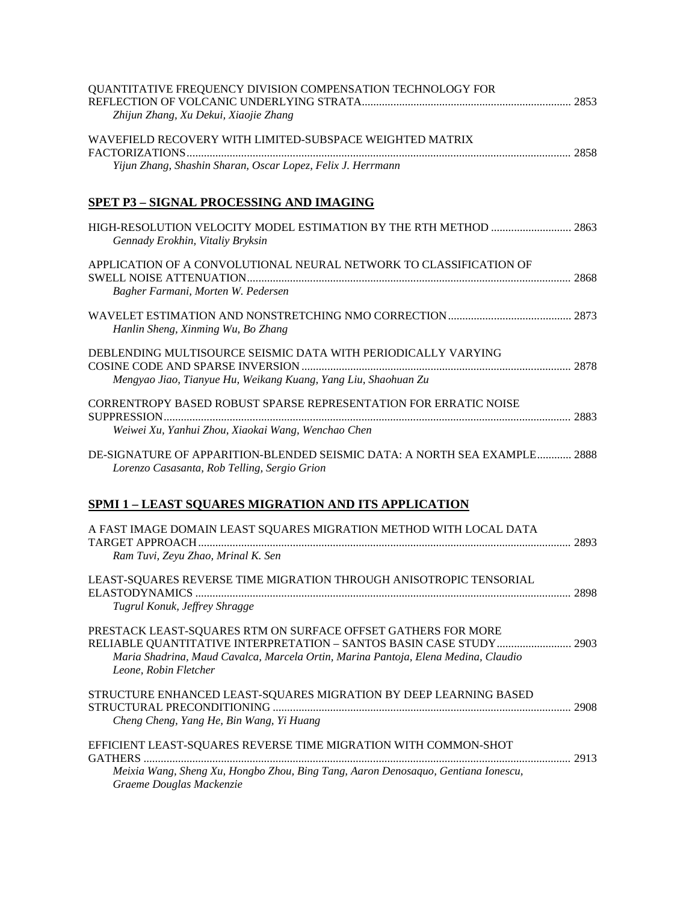QUANTITATIVE FREQUENCY DIVISION COMPENSATION TECHNOLOGY FOR REFLECTION OF VOLCANIC UNDERLYING STRATA ........ 2853
*Zhijun Zhang, Xu Dekui, Xiaojie Zhang*

WAVEFIELD RECOVERY WITH LIMITED-SUBSPACE WEIGHTED MATRIX FACTORIZATIONS ........ 2858
*Yijun Zhang, Shashin Sharan, Oscar Lopez, Felix J. Herrmann*

## SPET P3 – SIGNAL PROCESSING AND IMAGING

HIGH-RESOLUTION VELOCITY MODEL ESTIMATION BY THE RTH METHOD ........ 2863
*Gennady Erokhin, Vitaliy Bryksin*

APPLICATION OF A CONVOLUTIONAL NEURAL NETWORK TO CLASSIFICATION OF SWELL NOISE ATTENUATION ........ 2868
*Bagher Farmani, Morten W. Pedersen*

WAVELET ESTIMATION AND NONSTRETCHING NMO CORRECTION ........ 2873
*Hanlin Sheng, Xinming Wu, Bo Zhang*

DEBLENDING MULTISOURCE SEISMIC DATA WITH PERIODICALLY VARYING COSINE CODE AND SPARSE INVERSION ........ 2878
*Mengyao Jiao, Tianyue Hu, Weikang Kuang, Yang Liu, Shaohuan Zu*

CORRENTROPY BASED ROBUST SPARSE REPRESENTATION FOR ERRATIC NOISE SUPPRESSION ........ 2883
*Weiwei Xu, Yanhui Zhou, Xiaokai Wang, Wenchao Chen*

DE-SIGNATURE OF APPARITION-BLENDED SEISMIC DATA: A NORTH SEA EXAMPLE ........ 2888
*Lorenzo Casasanta, Rob Telling, Sergio Grion*

## SPMI 1 – LEAST SQUARES MIGRATION AND ITS APPLICATION

A FAST IMAGE DOMAIN LEAST SQUARES MIGRATION METHOD WITH LOCAL DATA TARGET APPROACH ........ 2893
*Ram Tuvi, Zeyu Zhao, Mrinal K. Sen*

LEAST-SQUARES REVERSE TIME MIGRATION THROUGH ANISOTROPIC TENSORIAL ELASTODYNAMICS ........ 2898
*Tugrul Konuk, Jeffrey Shragge*

PRESTACK LEAST-SQUARES RTM ON SURFACE OFFSET GATHERS FOR MORE RELIABLE QUANTITATIVE INTERPRETATION – SANTOS BASIN CASE STUDY ........ 2903
*Maria Shadrina, Maud Cavalca, Marcela Ortin, Marina Pantoja, Elena Medina, Claudio Leone, Robin Fletcher*

STRUCTURE ENHANCED LEAST-SQUARES MIGRATION BY DEEP LEARNING BASED STRUCTURAL PRECONDITIONING ........ 2908
*Cheng Cheng, Yang He, Bin Wang, Yi Huang*

EFFICIENT LEAST-SQUARES REVERSE TIME MIGRATION WITH COMMON-SHOT GATHERS ........ 2913
*Meixia Wang, Sheng Xu, Hongbo Zhou, Bing Tang, Aaron Denosaquo, Gentiana Ionescu, Graeme Douglas Mackenzie*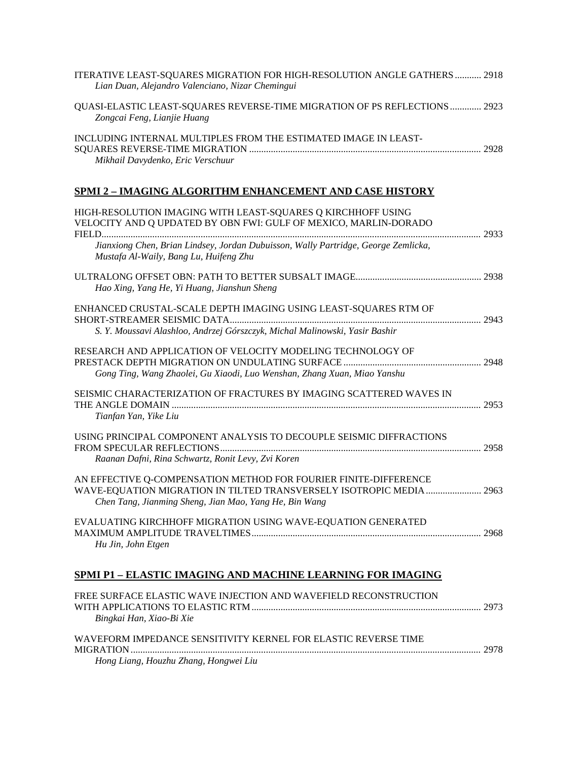ITERATIVE LEAST-SQUARES MIGRATION FOR HIGH-RESOLUTION ANGLE GATHERS ........... 2918
*Lian Duan, Alejandro Valenciano, Nizar Chemingui*

QUASI-ELASTIC LEAST-SQUARES REVERSE-TIME MIGRATION OF PS REFLECTIONS ............. 2923
*Zongcai Feng, Lianjie Huang*

INCLUDING INTERNAL MULTIPLES FROM THE ESTIMATED IMAGE IN LEAST-SQUARES REVERSE-TIME MIGRATION ............................................................................................... 2928
*Mikhail Davydenko, Eric Verschuur*

## SPMI 2 – IMAGING ALGORITHM ENHANCEMENT AND CASE HISTORY

HIGH-RESOLUTION IMAGING WITH LEAST-SQUARES Q KIRCHHOFF USING VELOCITY AND Q UPDATED BY OBN FWI: GULF OF MEXICO, MARLIN-DORADO FIELD........................................................................................................................................... 2933
*Jianxiong Chen, Brian Lindsey, Jordan Dubuisson, Wally Partridge, George Zemlicka, Mustafa Al-Waily, Bang Lu, Huifeng Zhu*

ULTRALONG OFFSET OBN: PATH TO BETTER SUBSALT IMAGE.................................................... 2938
*Hao Xing, Yang He, Yi Huang, Jianshun Sheng*

ENHANCED CRUSTAL-SCALE DEPTH IMAGING USING LEAST-SQUARES RTM OF SHORT-STREAMER SEISMIC DATA........................................................................................................ 2943
*S. Y. Moussavi Alashloo, Andrzej Górszczyk, Michal Malinowski, Yasir Bashir*

RESEARCH AND APPLICATION OF VELOCITY MODELING TECHNOLOGY OF PRESTACK DEPTH MIGRATION ON UNDULATING SURFACE ......................................................... 2948
*Gong Ting, Wang Zhaolei, Gu Xiaodi, Luo Wenshan, Zhang Xuan, Miao Yanshu*

SEISMIC CHARACTERIZATION OF FRACTURES BY IMAGING SCATTERED WAVES IN THE ANGLE DOMAIN ............................................................................................................... 2953
*Tianfan Yan, Yike Liu*

USING PRINCIPAL COMPONENT ANALYSIS TO DECOUPLE SEISMIC DIFFRACTIONS FROM SPECULAR REFLECTIONS........................................................................................................... 2958
*Raanan Dafni, Rina Schwartz, Ronit Levy, Zvi Koren*

AN EFFECTIVE Q-COMPENSATION METHOD FOR FOURIER FINITE-DIFFERENCE WAVE-EQUATION MIGRATION IN TILTED TRANSVERSELY ISOTROPIC MEDIA ....................... 2963
*Chen Tang, Jianming Sheng, Jian Mao, Yang He, Bin Wang*

EVALUATING KIRCHHOFF MIGRATION USING WAVE-EQUATION GENERATED MAXIMUM AMPLITUDE TRAVELTIMES.............................................................................................. 2968
*Hu Jin, John Etgen*

## SPMI P1 – ELASTIC IMAGING AND MACHINE LEARNING FOR IMAGING

FREE SURFACE ELASTIC WAVE INJECTION AND WAVEFIELD RECONSTRUCTION WITH APPLICATIONS TO ELASTIC RTM .............................................................................................. 2973
*Bingkai Han, Xiao-Bi Xie*

WAVEFORM IMPEDANCE SENSITIVITY KERNEL FOR ELASTIC REVERSE TIME MIGRATION ................................................................................................................................ 2978
*Hong Liang, Houzhu Zhang, Hongwei Liu*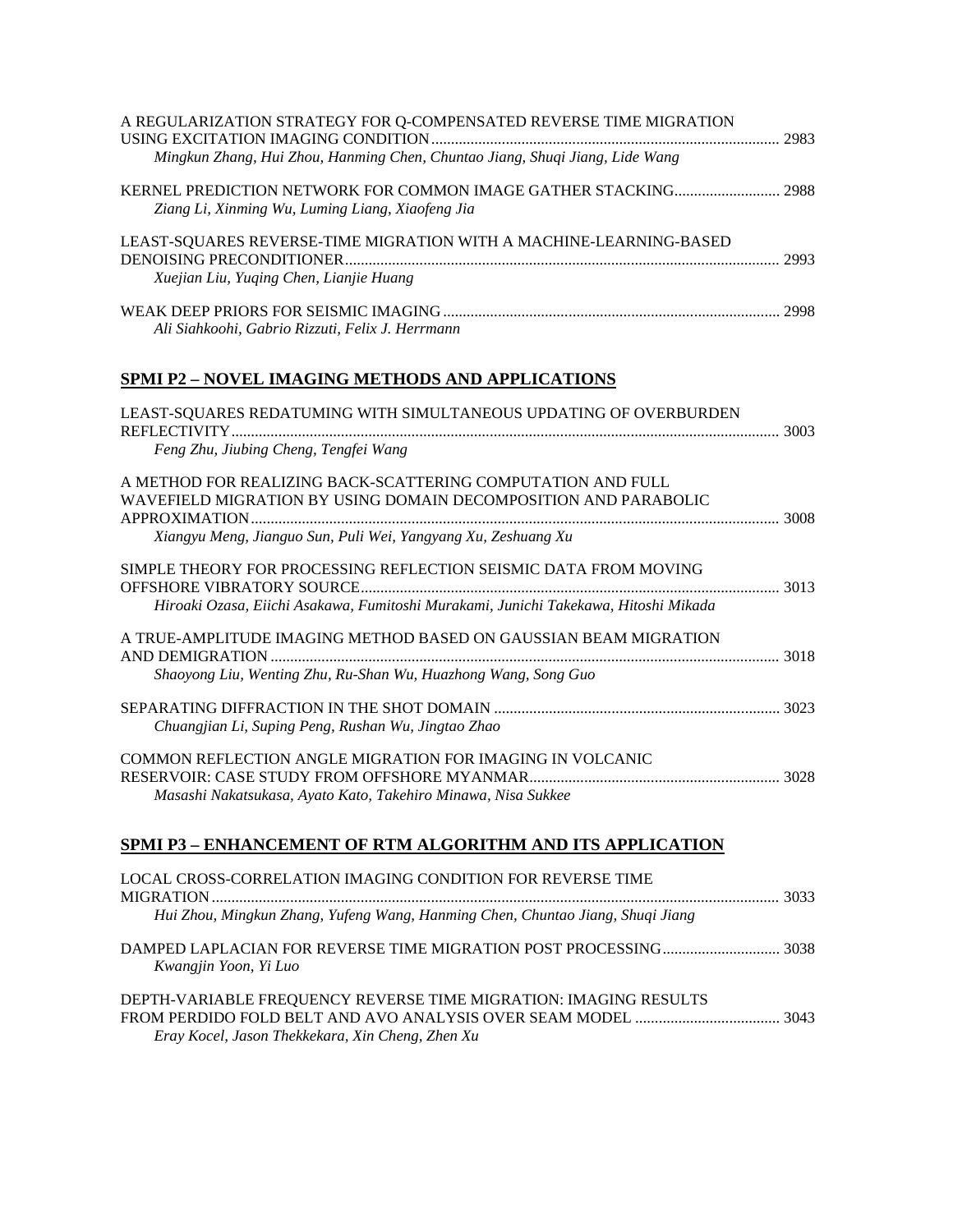A REGULARIZATION STRATEGY FOR Q-COMPENSATED REVERSE TIME MIGRATION USING EXCITATION IMAGING CONDITION ........ 2983
*Mingkun Zhang, Hui Zhou, Hanming Chen, Chuntao Jiang, Shuqi Jiang, Lide Wang*

KERNEL PREDICTION NETWORK FOR COMMON IMAGE GATHER STACKING ........ 2988
*Ziang Li, Xinming Wu, Luming Liang, Xiaofeng Jia*

LEAST-SQUARES REVERSE-TIME MIGRATION WITH A MACHINE-LEARNING-BASED DENOISING PRECONDITIONER ........ 2993
*Xuejian Liu, Yuqing Chen, Lianjie Huang*

WEAK DEEP PRIORS FOR SEISMIC IMAGING ........ 2998
*Ali Siahkoohi, Gabrio Rizzuti, Felix J. Herrmann*

## SPMI P2 – NOVEL IMAGING METHODS AND APPLICATIONS

LEAST-SQUARES REDATUMING WITH SIMULTANEOUS UPDATING OF OVERBURDEN REFLECTIVITY ........ 3003
*Feng Zhu, Jiubing Cheng, Tengfei Wang*

A METHOD FOR REALIZING BACK-SCATTERING COMPUTATION AND FULL WAVEFIELD MIGRATION BY USING DOMAIN DECOMPOSITION AND PARABOLIC APPROXIMATION ........ 3008
*Xiangyu Meng, Jianguo Sun, Puli Wei, Yangyang Xu, Zeshuang Xu*

SIMPLE THEORY FOR PROCESSING REFLECTION SEISMIC DATA FROM MOVING OFFSHORE VIBRATORY SOURCE ........ 3013
*Hiroaki Ozasa, Eiichi Asakawa, Fumitoshi Murakami, Junichi Takekawa, Hitoshi Mikada*

A TRUE-AMPLITUDE IMAGING METHOD BASED ON GAUSSIAN BEAM MIGRATION AND DEMIGRATION ........ 3018
*Shaoyong Liu, Wenting Zhu, Ru-Shan Wu, Huazhong Wang, Song Guo*

SEPARATING DIFFRACTION IN THE SHOT DOMAIN ........ 3023
*Chuangjian Li, Suping Peng, Rushan Wu, Jingtao Zhao*

COMMON REFLECTION ANGLE MIGRATION FOR IMAGING IN VOLCANIC RESERVOIR: CASE STUDY FROM OFFSHORE MYANMAR ........ 3028
*Masashi Nakatsukasa, Ayato Kato, Takehiro Minawa, Nisa Sukkee*

## SPMI P3 – ENHANCEMENT OF RTM ALGORITHM AND ITS APPLICATION

LOCAL CROSS-CORRELATION IMAGING CONDITION FOR REVERSE TIME MIGRATION ........ 3033
*Hui Zhou, Mingkun Zhang, Yufeng Wang, Hanming Chen, Chuntao Jiang, Shuqi Jiang*

DAMPED LAPLACIAN FOR REVERSE TIME MIGRATION POST PROCESSING ........ 3038
*Kwangjin Yoon, Yi Luo*

DEPTH-VARIABLE FREQUENCY REVERSE TIME MIGRATION: IMAGING RESULTS FROM PERDIDO FOLD BELT AND AVO ANALYSIS OVER SEAM MODEL ........ 3043
*Eray Kocel, Jason Thekkekara, Xin Cheng, Zhen Xu*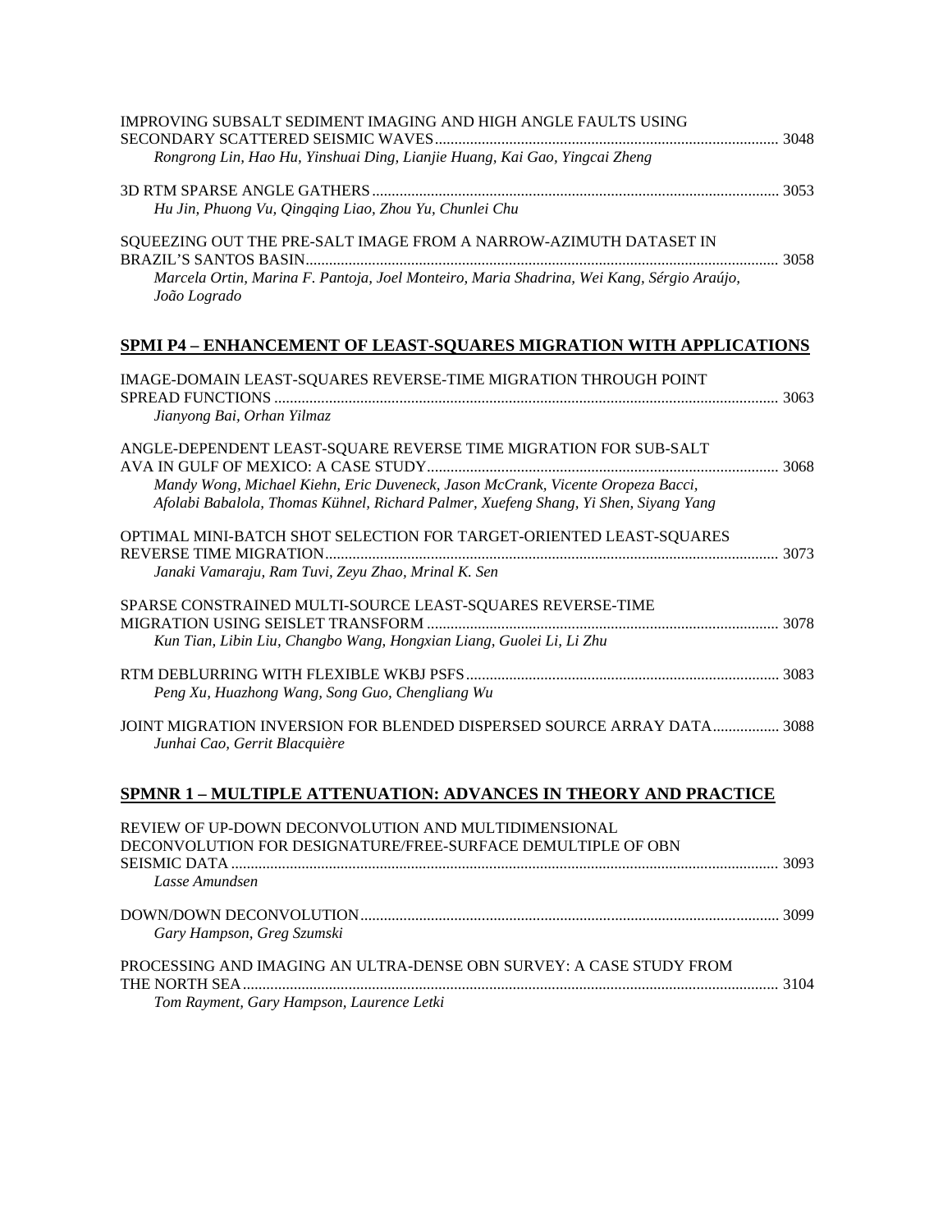IMPROVING SUBSALT SEDIMENT IMAGING AND HIGH ANGLE FAULTS USING SECONDARY SCATTERED SEISMIC WAVES....................................................................................... 3048
*Rongrong Lin, Hao Hu, Yinshuai Ding, Lianjie Huang, Kai Gao, Yingcai Zheng*

3D RTM SPARSE ANGLE GATHERS........................................................................................................ 3053
*Hu Jin, Phuong Vu, Qingqing Liao, Zhou Yu, Chunlei Chu*

SQUEEZING OUT THE PRE-SALT IMAGE FROM A NARROW-AZIMUTH DATASET IN BRAZIL'S SANTOS BASIN........................................................................................................................ 3058
*Marcela Ortin, Marina F. Pantoja, Joel Monteiro, Maria Shadrina, Wei Kang, Sérgio Araújo, João Logrado*

## SPMI P4 – ENHANCEMENT OF LEAST-SQUARES MIGRATION WITH APPLICATIONS

IMAGE-DOMAIN LEAST-SQUARES REVERSE-TIME MIGRATION THROUGH POINT SPREAD FUNCTIONS ................................................................................................................................ 3063
*Jianyong Bai, Orhan Yilmaz*

ANGLE-DEPENDENT LEAST-SQUARE REVERSE TIME MIGRATION FOR SUB-SALT AVA IN GULF OF MEXICO: A CASE STUDY.......................................................................................... 3068
*Mandy Wong, Michael Kiehn, Eric Duveneck, Jason McCrank, Vicente Oropeza Bacci, Afolabi Babalola, Thomas Kühnel, Richard Palmer, Xuefeng Shang, Yi Shen, Siyang Yang*

OPTIMAL MINI-BATCH SHOT SELECTION FOR TARGET-ORIENTED LEAST-SQUARES REVERSE TIME MIGRATION.................................................................................................................... 3073
*Janaki Vamaraju, Ram Tuvi, Zeyu Zhao, Mrinal K. Sen*

SPARSE CONSTRAINED MULTI-SOURCE LEAST-SQUARES REVERSE-TIME MIGRATION USING SEISLET TRANSFORM ......................................................................................... 3078
*Kun Tian, Libin Liu, Changbo Wang, Hongxian Liang, Guolei Li, Li Zhu*

RTM DEBLURRING WITH FLEXIBLE WKBJ PSFS................................................................................ 3083
*Peng Xu, Huazhong Wang, Song Guo, Chengliang Wu*

JOINT MIGRATION INVERSION FOR BLENDED DISPERSED SOURCE ARRAY DATA................. 3088
*Junhai Cao, Gerrit Blacquière*

## SPMNR 1 – MULTIPLE ATTENUATION: ADVANCES IN THEORY AND PRACTICE

REVIEW OF UP-DOWN DECONVOLUTION AND MULTIDIMENSIONAL DECONVOLUTION FOR DESIGNATURE/FREE-SURFACE DEMULTIPLE OF OBN SEISMIC DATA ........................................................................................................................................... 3093
*Lasse Amundsen*

DOWN/DOWN DECONVOLUTION........................................................................................................... 3099
*Gary Hampson, Greg Szumski*

PROCESSING AND IMAGING AN ULTRA-DENSE OBN SURVEY: A CASE STUDY FROM THE NORTH SEA........................................................................................................................................ 3104
*Tom Rayment, Gary Hampson, Laurence Letki*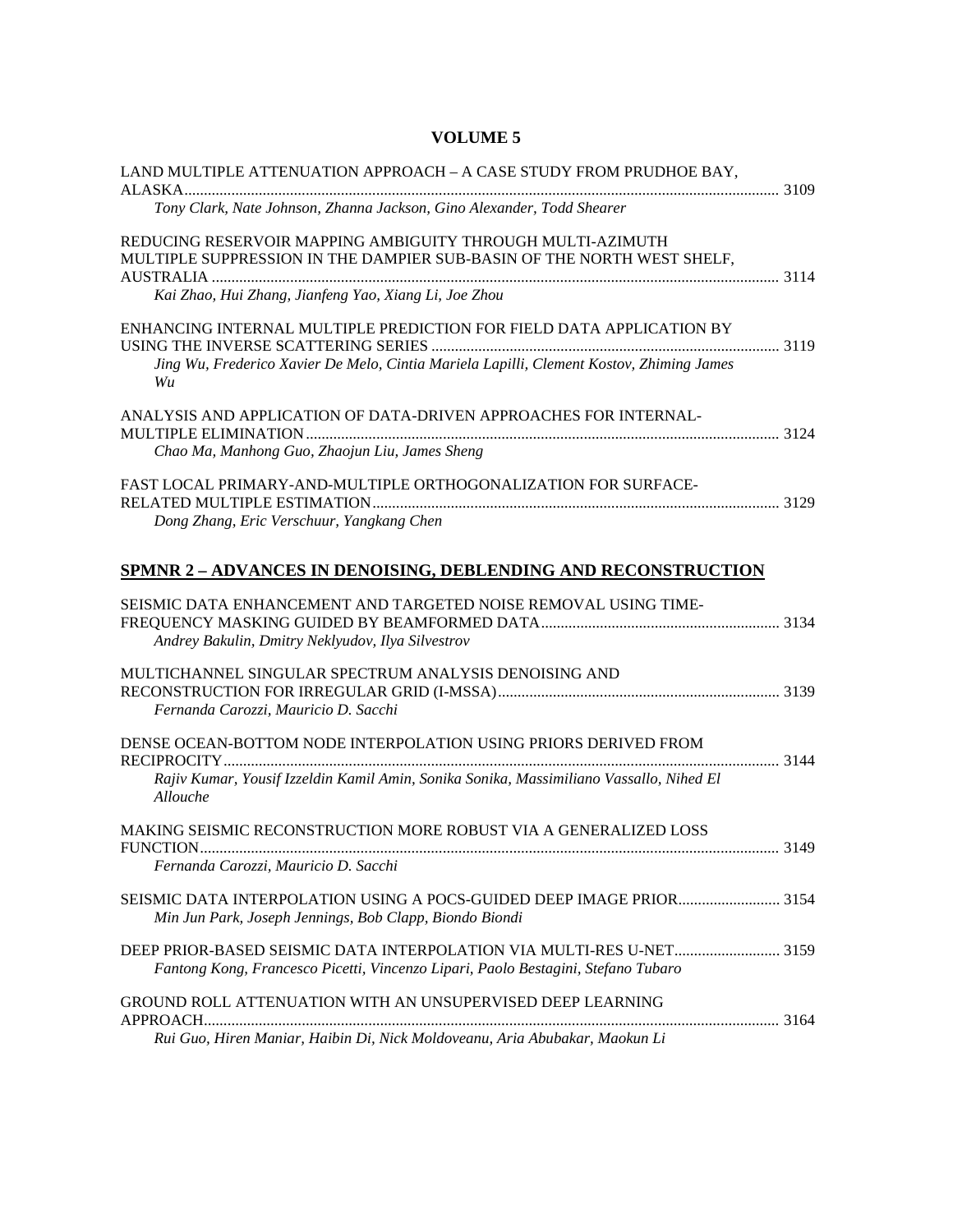# VOLUME 5

LAND MULTIPLE ATTENUATION APPROACH – A CASE STUDY FROM PRUDHOE BAY, ALASKA........................................................................................................................................ 3109
*Tony Clark, Nate Johnson, Zhanna Jackson, Gino Alexander, Todd Shearer*

REDUCING RESERVOIR MAPPING AMBIGUITY THROUGH MULTI-AZIMUTH MULTIPLE SUPPRESSION IN THE DAMPIER SUB-BASIN OF THE NORTH WEST SHELF, AUSTRALIA ................................................................................................................................. 3114
*Kai Zhao, Hui Zhang, Jianfeng Yao, Xiang Li, Joe Zhou*

ENHANCING INTERNAL MULTIPLE PREDICTION FOR FIELD DATA APPLICATION BY USING THE INVERSE SCATTERING SERIES ........................................................................................ 3119
*Jing Wu, Frederico Xavier De Melo, Cintia Mariela Lapilli, Clement Kostov, Zhiming James Wu*

ANALYSIS AND APPLICATION OF DATA-DRIVEN APPROACHES FOR INTERNAL-MULTIPLE ELIMINATION........................................................................................................................ 3124
*Chao Ma, Manhong Guo, Zhaojun Liu, James Sheng*

FAST LOCAL PRIMARY-AND-MULTIPLE ORTHOGONALIZATION FOR SURFACE-RELATED MULTIPLE ESTIMATION....................................................................................................... 3129
*Dong Zhang, Eric Verschuur, Yangkang Chen*

## SPMNR 2 – ADVANCES IN DENOISING, DEBLENDING AND RECONSTRUCTION

SEISMIC DATA ENHANCEMENT AND TARGETED NOISE REMOVAL USING TIME-FREQUENCY MASKING GUIDED BY BEAMFORMED DATA............................................................ 3134
*Andrey Bakulin, Dmitry Neklyudov, Ilya Silvestrov*

MULTICHANNEL SINGULAR SPECTRUM ANALYSIS DENOISING AND RECONSTRUCTION FOR IRREGULAR GRID (I-MSSA)....................................................................... 3139
*Fernanda Carozzi, Mauricio D. Sacchi*

DENSE OCEAN-BOTTOM NODE INTERPOLATION USING PRIORS DERIVED FROM RECIPROCITY............................................................................................................................................ 3144
*Rajiv Kumar, Yousif Izzeldin Kamil Amin, Sonika Sonika, Massimiliano Vassallo, Nihed El Allouche*

MAKING SEISMIC RECONSTRUCTION MORE ROBUST VIA A GENERALIZED LOSS FUNCTION.................................................................................................................................................. 3149
*Fernanda Carozzi, Mauricio D. Sacchi*

SEISMIC DATA INTERPOLATION USING A POCS-GUIDED DEEP IMAGE PRIOR.......................... 3154
*Min Jun Park, Joseph Jennings, Bob Clapp, Biondo Biondi*

DEEP PRIOR-BASED SEISMIC DATA INTERPOLATION VIA MULTI-RES U-NET........................... 3159
*Fantong Kong, Francesco Picetti, Vincenzo Lipari, Paolo Bestagini, Stefano Tubaro*

GROUND ROLL ATTENUATION WITH AN UNSUPERVISED DEEP LEARNING APPROACH................................................................................................................................................. 3164
*Rui Guo, Hiren Maniar, Haibin Di, Nick Moldoveanu, Aria Abubakar, Maokun Li*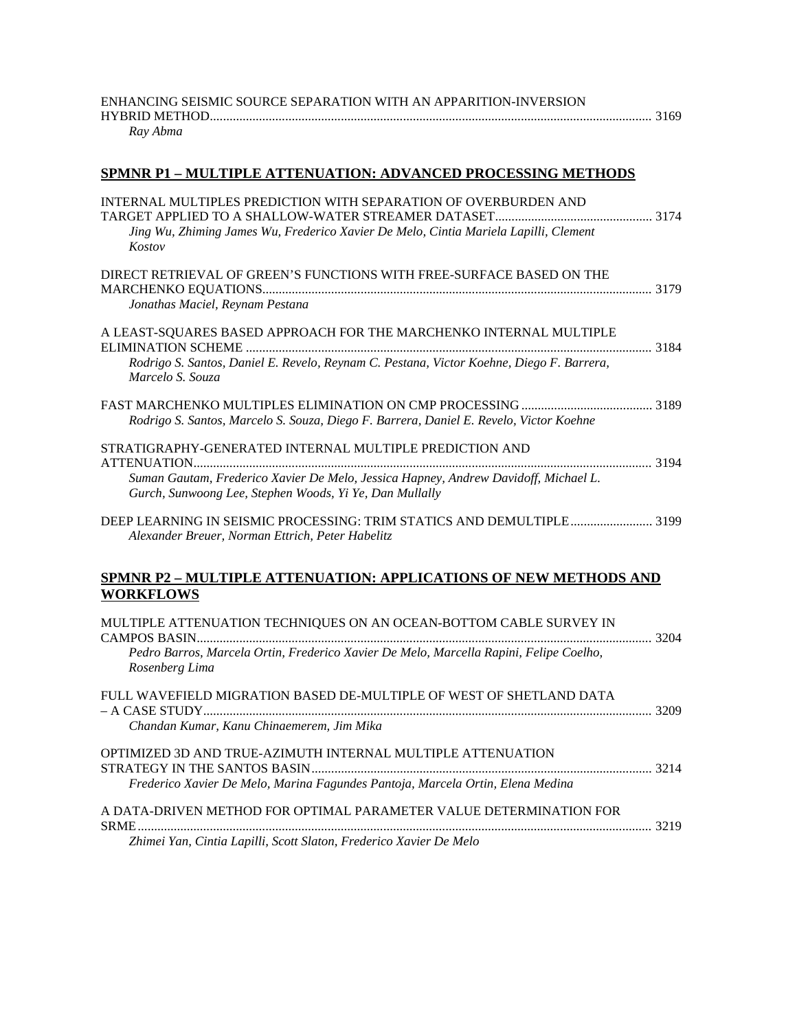ENHANCING SEISMIC SOURCE SEPARATION WITH AN APPARITION-INVERSION HYBRID METHOD ... 3169
*Ray Abma*

## SPMNR P1 – MULTIPLE ATTENUATION: ADVANCED PROCESSING METHODS

INTERNAL MULTIPLES PREDICTION WITH SEPARATION OF OVERBURDEN AND TARGET APPLIED TO A SHALLOW-WATER STREAMER DATASET ... 3174
*Jing Wu, Zhiming James Wu, Frederico Xavier De Melo, Cintia Mariela Lapilli, Clement Kostov*

DIRECT RETRIEVAL OF GREEN'S FUNCTIONS WITH FREE-SURFACE BASED ON THE MARCHENKO EQUATIONS ... 3179
*Jonathas Maciel, Reynam Pestana*

A LEAST-SQUARES BASED APPROACH FOR THE MARCHENKO INTERNAL MULTIPLE ELIMINATION SCHEME ... 3184
*Rodrigo S. Santos, Daniel E. Revelo, Reynam C. Pestana, Victor Koehne, Diego F. Barrera, Marcelo S. Souza*

FAST MARCHENKO MULTIPLES ELIMINATION ON CMP PROCESSING ... 3189
*Rodrigo S. Santos, Marcelo S. Souza, Diego F. Barrera, Daniel E. Revelo, Victor Koehne*

STRATIGRAPHY-GENERATED INTERNAL MULTIPLE PREDICTION AND ATTENUATION ... 3194
*Suman Gautam, Frederico Xavier De Melo, Jessica Hapney, Andrew Davidoff, Michael L. Gurch, Sunwoong Lee, Stephen Woods, Yi Ye, Dan Mullally*

DEEP LEARNING IN SEISMIC PROCESSING: TRIM STATICS AND DEMULTIPLE ... 3199
*Alexander Breuer, Norman Ettrich, Peter Habelitz*

## SPMNR P2 – MULTIPLE ATTENUATION: APPLICATIONS OF NEW METHODS AND WORKFLOWS

MULTIPLE ATTENUATION TECHNIQUES ON AN OCEAN-BOTTOM CABLE SURVEY IN CAMPOS BASIN ... 3204
*Pedro Barros, Marcela Ortin, Frederico Xavier De Melo, Marcella Rapini, Felipe Coelho, Rosenberg Lima*

FULL WAVEFIELD MIGRATION BASED DE-MULTIPLE OF WEST OF SHETLAND DATA – A CASE STUDY ... 3209
*Chandan Kumar, Kanu Chinaemerem, Jim Mika*

OPTIMIZED 3D AND TRUE-AZIMUTH INTERNAL MULTIPLE ATTENUATION STRATEGY IN THE SANTOS BASIN ... 3214
*Frederico Xavier De Melo, Marina Fagundes Pantoja, Marcela Ortin, Elena Medina*

A DATA-DRIVEN METHOD FOR OPTIMAL PARAMETER VALUE DETERMINATION FOR SRME ... 3219
*Zhimei Yan, Cintia Lapilli, Scott Slaton, Frederico Xavier De Melo*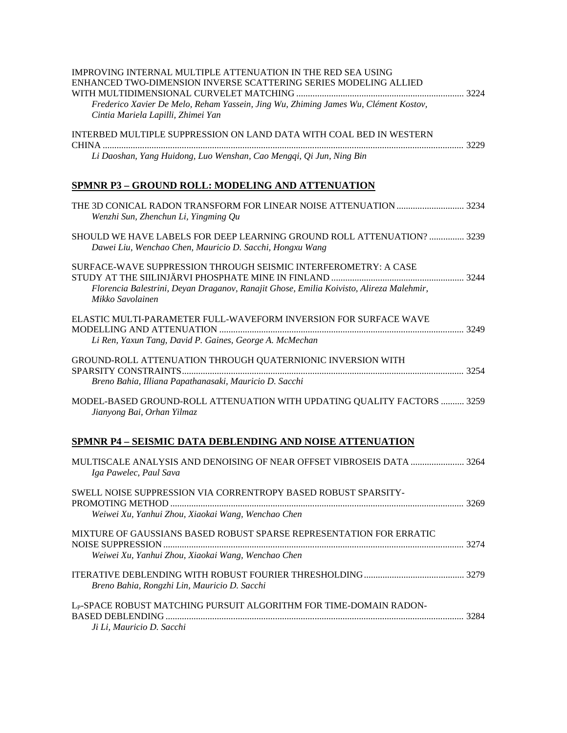IMPROVING INTERNAL MULTIPLE ATTENUATION IN THE RED SEA USING ENHANCED TWO-DIMENSION INVERSE SCATTERING SERIES MODELING ALLIED WITH MULTIDIMENSIONAL CURVELET MATCHING ........ 3224
*Frederico Xavier De Melo, Reham Yassein, Jing Wu, Zhiming James Wu, Clément Kostov, Cintia Mariela Lapilli, Zhimei Yan*

INTERBED MULTIPLE SUPPRESSION ON LAND DATA WITH COAL BED IN WESTERN CHINA ........ 3229
*Li Daoshan, Yang Huidong, Luo Wenshan, Cao Mengqi, Qi Jun, Ning Bin*

## SPMNR P3 – GROUND ROLL: MODELING AND ATTENUATION

THE 3D CONICAL RADON TRANSFORM FOR LINEAR NOISE ATTENUATION ........ 3234
*Wenzhi Sun, Zhenchun Li, Yingming Qu*

SHOULD WE HAVE LABELS FOR DEEP LEARNING GROUND ROLL ATTENUATION? ........ 3239
*Dawei Liu, Wenchao Chen, Mauricio D. Sacchi, Hongxu Wang*

SURFACE-WAVE SUPPRESSION THROUGH SEISMIC INTERFEROMETRY: A CASE STUDY AT THE SIILINJÄRVI PHOSPHATE MINE IN FINLAND ........ 3244
*Florencia Balestrini, Deyan Draganov, Ranajit Ghose, Emilia Koivisto, Alireza Malehmir, Mikko Savolainen*

ELASTIC MULTI-PARAMETER FULL-WAVEFORM INVERSION FOR SURFACE WAVE MODELLING AND ATTENUATION ........ 3249
*Li Ren, Yaxun Tang, David P. Gaines, George A. McMechan*

GROUND-ROLL ATTENUATION THROUGH QUATERNIONIC INVERSION WITH SPARSITY CONSTRAINTS ........ 3254
*Breno Bahia, Illiana Papathanasaki, Mauricio D. Sacchi*

MODEL-BASED GROUND-ROLL ATTENUATION WITH UPDATING QUALITY FACTORS ........ 3259
*Jianyong Bai, Orhan Yilmaz*

## SPMNR P4 – SEISMIC DATA DEBLENDING AND NOISE ATTENUATION

MULTISCALE ANALYSIS AND DENOISING OF NEAR OFFSET VIBROSEIS DATA ........ 3264
*Iga Pawelec, Paul Sava*

SWELL NOISE SUPPRESSION VIA CORRENTROPY BASED ROBUST SPARSITY-PROMOTING METHOD ........ 3269
*Weiwei Xu, Yanhui Zhou, Xiaokai Wang, Wenchao Chen*

MIXTURE OF GAUSSIANS BASED ROBUST SPARSE REPRESENTATION FOR ERRATIC NOISE SUPPRESSION ........ 3274
*Weiwei Xu, Yanhui Zhou, Xiaokai Wang, Wenchao Chen*

ITERATIVE DEBLENDING WITH ROBUST FOURIER THRESHOLDING ........ 3279
*Breno Bahia, Rongzhi Lin, Mauricio D. Sacchi*

$L_P$-SPACE ROBUST MATCHING PURSUIT ALGORITHM FOR TIME-DOMAIN RADON-BASED DEBLENDING ........ 3284
*Ji Li, Mauricio D. Sacchi*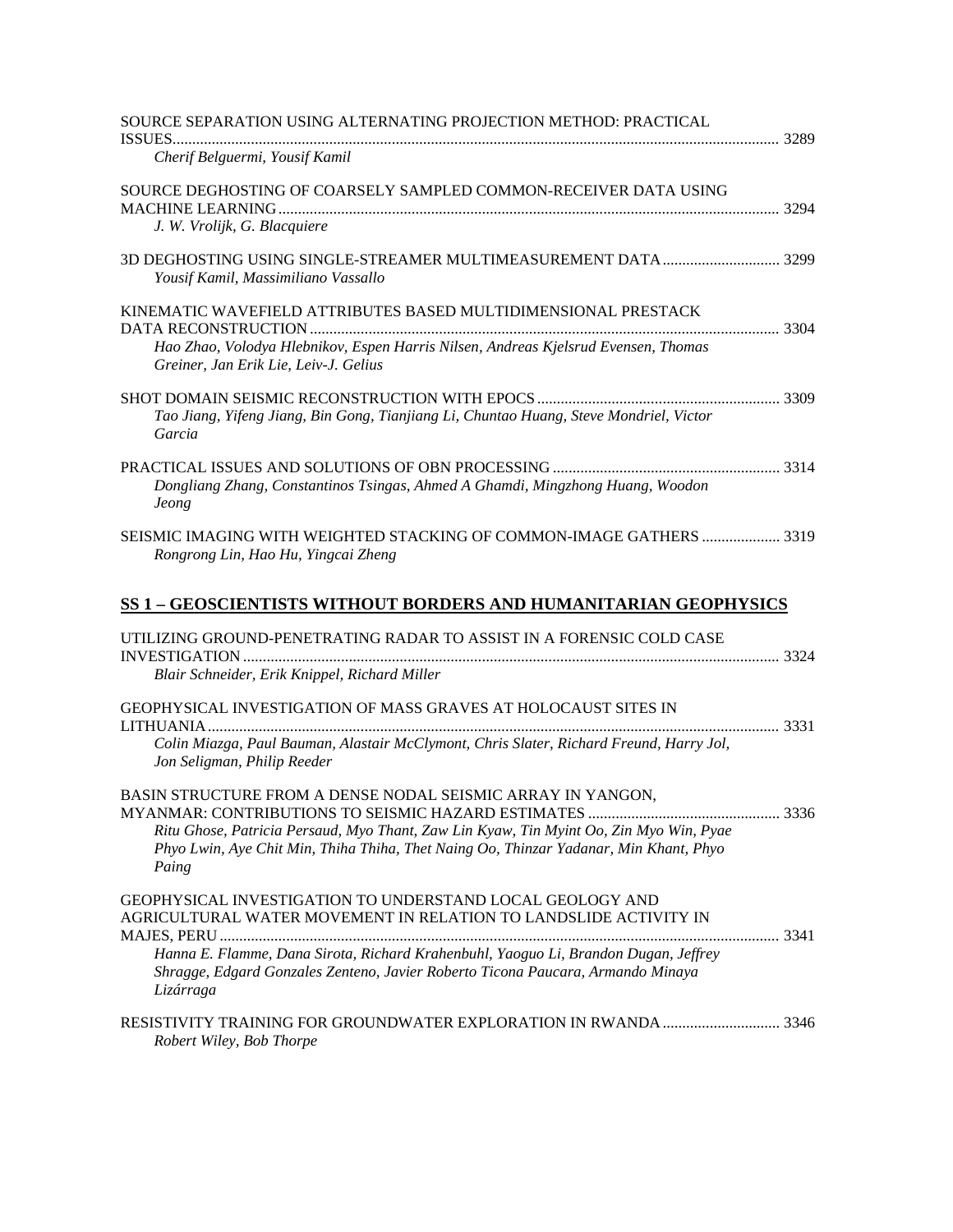SOURCE SEPARATION USING ALTERNATING PROJECTION METHOD: PRACTICAL ISSUES ........ 3289
*Cherif Belguermi, Yousif Kamil*

SOURCE DEGHOSTING OF COARSELY SAMPLED COMMON-RECEIVER DATA USING MACHINE LEARNING ........ 3294
*J. W. Vrolijk, G. Blacquiere*

3D DEGHOSTING USING SINGLE-STREAMER MULTIMEASUREMENT DATA ........ 3299
*Yousif Kamil, Massimiliano Vassallo*

KINEMATIC WAVEFIELD ATTRIBUTES BASED MULTIDIMENSIONAL PRESTACK DATA RECONSTRUCTION ........ 3304
*Hao Zhao, Volodya Hlebnikov, Espen Harris Nilsen, Andreas Kjelsrud Evensen, Thomas Greiner, Jan Erik Lie, Leiv-J. Gelius*

SHOT DOMAIN SEISMIC RECONSTRUCTION WITH EPOCS ........ 3309
*Tao Jiang, Yifeng Jiang, Bin Gong, Tianjiang Li, Chuntao Huang, Steve Mondriel, Victor Garcia*

PRACTICAL ISSUES AND SOLUTIONS OF OBN PROCESSING ........ 3314
*Dongliang Zhang, Constantinos Tsingas, Ahmed A Ghamdi, Mingzhong Huang, Woodon Jeong*

SEISMIC IMAGING WITH WEIGHTED STACKING OF COMMON-IMAGE GATHERS ........ 3319
*Rongrong Lin, Hao Hu, Yingcai Zheng*

## SS 1 – GEOSCIENTISTS WITHOUT BORDERS AND HUMANITARIAN GEOPHYSICS

UTILIZING GROUND-PENETRATING RADAR TO ASSIST IN A FORENSIC COLD CASE INVESTIGATION ........ 3324
*Blair Schneider, Erik Knippel, Richard Miller*

GEOPHYSICAL INVESTIGATION OF MASS GRAVES AT HOLOCAUST SITES IN LITHUANIA ........ 3331
*Colin Miazga, Paul Bauman, Alastair McClymont, Chris Slater, Richard Freund, Harry Jol, Jon Seligman, Philip Reeder*

BASIN STRUCTURE FROM A DENSE NODAL SEISMIC ARRAY IN YANGON, MYANMAR: CONTRIBUTIONS TO SEISMIC HAZARD ESTIMATES ........ 3336
*Ritu Ghose, Patricia Persaud, Myo Thant, Zaw Lin Kyaw, Tin Myint Oo, Zin Myo Win, Pyae Phyo Lwin, Aye Chit Min, Thiha Thiha, Thet Naing Oo, Thinzar Yadanar, Min Khant, Phyo Paing*

GEOPHYSICAL INVESTIGATION TO UNDERSTAND LOCAL GEOLOGY AND AGRICULTURAL WATER MOVEMENT IN RELATION TO LANDSLIDE ACTIVITY IN MAJES, PERU ........ 3341
*Hanna E. Flamme, Dana Sirota, Richard Krahenbuhl, Yaoguo Li, Brandon Dugan, Jeffrey Shragge, Edgard Gonzales Zenteno, Javier Roberto Ticona Paucara, Armando Minaya Lizárraga*

RESISTIVITY TRAINING FOR GROUNDWATER EXPLORATION IN RWANDA ........ 3346
*Robert Wiley, Bob Thorpe*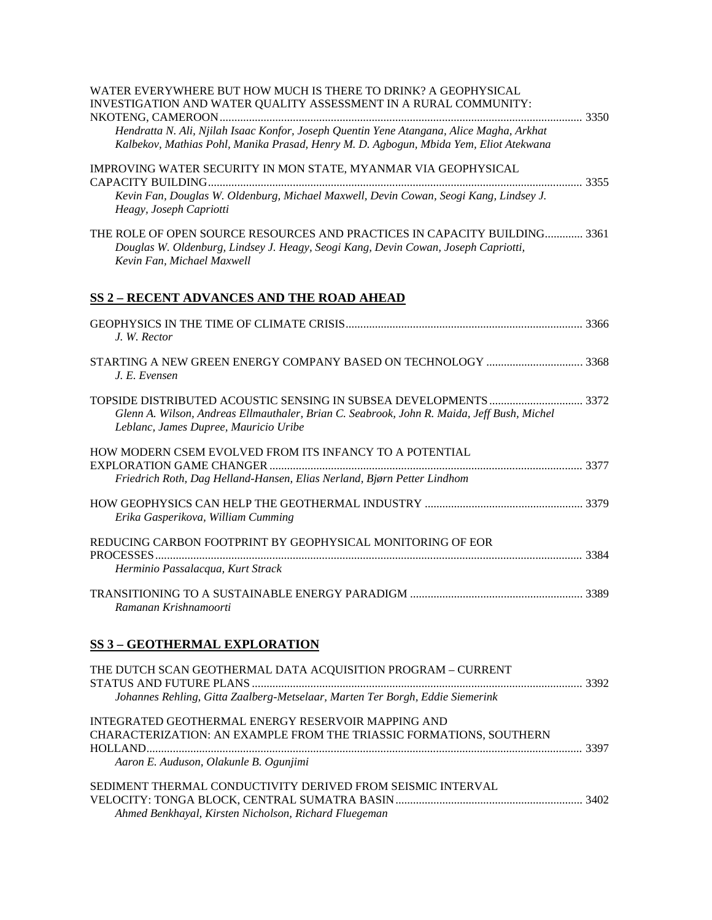WATER EVERYWHERE BUT HOW MUCH IS THERE TO DRINK? A GEOPHYSICAL INVESTIGATION AND WATER QUALITY ASSESSMENT IN A RURAL COMMUNITY: NKOTENG, CAMEROON ..... 3350
*Hendratta N. Ali, Njilah Isaac Konfor, Joseph Quentin Yene Atangana, Alice Magha, Arkhat Kalbekov, Mathias Pohl, Manika Prasad, Henry M. D. Agbogun, Mbida Yem, Eliot Atekwana*

IMPROVING WATER SECURITY IN MON STATE, MYANMAR VIA GEOPHYSICAL CAPACITY BUILDING ..... 3355
*Kevin Fan, Douglas W. Oldenburg, Michael Maxwell, Devin Cowan, Seogi Kang, Lindsey J. Heagy, Joseph Capriotti*

THE ROLE OF OPEN SOURCE RESOURCES AND PRACTICES IN CAPACITY BUILDING ..... 3361
*Douglas W. Oldenburg, Lindsey J. Heagy, Seogi Kang, Devin Cowan, Joseph Capriotti, Kevin Fan, Michael Maxwell*

## SS 2 – RECENT ADVANCES AND THE ROAD AHEAD

GEOPHYSICS IN THE TIME OF CLIMATE CRISIS ..... 3366
*J. W. Rector*

STARTING A NEW GREEN ENERGY COMPANY BASED ON TECHNOLOGY ..... 3368
*J. E. Evensen*

TOPSIDE DISTRIBUTED ACOUSTIC SENSING IN SUBSEA DEVELOPMENTS ..... 3372
*Glenn A. Wilson, Andreas Ellmauthaler, Brian C. Seabrook, John R. Maida, Jeff Bush, Michel Leblanc, James Dupree, Mauricio Uribe*

HOW MODERN CSEM EVOLVED FROM ITS INFANCY TO A POTENTIAL EXPLORATION GAME CHANGER ..... 3377
*Friedrich Roth, Dag Helland-Hansen, Elias Nerland, Bjørn Petter Lindhom*

HOW GEOPHYSICS CAN HELP THE GEOTHERMAL INDUSTRY ..... 3379
*Erika Gasperikova, William Cumming*

REDUCING CARBON FOOTPRINT BY GEOPHYSICAL MONITORING OF EOR PROCESSES ..... 3384
*Herminio Passalacqua, Kurt Strack*

TRANSITIONING TO A SUSTAINABLE ENERGY PARADIGM ..... 3389
*Ramanan Krishnamoorti*

## SS 3 – GEOTHERMAL EXPLORATION

THE DUTCH SCAN GEOTHERMAL DATA ACQUISITION PROGRAM – CURRENT STATUS AND FUTURE PLANS ..... 3392
*Johannes Rehling, Gitta Zaalberg-Metselaar, Marten Ter Borgh, Eddie Siemerink*

INTEGRATED GEOTHERMAL ENERGY RESERVOIR MAPPING AND CHARACTERIZATION: AN EXAMPLE FROM THE TRIASSIC FORMATIONS, SOUTHERN HOLLAND ..... 3397
*Aaron E. Auduson, Olakunle B. Ogunjimi*

SEDIMENT THERMAL CONDUCTIVITY DERIVED FROM SEISMIC INTERVAL VELOCITY: TONGA BLOCK, CENTRAL SUMATRA BASIN ..... 3402
*Ahmed Benkhayal, Kirsten Nicholson, Richard Fluegeman*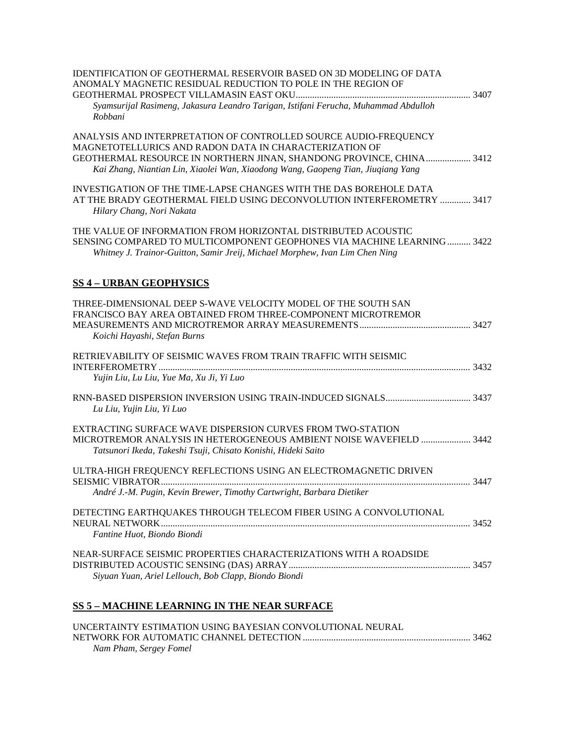IDENTIFICATION OF GEOTHERMAL RESERVOIR BASED ON 3D MODELING OF DATA ANOMALY MAGNETIC RESIDUAL REDUCTION TO POLE IN THE REGION OF GEOTHERMAL PROSPECT VILLAMASIN EAST OKU ........ 3407
*Syamsurijal Rasimeng, Jakasura Leandro Tarigan, Istifani Ferucha, Muhammad Abdulloh Robbani*

ANALYSIS AND INTERPRETATION OF CONTROLLED SOURCE AUDIO-FREQUENCY MAGNETOTELLURICS AND RADON DATA IN CHARACTERIZATION OF GEOTHERMAL RESOURCE IN NORTHERN JINAN, SHANDONG PROVINCE, CHINA ........ 3412
*Kai Zhang, Niantian Lin, Xiaolei Wan, Xiaodong Wang, Gaopeng Tian, Jiuqiang Yang*

INVESTIGATION OF THE TIME-LAPSE CHANGES WITH THE DAS BOREHOLE DATA AT THE BRADY GEOTHERMAL FIELD USING DECONVOLUTION INTERFEROMETRY ........ 3417
*Hilary Chang, Nori Nakata*

THE VALUE OF INFORMATION FROM HORIZONTAL DISTRIBUTED ACOUSTIC SENSING COMPARED TO MULTICOMPONENT GEOPHONES VIA MACHINE LEARNING ........ 3422
*Whitney J. Trainor-Guitton, Samir Jreij, Michael Morphew, Ivan Lim Chen Ning*

## SS 4 – URBAN GEOPHYSICS

THREE-DIMENSIONAL DEEP S-WAVE VELOCITY MODEL OF THE SOUTH SAN FRANCISCO BAY AREA OBTAINED FROM THREE-COMPONENT MICROTREMOR MEASUREMENTS AND MICROTREMOR ARRAY MEASUREMENTS ........ 3427
*Koichi Hayashi, Stefan Burns*

RETRIEVABILITY OF SEISMIC WAVES FROM TRAIN TRAFFIC WITH SEISMIC INTERFEROMETRY ........ 3432
*Yujin Liu, Lu Liu, Yue Ma, Xu Ji, Yi Luo*

RNN-BASED DISPERSION INVERSION USING TRAIN-INDUCED SIGNALS ........ 3437
*Lu Liu, Yujin Liu, Yi Luo*

EXTRACTING SURFACE WAVE DISPERSION CURVES FROM TWO-STATION MICROTREMOR ANALYSIS IN HETEROGENEOUS AMBIENT NOISE WAVEFIELD ........ 3442
*Tatsunori Ikeda, Takeshi Tsuji, Chisato Konishi, Hideki Saito*

ULTRA-HIGH FREQUENCY REFLECTIONS USING AN ELECTROMAGNETIC DRIVEN SEISMIC VIBRATOR ........ 3447
*André J.-M. Pugin, Kevin Brewer, Timothy Cartwright, Barbara Dietiker*

DETECTING EARTHQUAKES THROUGH TELECOM FIBER USING A CONVOLUTIONAL NEURAL NETWORK ........ 3452
*Fantine Huot, Biondo Biondi*

NEAR-SURFACE SEISMIC PROPERTIES CHARACTERIZATIONS WITH A ROADSIDE DISTRIBUTED ACOUSTIC SENSING (DAS) ARRAY ........ 3457
*Siyuan Yuan, Ariel Lellouch, Bob Clapp, Biondo Biondi*

## SS 5 – MACHINE LEARNING IN THE NEAR SURFACE

UNCERTAINTY ESTIMATION USING BAYESIAN CONVOLUTIONAL NEURAL NETWORK FOR AUTOMATIC CHANNEL DETECTION ........ 3462
*Nam Pham, Sergey Fomel*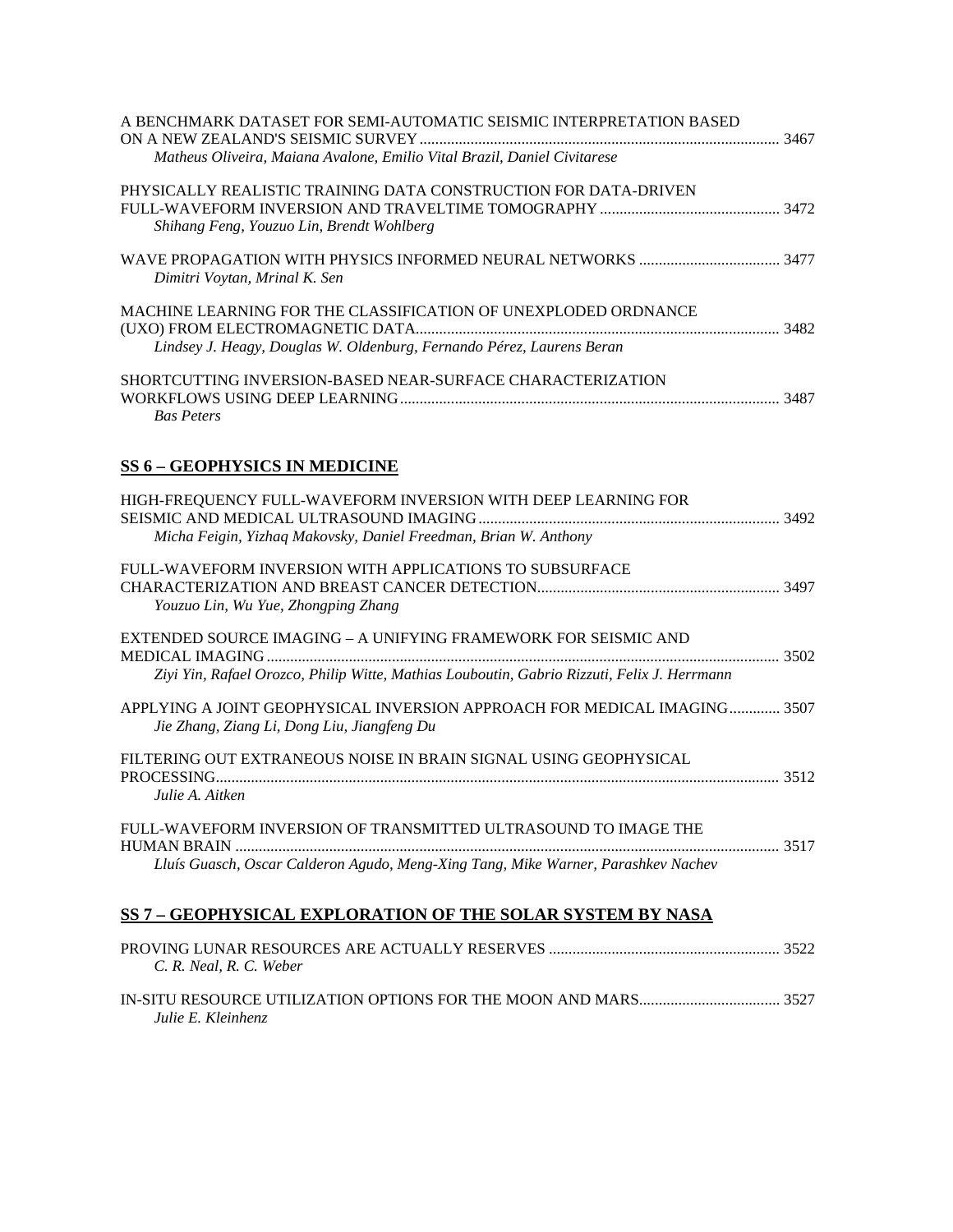A BENCHMARK DATASET FOR SEMI-AUTOMATIC SEISMIC INTERPRETATION BASED ON A NEW ZEALAND'S SEISMIC SURVEY ........ 3467
*Matheus Oliveira, Maiana Avalone, Emilio Vital Brazil, Daniel Civitarese*

PHYSICALLY REALISTIC TRAINING DATA CONSTRUCTION FOR DATA-DRIVEN FULL-WAVEFORM INVERSION AND TRAVELTIME TOMOGRAPHY ........ 3472
*Shihang Feng, Youzuo Lin, Brendt Wohlberg*

WAVE PROPAGATION WITH PHYSICS INFORMED NEURAL NETWORKS ........ 3477
*Dimitri Voytan, Mrinal K. Sen*

MACHINE LEARNING FOR THE CLASSIFICATION OF UNEXPLODED ORDNANCE (UXO) FROM ELECTROMAGNETIC DATA ........ 3482
*Lindsey J. Heagy, Douglas W. Oldenburg, Fernando Pérez, Laurens Beran*

SHORTCUTTING INVERSION-BASED NEAR-SURFACE CHARACTERIZATION WORKFLOWS USING DEEP LEARNING ........ 3487
*Bas Peters*

## SS 6 – GEOPHYSICS IN MEDICINE

HIGH-FREQUENCY FULL-WAVEFORM INVERSION WITH DEEP LEARNING FOR SEISMIC AND MEDICAL ULTRASOUND IMAGING ........ 3492
*Micha Feigin, Yizhaq Makovsky, Daniel Freedman, Brian W. Anthony*

FULL-WAVEFORM INVERSION WITH APPLICATIONS TO SUBSURFACE CHARACTERIZATION AND BREAST CANCER DETECTION ........ 3497
*Youzuo Lin, Wu Yue, Zhongping Zhang*

EXTENDED SOURCE IMAGING – A UNIFYING FRAMEWORK FOR SEISMIC AND MEDICAL IMAGING ........ 3502
*Ziyi Yin, Rafael Orozco, Philip Witte, Mathias Louboutin, Gabrio Rizzuti, Felix J. Herrmann*

APPLYING A JOINT GEOPHYSICAL INVERSION APPROACH FOR MEDICAL IMAGING ........ 3507
*Jie Zhang, Ziang Li, Dong Liu, Jiangfeng Du*

FILTERING OUT EXTRANEOUS NOISE IN BRAIN SIGNAL USING GEOPHYSICAL PROCESSING ........ 3512
*Julie A. Aitken*

FULL-WAVEFORM INVERSION OF TRANSMITTED ULTRASOUND TO IMAGE THE HUMAN BRAIN ........ 3517
*Lluís Guasch, Oscar Calderon Agudo, Meng-Xing Tang, Mike Warner, Parashkev Nachev*

## SS 7 – GEOPHYSICAL EXPLORATION OF THE SOLAR SYSTEM BY NASA

PROVING LUNAR RESOURCES ARE ACTUALLY RESERVES ........ 3522
*C. R. Neal, R. C. Weber*

IN-SITU RESOURCE UTILIZATION OPTIONS FOR THE MOON AND MARS ........ 3527
*Julie E. Kleinhenz*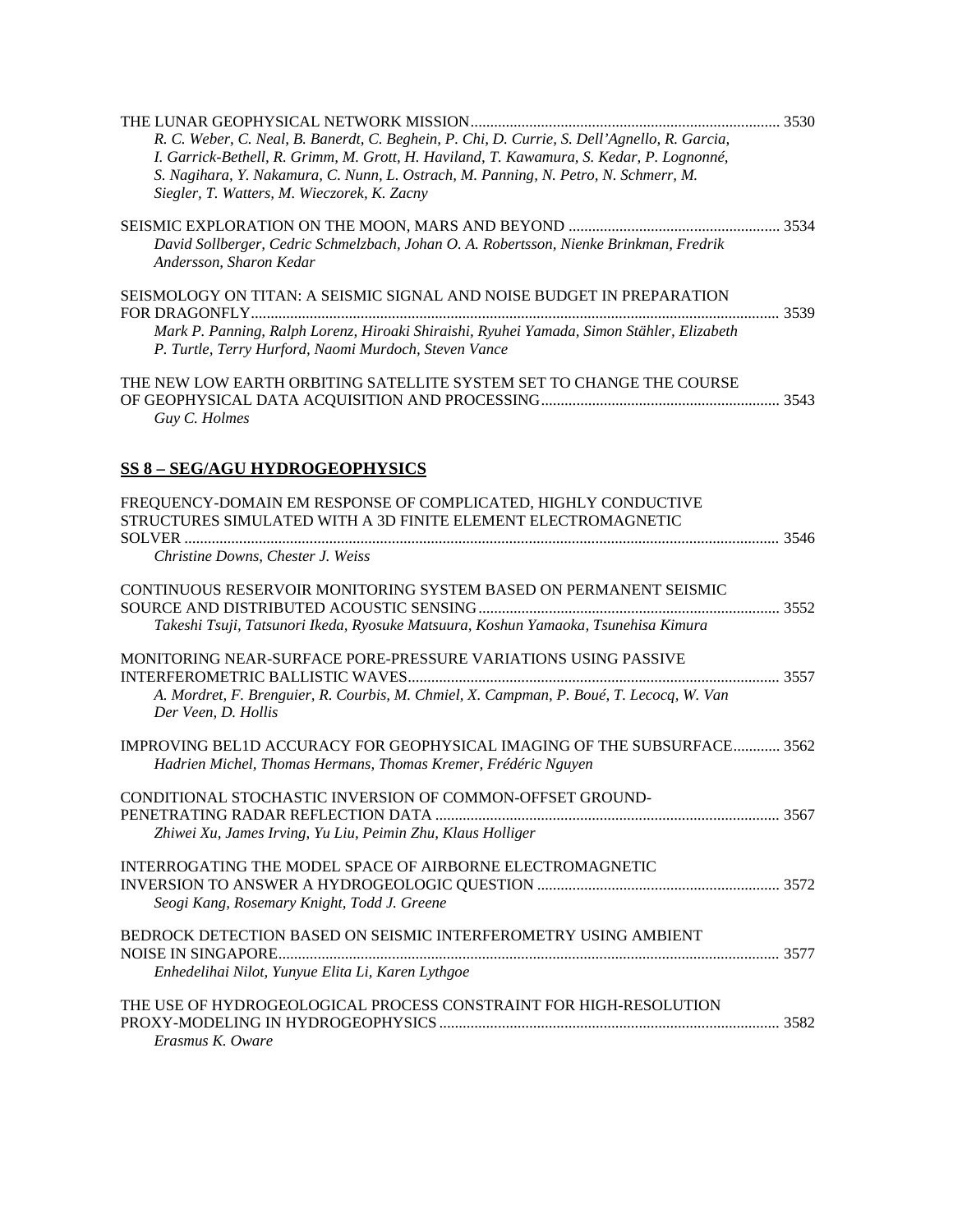THE LUNAR GEOPHYSICAL NETWORK MISSION ............................................................................... 3530
*R. C. Weber, C. Neal, B. Banerdt, C. Beghein, P. Chi, D. Currie, S. Dell'Agnello, R. Garcia, I. Garrick-Bethell, R. Grimm, M. Grott, H. Haviland, T. Kawamura, S. Kedar, P. Lognonné, S. Nagihara, Y. Nakamura, C. Nunn, L. Ostrach, M. Panning, N. Petro, N. Schmerr, M. Siegler, T. Watters, M. Wieczorek, K. Zacny*

SEISMIC EXPLORATION ON THE MOON, MARS AND BEYOND ...................................................... 3534
*David Sollberger, Cedric Schmelzbach, Johan O. A. Robertsson, Nienke Brinkman, Fredrik Andersson, Sharon Kedar*

SEISMOLOGY ON TITAN: A SEISMIC SIGNAL AND NOISE BUDGET IN PREPARATION FOR DRAGONFLY ...................................................................................................................................... 3539
*Mark P. Panning, Ralph Lorenz, Hiroaki Shiraishi, Ryuhei Yamada, Simon Stähler, Elizabeth P. Turtle, Terry Hurford, Naomi Murdoch, Steven Vance*

THE NEW LOW EARTH ORBITING SATELLITE SYSTEM SET TO CHANGE THE COURSE OF GEOPHYSICAL DATA ACQUISITION AND PROCESSING ............................................................. 3543
*Guy C. Holmes*

## SS 8 – SEG/AGU HYDROGEOPHYSICS

FREQUENCY-DOMAIN EM RESPONSE OF COMPLICATED, HIGHLY CONDUCTIVE STRUCTURES SIMULATED WITH A 3D FINITE ELEMENT ELECTROMAGNETIC SOLVER ........................................................................................................................................ 3546
*Christine Downs, Chester J. Weiss*

CONTINUOUS RESERVOIR MONITORING SYSTEM BASED ON PERMANENT SEISMIC SOURCE AND DISTRIBUTED ACOUSTIC SENSING ............................................................................ 3552
*Takeshi Tsuji, Tatsunori Ikeda, Ryosuke Matsuura, Koshun Yamaoka, Tsunehisa Kimura*

MONITORING NEAR-SURFACE PORE-PRESSURE VARIATIONS USING PASSIVE INTERFEROMETRIC BALLISTIC WAVES .............................................................................................. 3557
*A. Mordret, F. Brenguier, R. Courbis, M. Chmiel, X. Campman, P. Boué, T. Lecocq, W. Van Der Veen, D. Hollis*

IMPROVING BEL1D ACCURACY FOR GEOPHYSICAL IMAGING OF THE SUBSURFACE ............ 3562
*Hadrien Michel, Thomas Hermans, Thomas Kremer, Frédéric Nguyen*

CONDITIONAL STOCHASTIC INVERSION OF COMMON-OFFSET GROUND-PENETRATING RADAR REFLECTION DATA ....................................................................................... 3567
*Zhiwei Xu, James Irving, Yu Liu, Peimin Zhu, Klaus Holliger*

INTERROGATING THE MODEL SPACE OF AIRBORNE ELECTROMAGNETIC INVERSION TO ANSWER A HYDROGEOLOGIC QUESTION ............................................................. 3572
*Seogi Kang, Rosemary Knight, Todd J. Greene*

BEDROCK DETECTION BASED ON SEISMIC INTERFEROMETRY USING AMBIENT NOISE IN SINGAPORE ............................................................................................................................... 3577
*Enhedelihai Nilot, Yunyue Elita Li, Karen Lythgoe*

THE USE OF HYDROGEOLOGICAL PROCESS CONSTRAINT FOR HIGH-RESOLUTION PROXY-MODELING IN HYDROGEOPHYSICS ...................................................................................... 3582
*Erasmus K. Oware*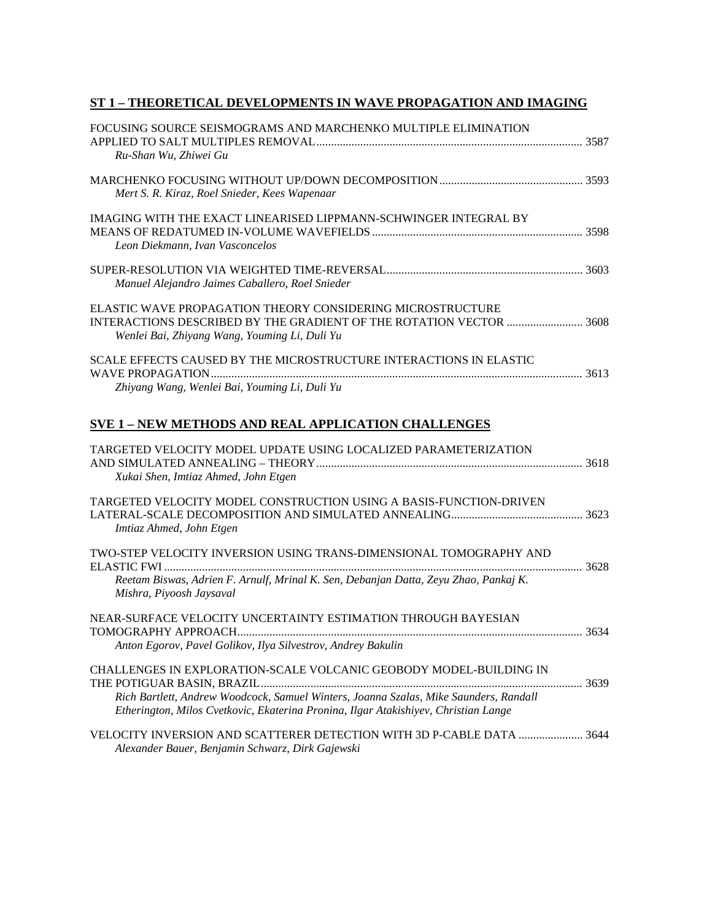## ST 1 – THEORETICAL DEVELOPMENTS IN WAVE PROPAGATION AND IMAGING

FOCUSING SOURCE SEISMOGRAMS AND MARCHENKO MULTIPLE ELIMINATION APPLIED TO SALT MULTIPLES REMOVAL ........ 3587
*Ru-Shan Wu, Zhiwei Gu*

MARCHENKO FOCUSING WITHOUT UP/DOWN DECOMPOSITION ........ 3593
*Mert S. R. Kiraz, Roel Snieder, Kees Wapenaar*

IMAGING WITH THE EXACT LINEARISED LIPPMANN-SCHWINGER INTEGRAL BY MEANS OF REDATUMED IN-VOLUME WAVEFIELDS ........ 3598
*Leon Diekmann, Ivan Vasconcelos*

SUPER-RESOLUTION VIA WEIGHTED TIME-REVERSAL ........ 3603
*Manuel Alejandro Jaimes Caballero, Roel Snieder*

ELASTIC WAVE PROPAGATION THEORY CONSIDERING MICROSTRUCTURE INTERACTIONS DESCRIBED BY THE GRADIENT OF THE ROTATION VECTOR ........ 3608
*Wenlei Bai, Zhiyang Wang, Youming Li, Duli Yu*

SCALE EFFECTS CAUSED BY THE MICROSTRUCTURE INTERACTIONS IN ELASTIC WAVE PROPAGATION ........ 3613
*Zhiyang Wang, Wenlei Bai, Youming Li, Duli Yu*

## SVE 1 – NEW METHODS AND REAL APPLICATION CHALLENGES

TARGETED VELOCITY MODEL UPDATE USING LOCALIZED PARAMETERIZATION AND SIMULATED ANNEALING – THEORY ........ 3618
*Xukai Shen, Imtiaz Ahmed, John Etgen*

TARGETED VELOCITY MODEL CONSTRUCTION USING A BASIS-FUNCTION-DRIVEN LATERAL-SCALE DECOMPOSITION AND SIMULATED ANNEALING ........ 3623
*Imtiaz Ahmed, John Etgen*

TWO-STEP VELOCITY INVERSION USING TRANS-DIMENSIONAL TOMOGRAPHY AND ELASTIC FWI ........ 3628
*Reetam Biswas, Adrien F. Arnulf, Mrinal K. Sen, Debanjan Datta, Zeyu Zhao, Pankaj K. Mishra, Piyoosh Jaysaval*

NEAR-SURFACE VELOCITY UNCERTAINTY ESTIMATION THROUGH BAYESIAN TOMOGRAPHY APPROACH ........ 3634
*Anton Egorov, Pavel Golikov, Ilya Silvestrov, Andrey Bakulin*

CHALLENGES IN EXPLORATION-SCALE VOLCANIC GEOBODY MODEL-BUILDING IN THE POTIGUAR BASIN, BRAZIL ........ 3639
*Rich Bartlett, Andrew Woodcock, Samuel Winters, Joanna Szalas, Mike Saunders, Randall Etherington, Milos Cvetkovic, Ekaterina Pronina, Ilgar Atakishiyev, Christian Lange*

VELOCITY INVERSION AND SCATTERER DETECTION WITH 3D P-CABLE DATA ........ 3644
*Alexander Bauer, Benjamin Schwarz, Dirk Gajewski*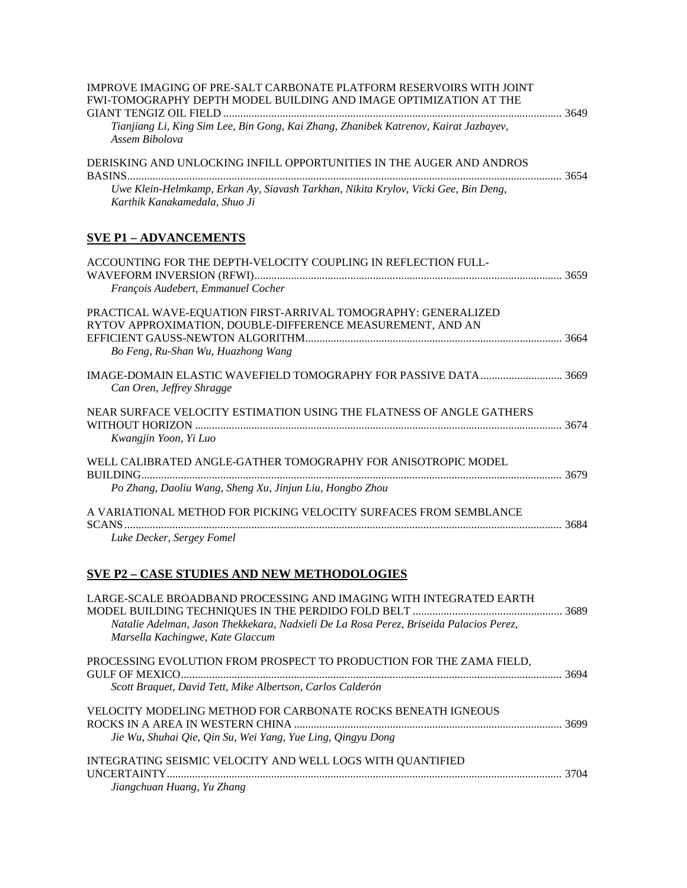IMPROVE IMAGING OF PRE-SALT CARBONATE PLATFORM RESERVOIRS WITH JOINT FWI-TOMOGRAPHY DEPTH MODEL BUILDING AND IMAGE OPTIMIZATION AT THE GIANT TENGIZ OIL FIELD ....... 3649
*Tianjiang Li, King Sim Lee, Bin Gong, Kai Zhang, Zhanibek Katrenov, Kairat Jazbayev, Assem Bibolova*

DERISKING AND UNLOCKING INFILL OPPORTUNITIES IN THE AUGER AND ANDROS BASINS....... 3654
*Uwe Klein-Helmkamp, Erkan Ay, Siavash Tarkhan, Nikita Krylov, Vicki Gee, Bin Deng, Karthik Kanakamedala, Shuo Ji*

## SVE P1 – ADVANCEMENTS

ACCOUNTING FOR THE DEPTH-VELOCITY COUPLING IN REFLECTION FULL-WAVEFORM INVERSION (RFWI)....... 3659
*François Audebert, Emmanuel Cocher*

PRACTICAL WAVE-EQUATION FIRST-ARRIVAL TOMOGRAPHY: GENERALIZED RYTOV APPROXIMATION, DOUBLE-DIFFERENCE MEASUREMENT, AND AN EFFICIENT GAUSS-NEWTON ALGORITHM....... 3664
*Bo Feng, Ru-Shan Wu, Huazhong Wang*

IMAGE-DOMAIN ELASTIC WAVEFIELD TOMOGRAPHY FOR PASSIVE DATA....... 3669
*Can Oren, Jeffrey Shragge*

NEAR SURFACE VELOCITY ESTIMATION USING THE FLATNESS OF ANGLE GATHERS WITHOUT HORIZON ....... 3674
*Kwangjin Yoon, Yi Luo*

WELL CALIBRATED ANGLE-GATHER TOMOGRAPHY FOR ANISOTROPIC MODEL BUILDING....... 3679
*Po Zhang, Daoliu Wang, Sheng Xu, Jinjun Liu, Hongbo Zhou*

A VARIATIONAL METHOD FOR PICKING VELOCITY SURFACES FROM SEMBLANCE SCANS....... 3684
*Luke Decker, Sergey Fomel*

## SVE P2 – CASE STUDIES AND NEW METHODOLOGIES

LARGE-SCALE BROADBAND PROCESSING AND IMAGING WITH INTEGRATED EARTH MODEL BUILDING TECHNIQUES IN THE PERDIDO FOLD BELT ....... 3689
*Natalie Adelman, Jason Thekkekara, Nadxieli De La Rosa Perez, Briseida Palacios Perez, Marsella Kachingwe, Kate Glaccum*

PROCESSING EVOLUTION FROM PROSPECT TO PRODUCTION FOR THE ZAMA FIELD, GULF OF MEXICO....... 3694
*Scott Braquet, David Tett, Mike Albertson, Carlos Calderón*

VELOCITY MODELING METHOD FOR CARBONATE ROCKS BENEATH IGNEOUS ROCKS IN A AREA IN WESTERN CHINA ....... 3699
*Jie Wu, Shuhai Qie, Qin Su, Wei Yang, Yue Ling, Qingyu Dong*

INTEGRATING SEISMIC VELOCITY AND WELL LOGS WITH QUANTIFIED UNCERTAINTY....... 3704
*Jiangchuan Huang, Yu Zhang*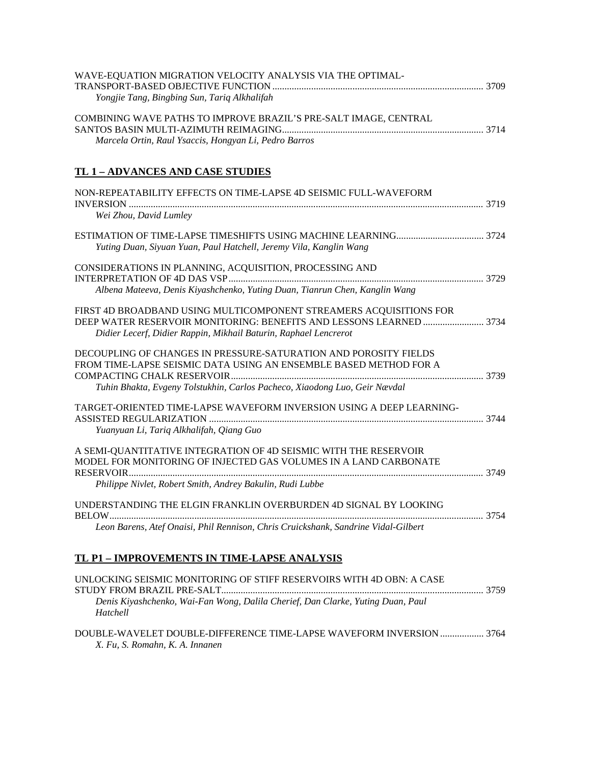WAVE-EQUATION MIGRATION VELOCITY ANALYSIS VIA THE OPTIMAL-TRANSPORT-BASED OBJECTIVE FUNCTION ...................................................................................... 3709
*Yongjie Tang, Bingbing Sun, Tariq Alkhalifah*

COMBINING WAVE PATHS TO IMPROVE BRAZIL'S PRE-SALT IMAGE, CENTRAL SANTOS BASIN MULTI-AZIMUTH REIMAGING.................................................................................. 3714
*Marcela Ortin, Raul Ysaccis, Hongyan Li, Pedro Barros*

## TL 1 – ADVANCES AND CASE STUDIES

NON-REPEATABILITY EFFECTS ON TIME-LAPSE 4D SEISMIC FULL-WAVEFORM INVERSION ................................................................................................................................... 3719
*Wei Zhou, David Lumley*

ESTIMATION OF TIME-LAPSE TIMESHIFTS USING MACHINE LEARNING.................................... 3724
*Yuting Duan, Siyuan Yuan, Paul Hatchell, Jeremy Vila, Kanglin Wang*

CONSIDERATIONS IN PLANNING, ACQUISITION, PROCESSING AND INTERPRETATION OF 4D DAS VSP........................................................................................................ 3729
*Albena Mateeva, Denis Kiyashchenko, Yuting Duan, Tianrun Chen, Kanglin Wang*

FIRST 4D BROADBAND USING MULTICOMPONENT STREAMERS ACQUISITIONS FOR DEEP WATER RESERVOIR MONITORING: BENEFITS AND LESSONS LEARNED ......................... 3734
*Didier Lecerf, Didier Rappin, Mikhail Baturin, Raphael Lencrerot*

DECOUPLING OF CHANGES IN PRESSURE-SATURATION AND POROSITY FIELDS FROM TIME-LAPSE SEISMIC DATA USING AN ENSEMBLE BASED METHOD FOR A COMPACTING CHALK RESERVOIR........................................................................................................ 3739
*Tuhin Bhakta, Evgeny Tolstukhin, Carlos Pacheco, Xiaodong Luo, Geir Nævdal*

TARGET-ORIENTED TIME-LAPSE WAVEFORM INVERSION USING A DEEP LEARNING-ASSISTED REGULARIZATION ................................................................................................. 3744
*Yuanyuan Li, Tariq Alkhalifah, Qiang Guo*

A SEMI-QUANTITATIVE INTEGRATION OF 4D SEISMIC WITH THE RESERVOIR MODEL FOR MONITORING OF INJECTED GAS VOLUMES IN A LAND CARBONATE RESERVOIR.................................................................................................................................. 3749
*Philippe Nivlet, Robert Smith, Andrey Bakulin, Rudi Lubbe*

UNDERSTANDING THE ELGIN FRANKLIN OVERBURDEN 4D SIGNAL BY LOOKING BELOW........................................................................................................................................... 3754
*Leon Barens, Atef Onaisi, Phil Rennison, Chris Cruickshank, Sandrine Vidal-Gilbert*

## TL P1 – IMPROVEMENTS IN TIME-LAPSE ANALYSIS

UNLOCKING SEISMIC MONITORING OF STIFF RESERVOIRS WITH 4D OBN: A CASE STUDY FROM BRAZIL PRE-SALT............................................................................................ 3759
*Denis Kiyashchenko, Wai-Fan Wong, Dalila Cherief, Dan Clarke, Yuting Duan, Paul Hatchell*

DOUBLE-WAVELET DOUBLE-DIFFERENCE TIME-LAPSE WAVEFORM INVERSION .................. 3764
*X. Fu, S. Romahn, K. A. Innanen*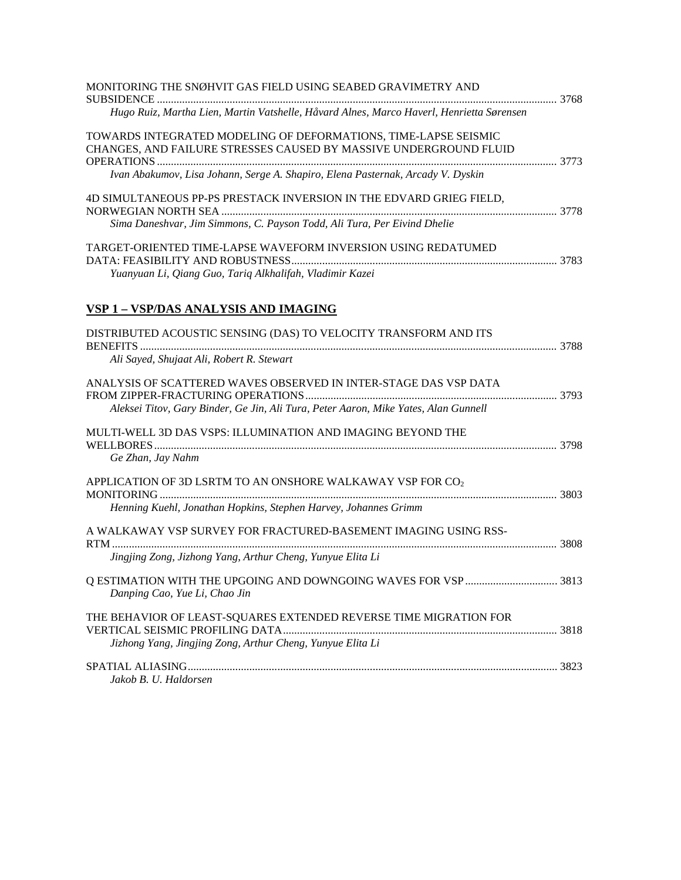MONITORING THE SNØHVIT GAS FIELD USING SEABED GRAVIMETRY AND SUBSIDENCE ..... 3768
*Hugo Ruiz, Martha Lien, Martin Vatshelle, Håvard Alnes, Marco Haverl, Henrietta Sørensen*

TOWARDS INTEGRATED MODELING OF DEFORMATIONS, TIME-LAPSE SEISMIC CHANGES, AND FAILURE STRESSES CAUSED BY MASSIVE UNDERGROUND FLUID OPERATIONS ..... 3773
*Ivan Abakumov, Lisa Johann, Serge A. Shapiro, Elena Pasternak, Arcady V. Dyskin*

4D SIMULTANEOUS PP-PS PRESTACK INVERSION IN THE EDVARD GRIEG FIELD, NORWEGIAN NORTH SEA ..... 3778
*Sima Daneshvar, Jim Simmons, C. Payson Todd, Ali Tura, Per Eivind Dhelie*

TARGET-ORIENTED TIME-LAPSE WAVEFORM INVERSION USING REDATUMED DATA: FEASIBILITY AND ROBUSTNESS ..... 3783
*Yuanyuan Li, Qiang Guo, Tariq Alkhalifah, Vladimir Kazei*

## VSP 1 – VSP/DAS ANALYSIS AND IMAGING

DISTRIBUTED ACOUSTIC SENSING (DAS) TO VELOCITY TRANSFORM AND ITS BENEFITS ..... 3788
*Ali Sayed, Shujaat Ali, Robert R. Stewart*

ANALYSIS OF SCATTERED WAVES OBSERVED IN INTER-STAGE DAS VSP DATA FROM ZIPPER-FRACTURING OPERATIONS ..... 3793
*Aleksei Titov, Gary Binder, Ge Jin, Ali Tura, Peter Aaron, Mike Yates, Alan Gunnell*

MULTI-WELL 3D DAS VSPS: ILLUMINATION AND IMAGING BEYOND THE WELLBORES ..... 3798
*Ge Zhan, Jay Nahm*

APPLICATION OF 3D LSRTM TO AN ONSHORE WALKAWAY VSP FOR $CO_2$ MONITORING ..... 3803
*Henning Kuehl, Jonathan Hopkins, Stephen Harvey, Johannes Grimm*

A WALKAWAY VSP SURVEY FOR FRACTURED-BASEMENT IMAGING USING RSS-RTM ..... 3808
*Jingjing Zong, Jizhong Yang, Arthur Cheng, Yunyue Elita Li*

Q ESTIMATION WITH THE UPGOING AND DOWNGOING WAVES FOR VSP ..... 3813
*Danping Cao, Yue Li, Chao Jin*

THE BEHAVIOR OF LEAST-SQUARES EXTENDED REVERSE TIME MIGRATION FOR VERTICAL SEISMIC PROFILING DATA ..... 3818
*Jizhong Yang, Jingjing Zong, Arthur Cheng, Yunyue Elita Li*

SPATIAL ALIASING ..... 3823
*Jakob B. U. Haldorsen*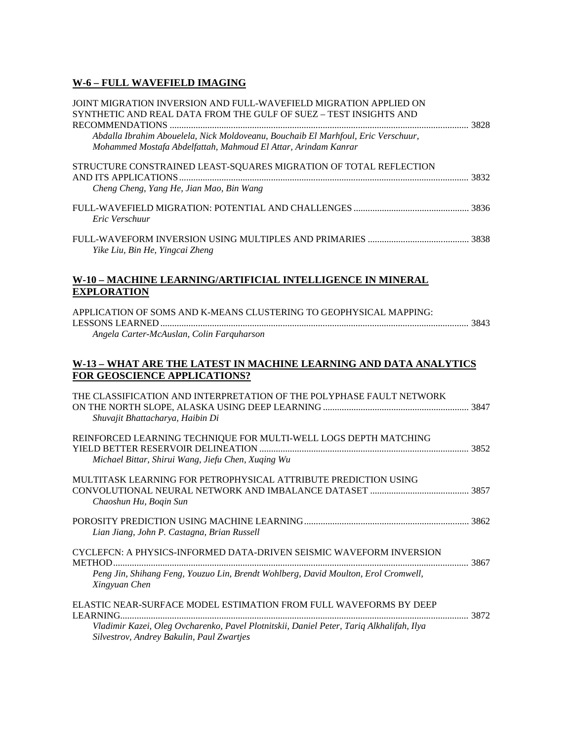## W-6 – FULL WAVEFIELD IMAGING

JOINT MIGRATION INVERSION AND FULL-WAVEFIELD MIGRATION APPLIED ON SYNTHETIC AND REAL DATA FROM THE GULF OF SUEZ – TEST INSIGHTS AND RECOMMENDATIONS ............ 3828
*Abdalla Ibrahim Abouelela, Nick Moldoveanu, Bouchaib El Marhfoul, Eric Verschuur, Mohammed Mostafa Abdelfattah, Mahmoud El Attar, Arindam Kanrar*

STRUCTURE CONSTRAINED LEAST-SQUARES MIGRATION OF TOTAL REFLECTION AND ITS APPLICATIONS ............ 3832
*Cheng Cheng, Yang He, Jian Mao, Bin Wang*

FULL-WAVEFIELD MIGRATION: POTENTIAL AND CHALLENGES ............ 3836
*Eric Verschuur*

FULL-WAVEFORM INVERSION USING MULTIPLES AND PRIMARIES ............ 3838
*Yike Liu, Bin He, Yingcai Zheng*

## W-10 – MACHINE LEARNING/ARTIFICIAL INTELLIGENCE IN MINERAL EXPLORATION

APPLICATION OF SOMS AND K-MEANS CLUSTERING TO GEOPHYSICAL MAPPING: LESSONS LEARNED ............ 3843
*Angela Carter-McAuslan, Colin Farquharson*

## W-13 – WHAT ARE THE LATEST IN MACHINE LEARNING AND DATA ANALYTICS FOR GEOSCIENCE APPLICATIONS?

THE CLASSIFICATION AND INTERPRETATION OF THE POLYPHASE FAULT NETWORK ON THE NORTH SLOPE, ALASKA USING DEEP LEARNING ............ 3847
*Shuvajit Bhattacharya, Haibin Di*

REINFORCED LEARNING TECHNIQUE FOR MULTI-WELL LOGS DEPTH MATCHING YIELD BETTER RESERVOIR DELINEATION ............ 3852
*Michael Bittar, Shirui Wang, Jiefu Chen, Xuqing Wu*

MULTITASK LEARNING FOR PETROPHYSICAL ATTRIBUTE PREDICTION USING CONVOLUTIONAL NEURAL NETWORK AND IMBALANCE DATASET ............ 3857
*Chaoshun Hu, Boqin Sun*

POROSITY PREDICTION USING MACHINE LEARNING ............ 3862
*Lian Jiang, John P. Castagna, Brian Russell*

CYCLEFCN: A PHYSICS-INFORMED DATA-DRIVEN SEISMIC WAVEFORM INVERSION METHOD ............ 3867
*Peng Jin, Shihang Feng, Youzuo Lin, Brendt Wohlberg, David Moulton, Erol Cromwell, Xingyuan Chen*

ELASTIC NEAR-SURFACE MODEL ESTIMATION FROM FULL WAVEFORMS BY DEEP LEARNING ............ 3872
*Vladimir Kazei, Oleg Ovcharenko, Pavel Plotnitskii, Daniel Peter, Tariq Alkhalifah, Ilya Silvestrov, Andrey Bakulin, Paul Zwartjes*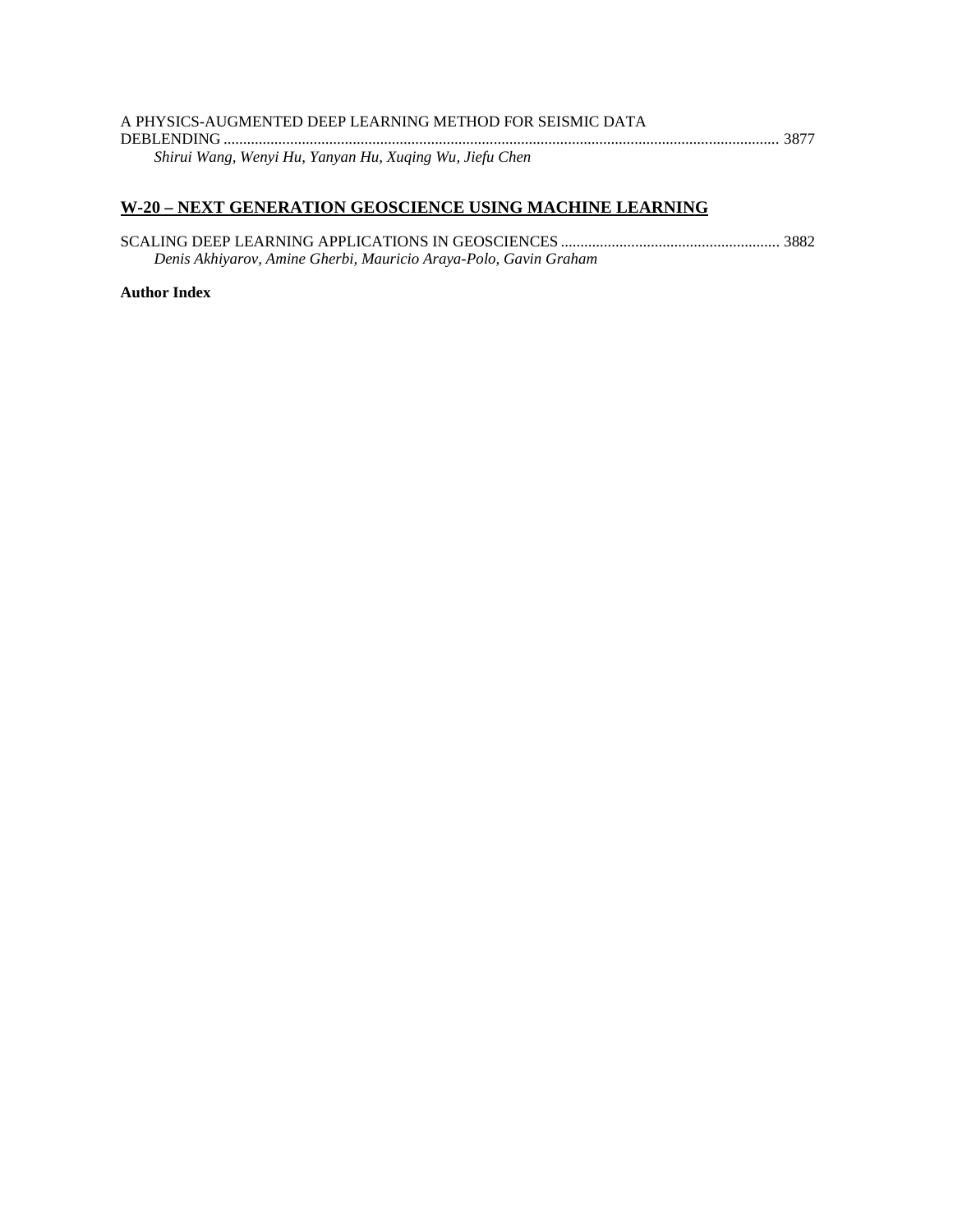A PHYSICS-AUGMENTED DEEP LEARNING METHOD FOR SEISMIC DATA DEBLENDING ............................................................................................................................................ 3877
*Shirui Wang, Wenyi Hu, Yanyan Hu, Xuqing Wu, Jiefu Chen*

## W-20 – NEXT GENERATION GEOSCIENCE USING MACHINE LEARNING

SCALING DEEP LEARNING APPLICATIONS IN GEOSCIENCES ....................................................... 3882
*Denis Akhiyarov, Amine Gherbi, Mauricio Araya-Polo, Gavin Graham*

**Author Index**